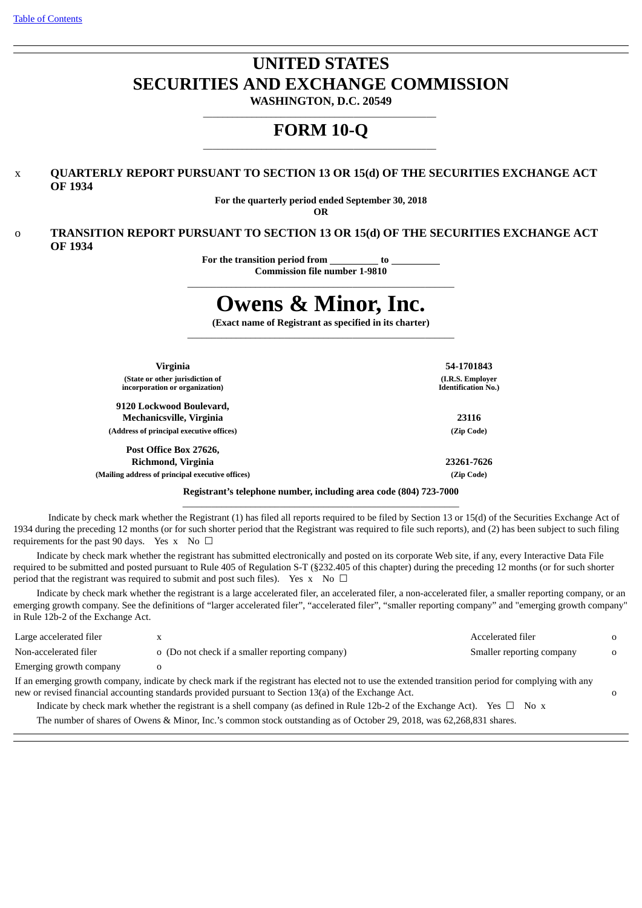[Table of Contents](#)

# UNITED STATES
# SECURITIES AND EXCHANGE COMMISSION

**WASHINGTON, D.C. 20549**

## FORM 10-Q

x **QUARTERLY REPORT PURSUANT TO SECTION 13 OR 15(d) OF THE SECURITIES EXCHANGE ACT OF 1934**

**For the quarterly period ended September 30, 2018**

**OR**

o **TRANSITION REPORT PURSUANT TO SECTION 13 OR 15(d) OF THE SECURITIES EXCHANGE ACT OF 1934**

**For the transition period from __________ to __________**

**Commission file number 1-9810**

# Owens & Minor, Inc.

**(Exact name of Registrant as specified in its charter)**

| | |
|---|---|
| **Virginia** | **54-1701843** |
| **(State or other jurisdiction of incorporation or organization)** | **(I.R.S. Employer Identification No.)** |
| **9120 Lockwood Boulevard, Mechanicsville, Virginia** | **23116** |
| **(Address of principal executive offices)** | **(Zip Code)** |
| **Post Office Box 27626, Richmond, Virginia** | **23261-7626** |
| **(Mailing address of principal executive offices)** | **(Zip Code)** |

**Registrant's telephone number, including area code (804) 723-7000**

Indicate by check mark whether the Registrant (1) has filed all reports required to be filed by Section 13 or 15(d) of the Securities Exchange Act of 1934 during the preceding 12 months (or for such shorter period that the Registrant was required to file such reports), and (2) has been subject to such filing requirements for the past 90 days. Yes x No ☐

Indicate by check mark whether the registrant has submitted electronically and posted on its corporate Web site, if any, every Interactive Data File required to be submitted and posted pursuant to Rule 405 of Regulation S-T (§232.405 of this chapter) during the preceding 12 months (or for such shorter period that the registrant was required to submit and post such files). Yes x No ☐

Indicate by check mark whether the registrant is a large accelerated filer, an accelerated filer, a non-accelerated filer, a smaller reporting company, or an emerging growth company. See the definitions of "larger accelerated filer", "accelerated filer", "smaller reporting company" and "emerging growth company" in Rule 12b-2 of the Exchange Act.

| | | | |
|---|---|---|---|
| Large accelerated filer | x | Accelerated filer | o |
| Non-accelerated filer | o (Do not check if a smaller reporting company) | Smaller reporting company | o |
| Emerging growth company | o | | |

If an emerging growth company, indicate by check mark if the registrant has elected not to use the extended transition period for complying with any new or revised financial accounting standards provided pursuant to Section 13(a) of the Exchange Act. o

Indicate by check mark whether the registrant is a shell company (as defined in Rule 12b-2 of the Exchange Act). Yes ☐ No x

The number of shares of Owens & Minor, Inc.'s common stock outstanding as of October 29, 2018, was 62,268,831 shares.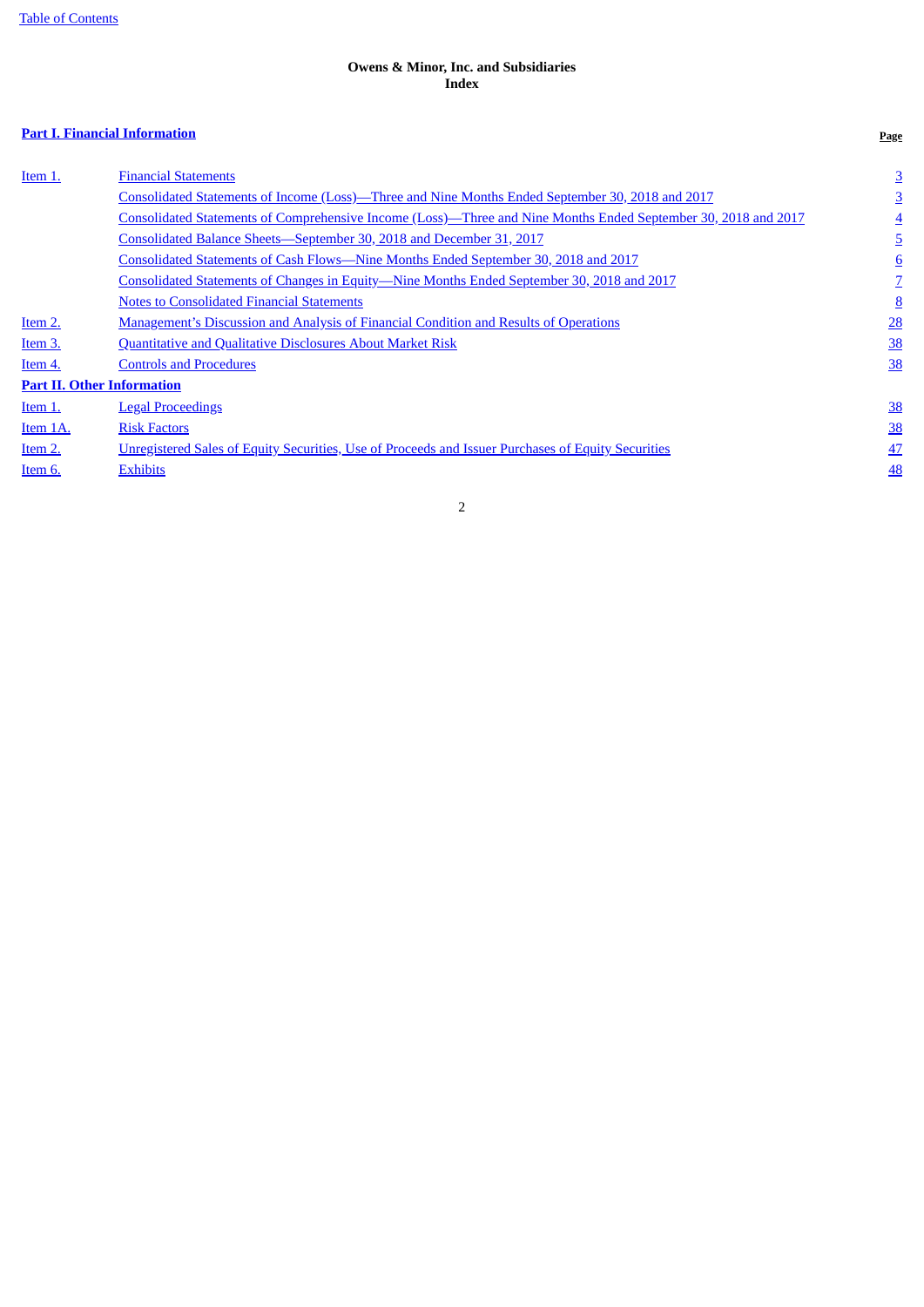**Owens & Minor, Inc. and Subsidiaries**
**Index**

| **Part I. Financial Information** | | **Page** |
|---|---|---|
| Item 1. | Financial Statements | 3 |
| | Consolidated Statements of Income (Loss)—Three and Nine Months Ended September 30, 2018 and 2017 | 3 |
| | Consolidated Statements of Comprehensive Income (Loss)—Three and Nine Months Ended September 30, 2018 and 2017 | 4 |
| | Consolidated Balance Sheets—September 30, 2018 and December 31, 2017 | 5 |
| | Consolidated Statements of Cash Flows—Nine Months Ended September 30, 2018 and 2017 | 6 |
| | Consolidated Statements of Changes in Equity—Nine Months Ended September 30, 2018 and 2017 | 7 |
| | Notes to Consolidated Financial Statements | 8 |
| Item 2. | Management's Discussion and Analysis of Financial Condition and Results of Operations | 28 |
| Item 3. | Quantitative and Qualitative Disclosures About Market Risk | 38 |
| Item 4. | Controls and Procedures | 38 |
| **Part II. Other Information** | | |
| Item 1. | Legal Proceedings | 38 |
| Item 1A. | Risk Factors | 38 |
| Item 2. | Unregistered Sales of Equity Securities, Use of Proceeds and Issuer Purchases of Equity Securities | 47 |
| Item 6. | Exhibits | 48 |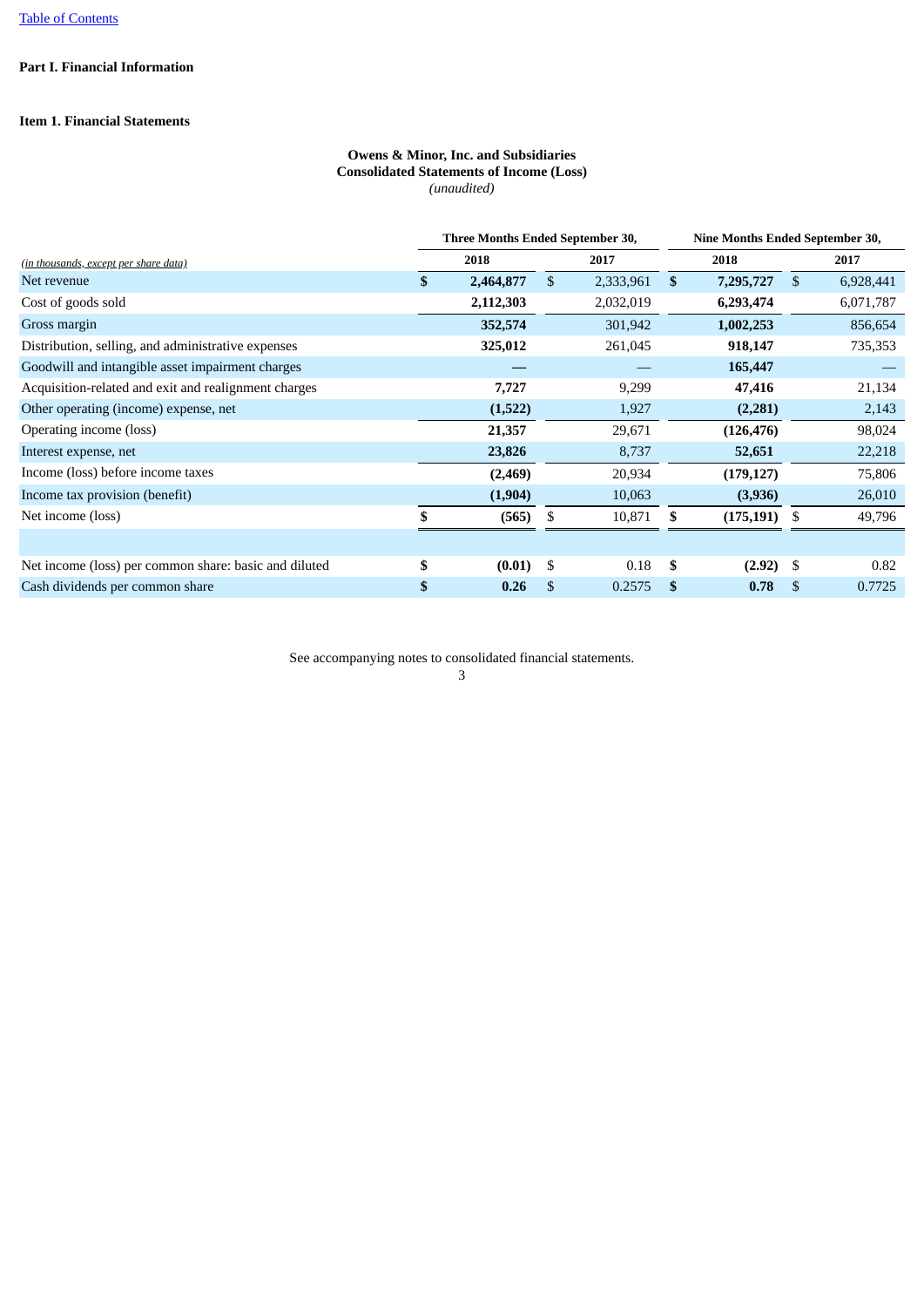[Table of Contents](#)

**Part I. Financial Information**

**Item 1. Financial Statements**

**Owens & Minor, Inc. and Subsidiaries**
**Consolidated Statements of Income (Loss)**
*(unaudited)*

| *(in thousands, except per share data)* | Three Months Ended September 30, | | Nine Months Ended September 30, | |
|---|---|---|---|---|
| | **2018** | 2017 | **2018** | 2017 |
| Net revenue | **$ 2,464,877** | $ 2,333,961 | **$ 7,295,727** | $ 6,928,441 |
| Cost of goods sold | **2,112,303** | 2,032,019 | **6,293,474** | 6,071,787 |
| Gross margin | **352,574** | 301,942 | **1,002,253** | 856,654 |
| Distribution, selling, and administrative expenses | **325,012** | 261,045 | **918,147** | 735,353 |
| Goodwill and intangible asset impairment charges | **—** | — | **165,447** | — |
| Acquisition-related and exit and realignment charges | **7,727** | 9,299 | **47,416** | 21,134 |
| Other operating (income) expense, net | **(1,522)** | 1,927 | **(2,281)** | 2,143 |
| Operating income (loss) | **21,357** | 29,671 | **(126,476)** | 98,024 |
| Interest expense, net | **23,826** | 8,737 | **52,651** | 22,218 |
| Income (loss) before income taxes | **(2,469)** | 20,934 | **(179,127)** | 75,806 |
| Income tax provision (benefit) | **(1,904)** | 10,063 | **(3,936)** | 26,010 |
| Net income (loss) | **$ (565)** | $ 10,871 | **$ (175,191)** | $ 49,796 |
| | | | | |
| Net income (loss) per common share: basic and diluted | **$ (0.01)** | $ 0.18 | **$ (2.92)** | $ 0.82 |
| Cash dividends per common share | **$ 0.26** | $ 0.2575 | **$ 0.78** | $ 0.7725 |

See accompanying notes to consolidated financial statements.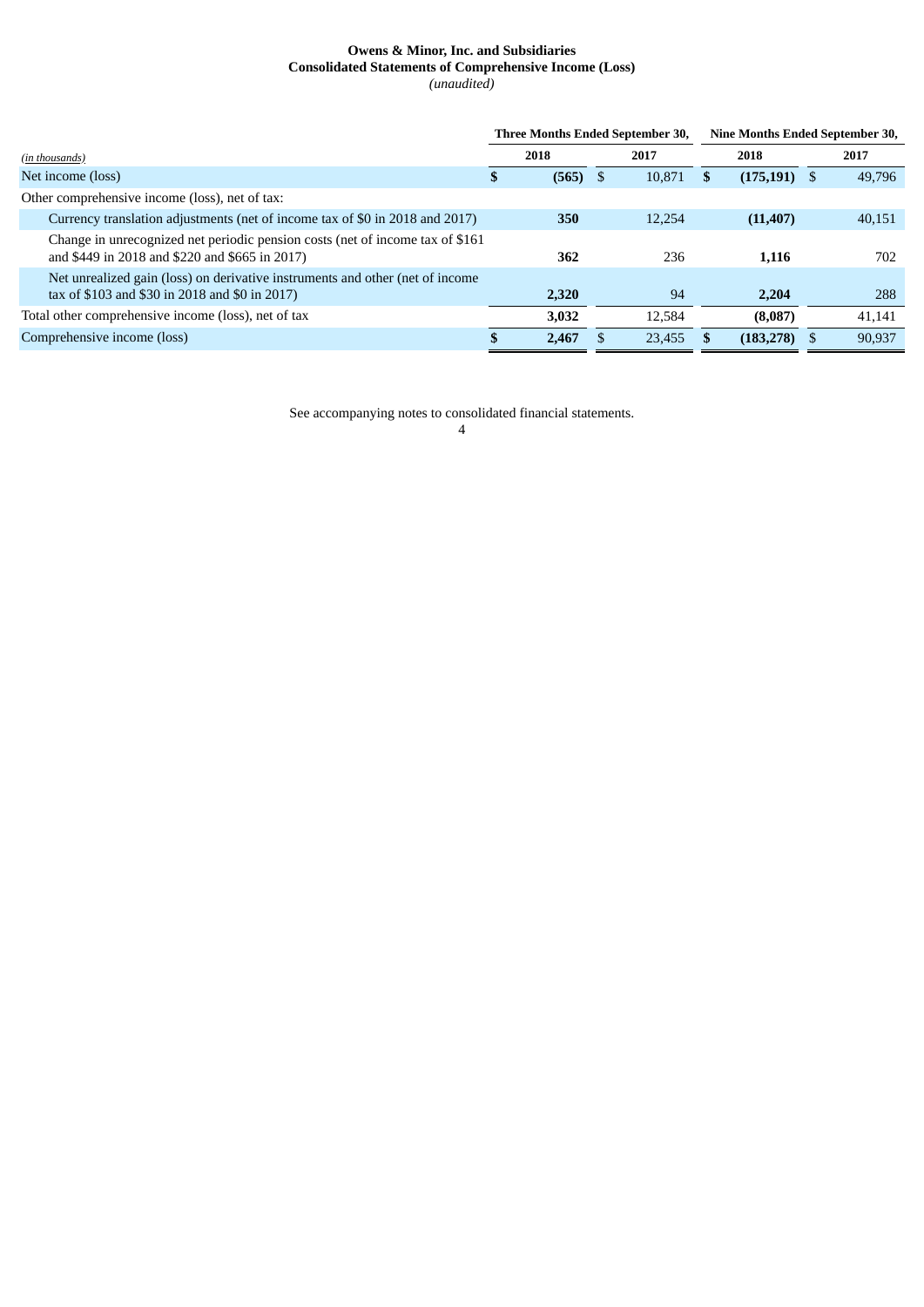**Owens & Minor, Inc. and Subsidiaries**
**Consolidated Statements of Comprehensive Income (Loss)**
*(unaudited)*

| *(in thousands)* | Three Months Ended September 30, 2018 | Three Months Ended September 30, 2017 | Nine Months Ended September 30, 2018 | Nine Months Ended September 30, 2017 |
|---|---|---|---|---|
| Net income (loss) | **$ (565)** | $ 10,871 | **$ (175,191)** | $ 49,796 |
| Other comprehensive income (loss), net of tax: | | | | |
| Currency translation adjustments (net of income tax of $0 in 2018 and 2017) | **350** | 12,254 | **(11,407)** | 40,151 |
| Change in unrecognized net periodic pension costs (net of income tax of $161 and $449 in 2018 and $220 and $665 in 2017) | **362** | 236 | **1,116** | 702 |
| Net unrealized gain (loss) on derivative instruments and other (net of income tax of $103 and $30 in 2018 and $0 in 2017) | **2,320** | 94 | **2,204** | 288 |
| Total other comprehensive income (loss), net of tax | **3,032** | 12,584 | **(8,087)** | 41,141 |
| Comprehensive income (loss) | **$ 2,467** | $ 23,455 | **$ (183,278)** | $ 90,937 |

See accompanying notes to consolidated financial statements.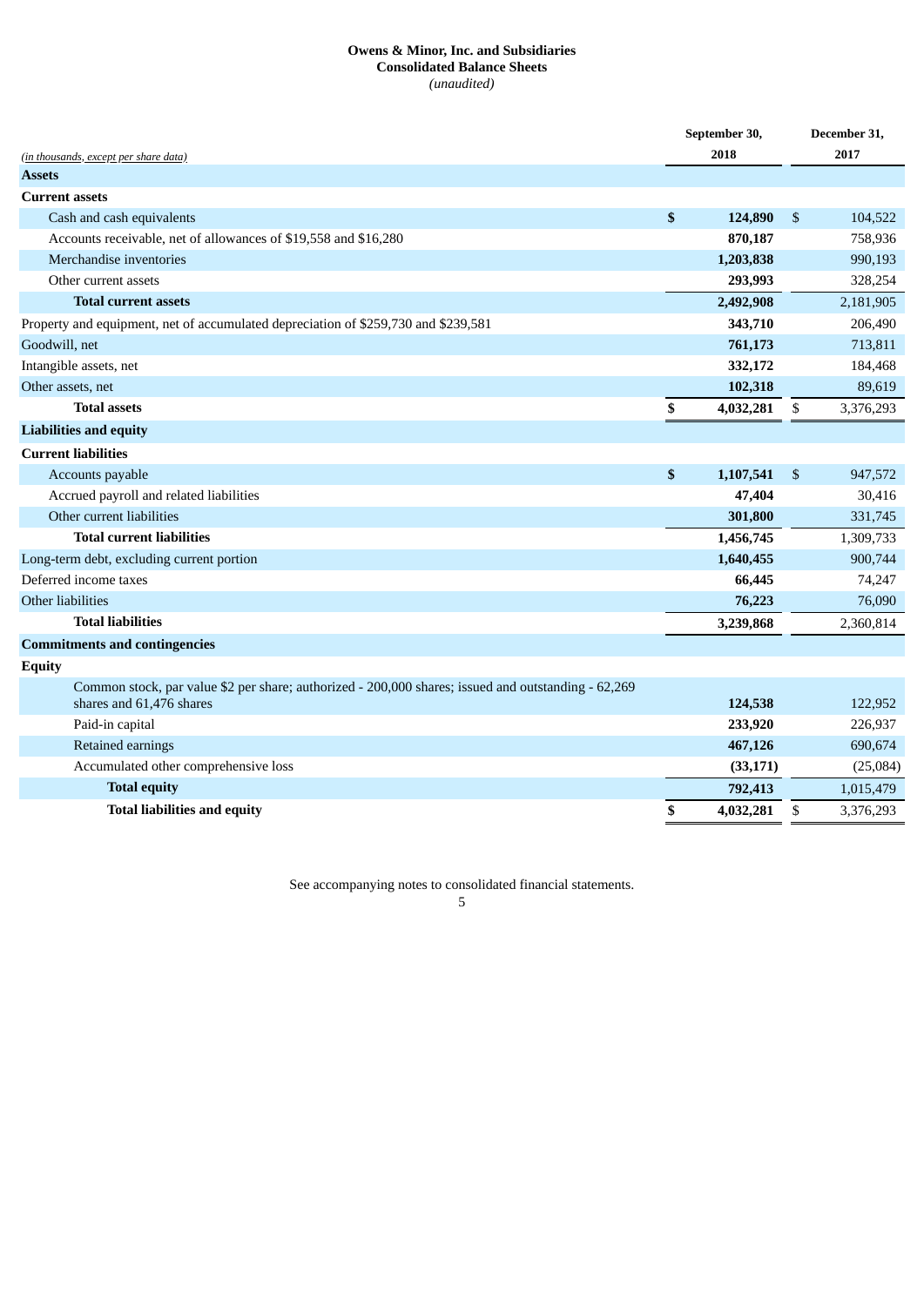**Owens & Minor, Inc. and Subsidiaries**
**Consolidated Balance Sheets**
*(unaudited)*

| *(in thousands, except per share data)* | September 30, 2018 | December 31, 2017 |
|---|---|---|
| **Assets** | | |
| **Current assets** | | |
| Cash and cash equivalents | **$ 124,890** | $ 104,522 |
| Accounts receivable, net of allowances of $19,558 and $16,280 | **870,187** | 758,936 |
| Merchandise inventories | **1,203,838** | 990,193 |
| Other current assets | **293,993** | 328,254 |
| **Total current assets** | **2,492,908** | 2,181,905 |
| Property and equipment, net of accumulated depreciation of $259,730 and $239,581 | **343,710** | 206,490 |
| Goodwill, net | **761,173** | 713,811 |
| Intangible assets, net | **332,172** | 184,468 |
| Other assets, net | **102,318** | 89,619 |
| **Total assets** | **$ 4,032,281** | $ 3,376,293 |
| **Liabilities and equity** | | |
| **Current liabilities** | | |
| Accounts payable | **$ 1,107,541** | $ 947,572 |
| Accrued payroll and related liabilities | **47,404** | 30,416 |
| Other current liabilities | **301,800** | 331,745 |
| **Total current liabilities** | **1,456,745** | 1,309,733 |
| Long-term debt, excluding current portion | **1,640,455** | 900,744 |
| Deferred income taxes | **66,445** | 74,247 |
| Other liabilities | **76,223** | 76,090 |
| **Total liabilities** | **3,239,868** | 2,360,814 |
| **Commitments and contingencies** | | |
| **Equity** | | |
| Common stock, par value $2 per share; authorized - 200,000 shares; issued and outstanding - 62,269 shares and 61,476 shares | **124,538** | 122,952 |
| Paid-in capital | **233,920** | 226,937 |
| Retained earnings | **467,126** | 690,674 |
| Accumulated other comprehensive loss | **(33,171)** | (25,084) |
| **Total equity** | **792,413** | 1,015,479 |
| **Total liabilities and equity** | **$ 4,032,281** | $ 3,376,293 |

See accompanying notes to consolidated financial statements.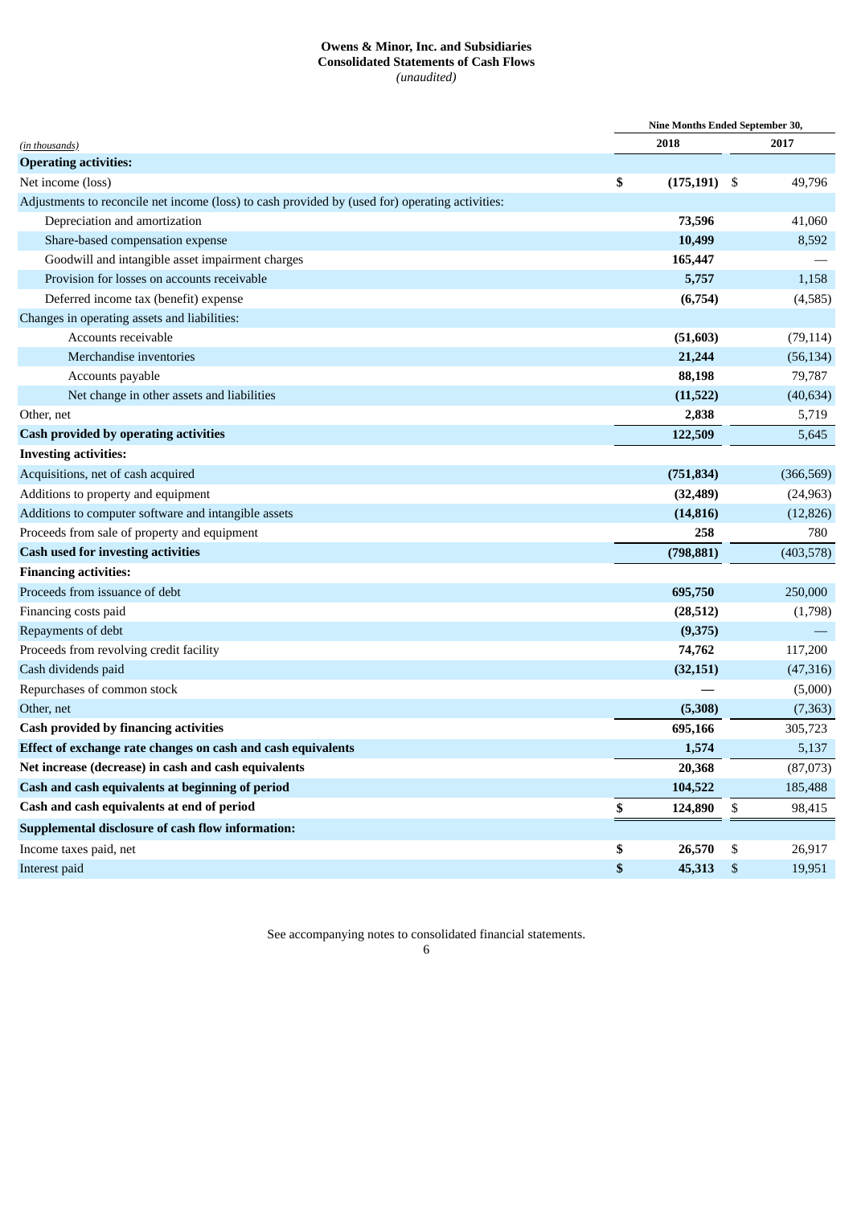**Owens & Minor, Inc. and Subsidiaries**
**Consolidated Statements of Cash Flows**
*(unaudited)*

| *(in thousands)* | Nine Months Ended September 30, 2018 | 2017 |
|---|---|---|
| **Operating activities:** | | |
| Net income (loss) | **$ (175,191)** | $ 49,796 |
| Adjustments to reconcile net income (loss) to cash provided by (used for) operating activities: | | |
| Depreciation and amortization | **73,596** | 41,060 |
| Share-based compensation expense | **10,499** | 8,592 |
| Goodwill and intangible asset impairment charges | **165,447** | — |
| Provision for losses on accounts receivable | **5,757** | 1,158 |
| Deferred income tax (benefit) expense | **(6,754)** | (4,585) |
| Changes in operating assets and liabilities: | | |
| Accounts receivable | **(51,603)** | (79,114) |
| Merchandise inventories | **21,244** | (56,134) |
| Accounts payable | **88,198** | 79,787 |
| Net change in other assets and liabilities | **(11,522)** | (40,634) |
| Other, net | **2,838** | 5,719 |
| **Cash provided by operating activities** | **122,509** | 5,645 |
| **Investing activities:** | | |
| Acquisitions, net of cash acquired | **(751,834)** | (366,569) |
| Additions to property and equipment | **(32,489)** | (24,963) |
| Additions to computer software and intangible assets | **(14,816)** | (12,826) |
| Proceeds from sale of property and equipment | **258** | 780 |
| **Cash used for investing activities** | **(798,881)** | (403,578) |
| **Financing activities:** | | |
| Proceeds from issuance of debt | **695,750** | 250,000 |
| Financing costs paid | **(28,512)** | (1,798) |
| Repayments of debt | **(9,375)** | — |
| Proceeds from revolving credit facility | **74,762** | 117,200 |
| Cash dividends paid | **(32,151)** | (47,316) |
| Repurchases of common stock | **—** | (5,000) |
| Other, net | **(5,308)** | (7,363) |
| **Cash provided by financing activities** | **695,166** | 305,723 |
| **Effect of exchange rate changes on cash and cash equivalents** | **1,574** | 5,137 |
| **Net increase (decrease) in cash and cash equivalents** | **20,368** | (87,073) |
| **Cash and cash equivalents at beginning of period** | **104,522** | 185,488 |
| **Cash and cash equivalents at end of period** | **$ 124,890** | $ 98,415 |
| **Supplemental disclosure of cash flow information:** | | |
| Income taxes paid, net | **$ 26,570** | $ 26,917 |
| Interest paid | **$ 45,313** | $ 19,951 |

See accompanying notes to consolidated financial statements.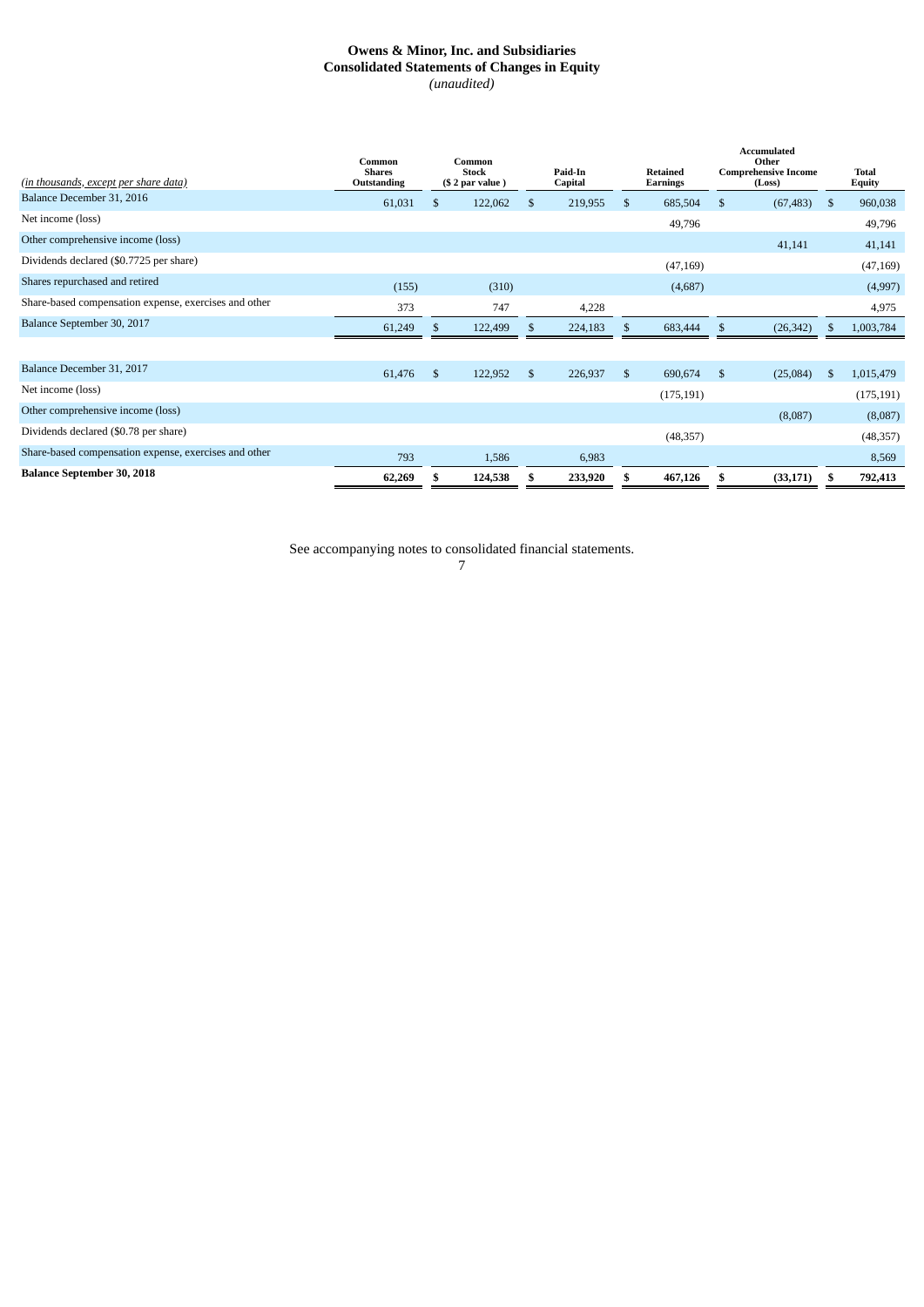# Owens & Minor, Inc. and Subsidiaries
## Consolidated Statements of Changes in Equity
*(unaudited)*

| *(in thousands, except per share data)* | Common Shares Outstanding | Common Stock ($ 2 par value ) | Paid-In Capital | Retained Earnings | Accumulated Other Comprehensive Income (Loss) | Total Equity |
|---|---|---|---|---|---|---|
| Balance December 31, 2016 | 61,031 | $ 122,062 | $ 219,955 | $ 685,504 | $ (67,483) | $ 960,038 |
| Net income (loss) | | | | 49,796 | | 49,796 |
| Other comprehensive income (loss) | | | | | 41,141 | 41,141 |
| Dividends declared ($0.7725 per share) | | | | (47,169) | | (47,169) |
| Shares repurchased and retired | (155) | (310) | | (4,687) | | (4,997) |
| Share-based compensation expense, exercises and other | 373 | 747 | 4,228 | | | 4,975 |
| Balance September 30, 2017 | 61,249 | $ 122,499 | $ 224,183 | $ 683,444 | $ (26,342) | $ 1,003,784 |
| | | | | | | |
| Balance December 31, 2017 | 61,476 | $ 122,952 | $ 226,937 | $ 690,674 | $ (25,084) | $ 1,015,479 |
| Net income (loss) | | | | (175,191) | | (175,191) |
| Other comprehensive income (loss) | | | | | (8,087) | (8,087) |
| Dividends declared ($0.78 per share) | | | | (48,357) | | (48,357) |
| Share-based compensation expense, exercises and other | 793 | 1,586 | 6,983 | | | 8,569 |
| **Balance September 30, 2018** | **62,269** | **$ 124,538** | **$ 233,920** | **$ 467,126** | **$ (33,171)** | **$ 792,413** |

See accompanying notes to consolidated financial statements.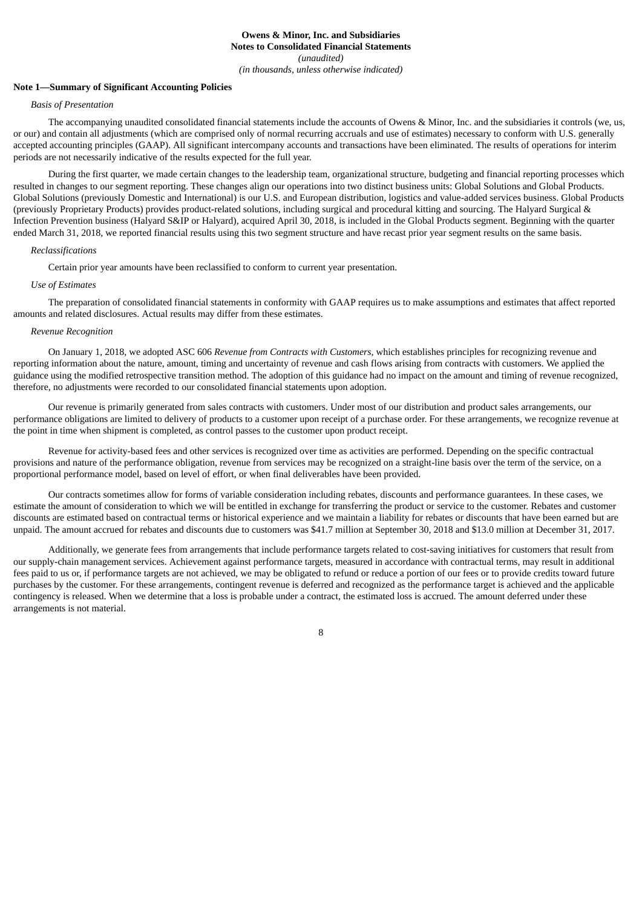**Owens & Minor, Inc. and Subsidiaries**
**Notes to Consolidated Financial Statements**
*(unaudited)*
*(in thousands, unless otherwise indicated)*

**Note 1—Summary of Significant Accounting Policies**

*Basis of Presentation*

The accompanying unaudited consolidated financial statements include the accounts of Owens & Minor, Inc. and the subsidiaries it controls (we, us, or our) and contain all adjustments (which are comprised only of normal recurring accruals and use of estimates) necessary to conform with U.S. generally accepted accounting principles (GAAP). All significant intercompany accounts and transactions have been eliminated. The results of operations for interim periods are not necessarily indicative of the results expected for the full year.

During the first quarter, we made certain changes to the leadership team, organizational structure, budgeting and financial reporting processes which resulted in changes to our segment reporting. These changes align our operations into two distinct business units: Global Solutions and Global Products. Global Solutions (previously Domestic and International) is our U.S. and European distribution, logistics and value-added services business. Global Products (previously Proprietary Products) provides product-related solutions, including surgical and procedural kitting and sourcing. The Halyard Surgical & Infection Prevention business (Halyard S&IP or Halyard), acquired April 30, 2018, is included in the Global Products segment. Beginning with the quarter ended March 31, 2018, we reported financial results using this two segment structure and have recast prior year segment results on the same basis.

*Reclassifications*

Certain prior year amounts have been reclassified to conform to current year presentation.

*Use of Estimates*

The preparation of consolidated financial statements in conformity with GAAP requires us to make assumptions and estimates that affect reported amounts and related disclosures. Actual results may differ from these estimates.

*Revenue Recognition*

On January 1, 2018, we adopted ASC 606 *Revenue from Contracts with Customers*, which establishes principles for recognizing revenue and reporting information about the nature, amount, timing and uncertainty of revenue and cash flows arising from contracts with customers. We applied the guidance using the modified retrospective transition method. The adoption of this guidance had no impact on the amount and timing of revenue recognized, therefore, no adjustments were recorded to our consolidated financial statements upon adoption.

Our revenue is primarily generated from sales contracts with customers. Under most of our distribution and product sales arrangements, our performance obligations are limited to delivery of products to a customer upon receipt of a purchase order. For these arrangements, we recognize revenue at the point in time when shipment is completed, as control passes to the customer upon product receipt.

Revenue for activity-based fees and other services is recognized over time as activities are performed. Depending on the specific contractual provisions and nature of the performance obligation, revenue from services may be recognized on a straight-line basis over the term of the service, on a proportional performance model, based on level of effort, or when final deliverables have been provided.

Our contracts sometimes allow for forms of variable consideration including rebates, discounts and performance guarantees. In these cases, we estimate the amount of consideration to which we will be entitled in exchange for transferring the product or service to the customer. Rebates and customer discounts are estimated based on contractual terms or historical experience and we maintain a liability for rebates or discounts that have been earned but are unpaid. The amount accrued for rebates and discounts due to customers was $41.7 million at September 30, 2018 and $13.0 million at December 31, 2017.

Additionally, we generate fees from arrangements that include performance targets related to cost-saving initiatives for customers that result from our supply-chain management services. Achievement against performance targets, measured in accordance with contractual terms, may result in additional fees paid to us or, if performance targets are not achieved, we may be obligated to refund or reduce a portion of our fees or to provide credits toward future purchases by the customer. For these arrangements, contingent revenue is deferred and recognized as the performance target is achieved and the applicable contingency is released. When we determine that a loss is probable under a contract, the estimated loss is accrued. The amount deferred under these arrangements is not material.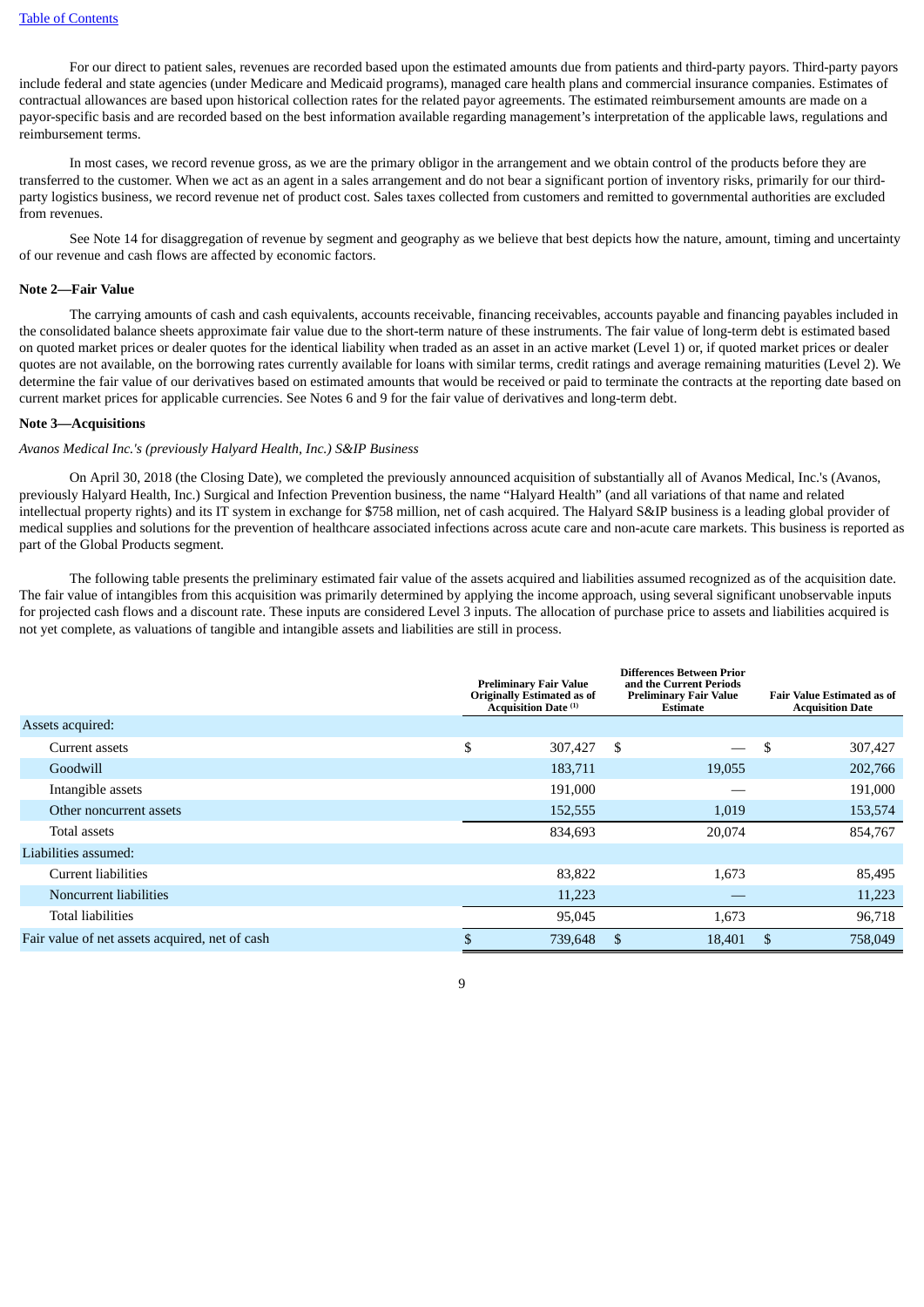[Table of Contents]

For our direct to patient sales, revenues are recorded based upon the estimated amounts due from patients and third-party payors. Third-party payors include federal and state agencies (under Medicare and Medicaid programs), managed care health plans and commercial insurance companies. Estimates of contractual allowances are based upon historical collection rates for the related payor agreements. The estimated reimbursement amounts are made on a payor-specific basis and are recorded based on the best information available regarding management's interpretation of the applicable laws, regulations and reimbursement terms.

In most cases, we record revenue gross, as we are the primary obligor in the arrangement and we obtain control of the products before they are transferred to the customer. When we act as an agent in a sales arrangement and do not bear a significant portion of inventory risks, primarily for our third-party logistics business, we record revenue net of product cost. Sales taxes collected from customers and remitted to governmental authorities are excluded from revenues.

See Note 14 for disaggregation of revenue by segment and geography as we believe that best depicts how the nature, amount, timing and uncertainty of our revenue and cash flows are affected by economic factors.

**Note 2—Fair Value**

The carrying amounts of cash and cash equivalents, accounts receivable, financing receivables, accounts payable and financing payables included in the consolidated balance sheets approximate fair value due to the short-term nature of these instruments. The fair value of long-term debt is estimated based on quoted market prices or dealer quotes for the identical liability when traded as an asset in an active market (Level 1) or, if quoted market prices or dealer quotes are not available, on the borrowing rates currently available for loans with similar terms, credit ratings and average remaining maturities (Level 2). We determine the fair value of our derivatives based on estimated amounts that would be received or paid to terminate the contracts at the reporting date based on current market prices for applicable currencies. See Notes 6 and 9 for the fair value of derivatives and long-term debt.

**Note 3—Acquisitions**

*Avanos Medical Inc.'s (previously Halyard Health, Inc.) S&IP Business*

On April 30, 2018 (the Closing Date), we completed the previously announced acquisition of substantially all of Avanos Medical, Inc.'s (Avanos, previously Halyard Health, Inc.) Surgical and Infection Prevention business, the name "Halyard Health" (and all variations of that name and related intellectual property rights) and its IT system in exchange for $758 million, net of cash acquired. The Halyard S&IP business is a leading global provider of medical supplies and solutions for the prevention of healthcare associated infections across acute care and non-acute care markets. This business is reported as part of the Global Products segment.

The following table presents the preliminary estimated fair value of the assets acquired and liabilities assumed recognized as of the acquisition date. The fair value of intangibles from this acquisition was primarily determined by applying the income approach, using several significant unobservable inputs for projected cash flows and a discount rate. These inputs are considered Level 3 inputs. The allocation of purchase price to assets and liabilities acquired is not yet complete, as valuations of tangible and intangible assets and liabilities are still in process.

| | Preliminary Fair Value Originally Estimated as of Acquisition Date [(1)] | Differences Between Prior and the Current Periods Preliminary Fair Value Estimate | Fair Value Estimated as of Acquisition Date |
|---|---|---|---|
| Assets acquired: | | | |
| Current assets | $ 307,427 | $ — | $ 307,427 |
| Goodwill | 183,711 | 19,055 | 202,766 |
| Intangible assets | 191,000 | — | 191,000 |
| Other noncurrent assets | 152,555 | 1,019 | 153,574 |
| Total assets | 834,693 | 20,074 | 854,767 |
| Liabilities assumed: | | | |
| Current liabilities | 83,822 | 1,673 | 85,495 |
| Noncurrent liabilities | 11,223 | — | 11,223 |
| Total liabilities | 95,045 | 1,673 | 96,718 |
| Fair value of net assets acquired, net of cash | $ 739,648 | $ 18,401 | $ 758,049 |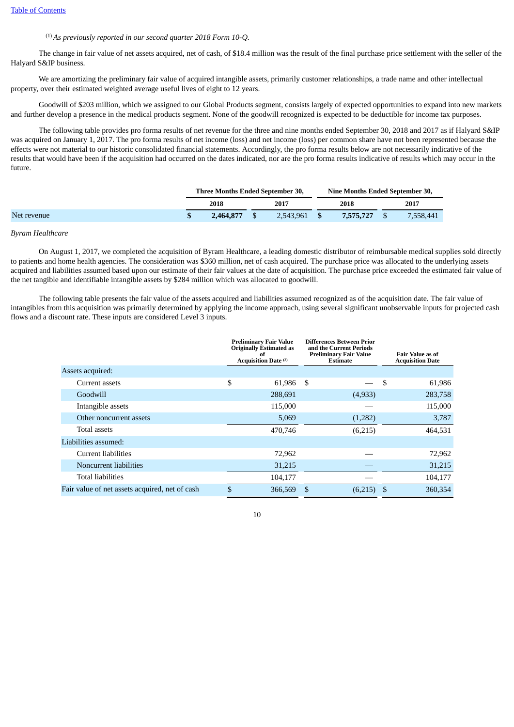[(1)] *As previously reported in our second quarter 2018 Form 10-Q.*

The change in fair value of net assets acquired, net of cash, of $18.4 million was the result of the final purchase price settlement with the seller of the Halyard S&IP business.

We are amortizing the preliminary fair value of acquired intangible assets, primarily customer relationships, a trade name and other intellectual property, over their estimated weighted average useful lives of eight to 12 years.

Goodwill of $203 million, which we assigned to our Global Products segment, consists largely of expected opportunities to expand into new markets and further develop a presence in the medical products segment. None of the goodwill recognized is expected to be deductible for income tax purposes.

The following table provides pro forma results of net revenue for the three and nine months ended September 30, 2018 and 2017 as if Halyard S&IP was acquired on January 1, 2017. The pro forma results of net income (loss) and net income (loss) per common share have not been represented because the effects were not material to our historic consolidated financial statements. Accordingly, the pro forma results below are not necessarily indicative of the results that would have been if the acquisition had occurred on the dates indicated, nor are the pro forma results indicative of results which may occur in the future.

| | Three Months Ended September 30, | | Nine Months Ended September 30, | |
|---|---|---|---|---|
| | **2018** | **2017** | **2018** | **2017** |
| Net revenue | **$ 2,464,877** | $ 2,543,961 | **$ 7,575,727** | $ 7,558,441 |

*Byram Healthcare*

On August 1, 2017, we completed the acquisition of Byram Healthcare, a leading domestic distributor of reimbursable medical supplies sold directly to patients and home health agencies. The consideration was $360 million, net of cash acquired. The purchase price was allocated to the underlying assets acquired and liabilities assumed based upon our estimate of their fair values at the date of acquisition. The purchase price exceeded the estimated fair value of the net tangible and identifiable intangible assets by $284 million which was allocated to goodwill.

The following table presents the fair value of the assets acquired and liabilities assumed recognized as of the acquisition date. The fair value of intangibles from this acquisition was primarily determined by applying the income approach, using several significant unobservable inputs for projected cash flows and a discount rate. These inputs are considered Level 3 inputs.

| | Preliminary Fair Value Originally Estimated as of Acquisition Date [(2)] | Differences Between Prior and the Current Periods Preliminary Fair Value Estimate | Fair Value as of Acquisition Date |
|---|---|---|---|
| Assets acquired: | | | |
| Current assets | $ 61,986 | $ — | $ 61,986 |
| Goodwill | 288,691 | (4,933) | 283,758 |
| Intangible assets | 115,000 | — | 115,000 |
| Other noncurrent assets | 5,069 | (1,282) | 3,787 |
| Total assets | 470,746 | (6,215) | 464,531 |
| Liabilities assumed: | | | |
| Current liabilities | 72,962 | — | 72,962 |
| Noncurrent liabilities | 31,215 | — | 31,215 |
| Total liabilities | 104,177 | — | 104,177 |
| Fair value of net assets acquired, net of cash | $ 366,569 | $ (6,215) | $ 360,354 |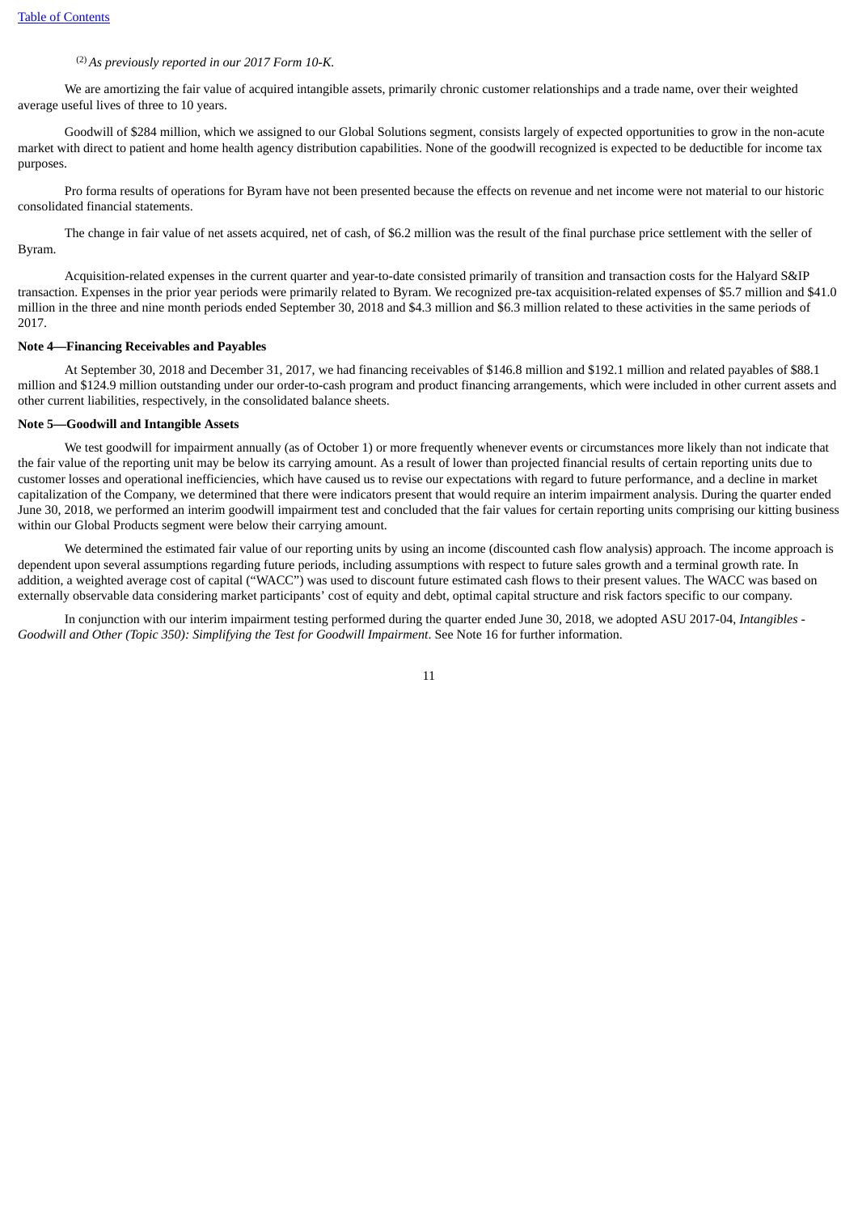[(2)] *As previously reported in our 2017 Form 10-K.*

We are amortizing the fair value of acquired intangible assets, primarily chronic customer relationships and a trade name, over their weighted average useful lives of three to 10 years.

Goodwill of $284 million, which we assigned to our Global Solutions segment, consists largely of expected opportunities to grow in the non-acute market with direct to patient and home health agency distribution capabilities. None of the goodwill recognized is expected to be deductible for income tax purposes.

Pro forma results of operations for Byram have not been presented because the effects on revenue and net income were not material to our historic consolidated financial statements.

The change in fair value of net assets acquired, net of cash, of $6.2 million was the result of the final purchase price settlement with the seller of Byram.

Acquisition-related expenses in the current quarter and year-to-date consisted primarily of transition and transaction costs for the Halyard S&IP transaction. Expenses in the prior year periods were primarily related to Byram. We recognized pre-tax acquisition-related expenses of $5.7 million and $41.0 million in the three and nine month periods ended September 30, 2018 and $4.3 million and $6.3 million related to these activities in the same periods of 2017.

**Note 4—Financing Receivables and Payables**

At September 30, 2018 and December 31, 2017, we had financing receivables of $146.8 million and $192.1 million and related payables of $88.1 million and $124.9 million outstanding under our order-to-cash program and product financing arrangements, which were included in other current assets and other current liabilities, respectively, in the consolidated balance sheets.

**Note 5—Goodwill and Intangible Assets**

We test goodwill for impairment annually (as of October 1) or more frequently whenever events or circumstances more likely than not indicate that the fair value of the reporting unit may be below its carrying amount. As a result of lower than projected financial results of certain reporting units due to customer losses and operational inefficiencies, which have caused us to revise our expectations with regard to future performance, and a decline in market capitalization of the Company, we determined that there were indicators present that would require an interim impairment analysis. During the quarter ended June 30, 2018, we performed an interim goodwill impairment test and concluded that the fair values for certain reporting units comprising our kitting business within our Global Products segment were below their carrying amount.

We determined the estimated fair value of our reporting units by using an income (discounted cash flow analysis) approach. The income approach is dependent upon several assumptions regarding future periods, including assumptions with respect to future sales growth and a terminal growth rate. In addition, a weighted average cost of capital ("WACC") was used to discount future estimated cash flows to their present values. The WACC was based on externally observable data considering market participants' cost of equity and debt, optimal capital structure and risk factors specific to our company.

In conjunction with our interim impairment testing performed during the quarter ended June 30, 2018, we adopted ASU 2017-04, *Intangibles - Goodwill and Other (Topic 350): Simplifying the Test for Goodwill Impairment*. See Note 16 for further information.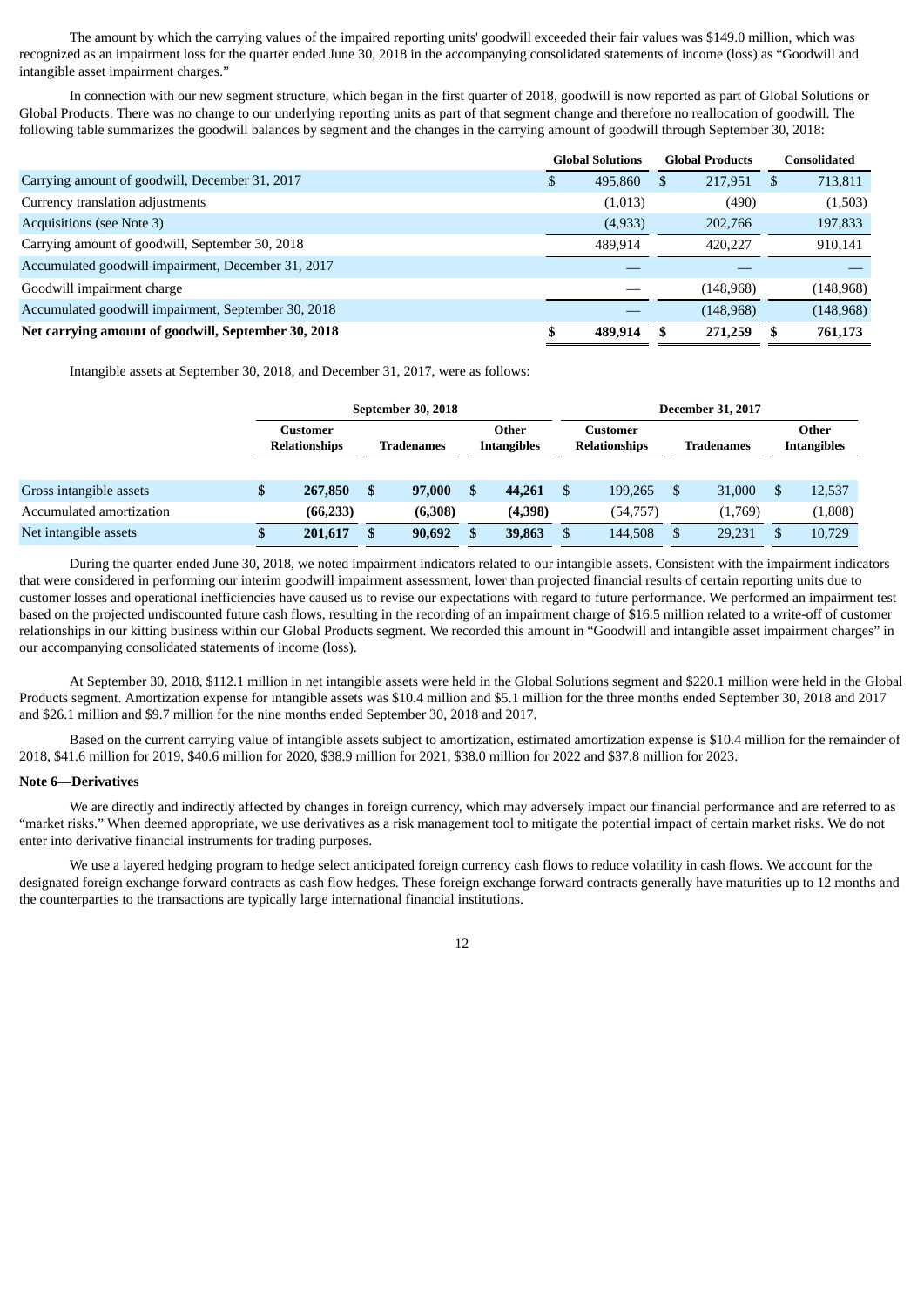The amount by which the carrying values of the impaired reporting units' goodwill exceeded their fair values was $149.0 million, which was recognized as an impairment loss for the quarter ended June 30, 2018 in the accompanying consolidated statements of income (loss) as "Goodwill and intangible asset impairment charges."

In connection with our new segment structure, which began in the first quarter of 2018, goodwill is now reported as part of Global Solutions or Global Products. There was no change to our underlying reporting units as part of that segment change and therefore no reallocation of goodwill. The following table summarizes the goodwill balances by segment and the changes in the carrying amount of goodwill through September 30, 2018:

| | Global Solutions | Global Products | Consolidated |
|---|---|---|---|
| Carrying amount of goodwill, December 31, 2017 | $ 495,860 | $ 217,951 | $ 713,811 |
| Currency translation adjustments | (1,013) | (490) | (1,503) |
| Acquisitions (see Note 3) | (4,933) | 202,766 | 197,833 |
| Carrying amount of goodwill, September 30, 2018 | 489,914 | 420,227 | 910,141 |
| Accumulated goodwill impairment, December 31, 2017 | — | — | — |
| Goodwill impairment charge | — | (148,968) | (148,968) |
| Accumulated goodwill impairment, September 30, 2018 | — | (148,968) | (148,968) |
| **Net carrying amount of goodwill, September 30, 2018** | **$ 489,914** | **$ 271,259** | **$ 761,173** |

Intangible assets at September 30, 2018, and December 31, 2017, were as follows:

| | September 30, 2018 | | | December 31, 2017 | | |
|---|---|---|---|---|---|---|
| | Customer Relationships | Tradenames | Other Intangibles | Customer Relationships | Tradenames | Other Intangibles |
| Gross intangible assets | **$ 267,850** | **$ 97,000** | **$ 44,261** | $ 199,265 | $ 31,000 | $ 12,537 |
| Accumulated amortization | **(66,233)** | **(6,308)** | **(4,398)** | (54,757) | (1,769) | (1,808) |
| Net intangible assets | **$ 201,617** | **$ 90,692** | **$ 39,863** | $ 144,508 | $ 29,231 | $ 10,729 |

During the quarter ended June 30, 2018, we noted impairment indicators related to our intangible assets. Consistent with the impairment indicators that were considered in performing our interim goodwill impairment assessment, lower than projected financial results of certain reporting units due to customer losses and operational inefficiencies have caused us to revise our expectations with regard to future performance. We performed an impairment test based on the projected undiscounted future cash flows, resulting in the recording of an impairment charge of $16.5 million related to a write-off of customer relationships in our kitting business within our Global Products segment. We recorded this amount in "Goodwill and intangible asset impairment charges" in our accompanying consolidated statements of income (loss).

At September 30, 2018, $112.1 million in net intangible assets were held in the Global Solutions segment and $220.1 million were held in the Global Products segment. Amortization expense for intangible assets was $10.4 million and $5.1 million for the three months ended September 30, 2018 and 2017 and $26.1 million and $9.7 million for the nine months ended September 30, 2018 and 2017.

Based on the current carrying value of intangible assets subject to amortization, estimated amortization expense is $10.4 million for the remainder of 2018, $41.6 million for 2019, $40.6 million for 2020, $38.9 million for 2021, $38.0 million for 2022 and $37.8 million for 2023.

**Note 6—Derivatives**

We are directly and indirectly affected by changes in foreign currency, which may adversely impact our financial performance and are referred to as "market risks." When deemed appropriate, we use derivatives as a risk management tool to mitigate the potential impact of certain market risks. We do not enter into derivative financial instruments for trading purposes.

We use a layered hedging program to hedge select anticipated foreign currency cash flows to reduce volatility in cash flows. We account for the designated foreign exchange forward contracts as cash flow hedges. These foreign exchange forward contracts generally have maturities up to 12 months and the counterparties to the transactions are typically large international financial institutions.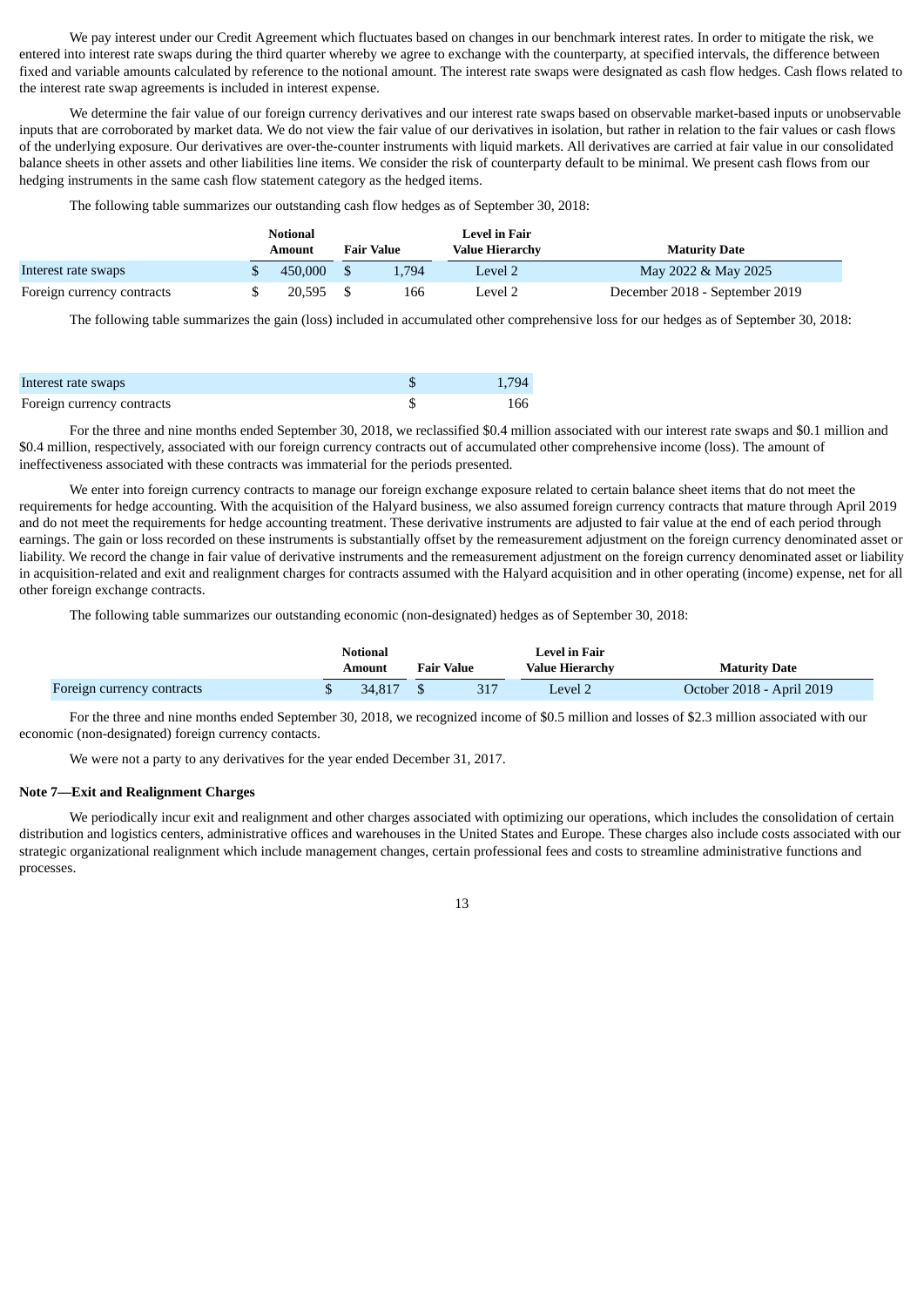We pay interest under our Credit Agreement which fluctuates based on changes in our benchmark interest rates. In order to mitigate the risk, we entered into interest rate swaps during the third quarter whereby we agree to exchange with the counterparty, at specified intervals, the difference between fixed and variable amounts calculated by reference to the notional amount. The interest rate swaps were designated as cash flow hedges. Cash flows related to the interest rate swap agreements is included in interest expense.

We determine the fair value of our foreign currency derivatives and our interest rate swaps based on observable market-based inputs or unobservable inputs that are corroborated by market data. We do not view the fair value of our derivatives in isolation, but rather in relation to the fair values or cash flows of the underlying exposure. Our derivatives are over-the-counter instruments with liquid markets. All derivatives are carried at fair value in our consolidated balance sheets in other assets and other liabilities line items. We consider the risk of counterparty default to be minimal. We present cash flows from our hedging instruments in the same cash flow statement category as the hedged items.

The following table summarizes our outstanding cash flow hedges as of September 30, 2018:

| | Notional Amount | Fair Value | Level in Fair Value Hierarchy | Maturity Date |
|---|---|---|---|---|
| Interest rate swaps | $ 450,000 | $ 1,794 | Level 2 | May 2022 & May 2025 |
| Foreign currency contracts | $ 20,595 | $ 166 | Level 2 | December 2018 - September 2019 |

The following table summarizes the gain (loss) included in accumulated other comprehensive loss for our hedges as of September 30, 2018:

| | |
|---|---|
| Interest rate swaps | $ 1,794 |
| Foreign currency contracts | $ 166 |

For the three and nine months ended September 30, 2018, we reclassified $0.4 million associated with our interest rate swaps and $0.1 million and $0.4 million, respectively, associated with our foreign currency contracts out of accumulated other comprehensive income (loss). The amount of ineffectiveness associated with these contracts was immaterial for the periods presented.

We enter into foreign currency contracts to manage our foreign exchange exposure related to certain balance sheet items that do not meet the requirements for hedge accounting. With the acquisition of the Halyard business, we also assumed foreign currency contracts that mature through April 2019 and do not meet the requirements for hedge accounting treatment. These derivative instruments are adjusted to fair value at the end of each period through earnings. The gain or loss recorded on these instruments is substantially offset by the remeasurement adjustment on the foreign currency denominated asset or liability. We record the change in fair value of derivative instruments and the remeasurement adjustment on the foreign currency denominated asset or liability in acquisition-related and exit and realignment charges for contracts assumed with the Halyard acquisition and in other operating (income) expense, net for all other foreign exchange contracts.

The following table summarizes our outstanding economic (non-designated) hedges as of September 30, 2018:

| | Notional Amount | Fair Value | Level in Fair Value Hierarchy | Maturity Date |
|---|---|---|---|---|
| Foreign currency contracts | $ 34,817 | $ 317 | Level 2 | October 2018 - April 2019 |

For the three and nine months ended September 30, 2018, we recognized income of $0.5 million and losses of $2.3 million associated with our economic (non-designated) foreign currency contacts.

We were not a party to any derivatives for the year ended December 31, 2017.

**Note 7—Exit and Realignment Charges**

We periodically incur exit and realignment and other charges associated with optimizing our operations, which includes the consolidation of certain distribution and logistics centers, administrative offices and warehouses in the United States and Europe. These charges also include costs associated with our strategic organizational realignment which include management changes, certain professional fees and costs to streamline administrative functions and processes.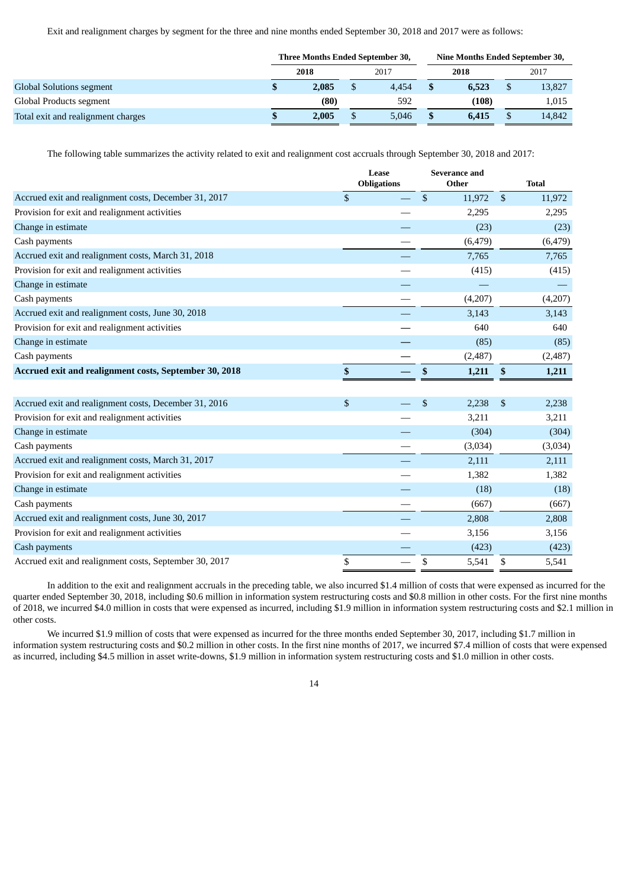Exit and realignment charges by segment for the three and nine months ended September 30, 2018 and 2017 were as follows:

| | Three Months Ended September 30, | | Nine Months Ended September 30, | |
|---|---|---|---|---|
| | **2018** | 2017 | **2018** | 2017 |
| Global Solutions segment | **$ 2,085** | $ 4,454 | **$ 6,523** | $ 13,827 |
| Global Products segment | **(80)** | 592 | **(108)** | 1,015 |
| Total exit and realignment charges | **$ 2,005** | $ 5,046 | **$ 6,415** | $ 14,842 |

The following table summarizes the activity related to exit and realignment cost accruals through September 30, 2018 and 2017:

| | Lease Obligations | Severance and Other | Total |
|---|---|---|---|
| Accrued exit and realignment costs, December 31, 2017 | $ — | $ 11,972 | $ 11,972 |
| Provision for exit and realignment activities | — | 2,295 | 2,295 |
| Change in estimate | — | (23) | (23) |
| Cash payments | — | (6,479) | (6,479) |
| Accrued exit and realignment costs, March 31, 2018 | — | 7,765 | 7,765 |
| Provision for exit and realignment activities | — | (415) | (415) |
| Change in estimate | — | — | — |
| Cash payments | — | (4,207) | (4,207) |
| Accrued exit and realignment costs, June 30, 2018 | — | 3,143 | 3,143 |
| Provision for exit and realignment activities | — | 640 | 640 |
| Change in estimate | — | (85) | (85) |
| Cash payments | — | (2,487) | (2,487) |
| **Accrued exit and realignment costs, September 30, 2018** | **$ —** | **$ 1,211** | **$ 1,211** |
| | | | |
| Accrued exit and realignment costs, December 31, 2016 | $ — | $ 2,238 | $ 2,238 |
| Provision for exit and realignment activities | — | 3,211 | 3,211 |
| Change in estimate | — | (304) | (304) |
| Cash payments | — | (3,034) | (3,034) |
| Accrued exit and realignment costs, March 31, 2017 | — | 2,111 | 2,111 |
| Provision for exit and realignment activities | — | 1,382 | 1,382 |
| Change in estimate | — | (18) | (18) |
| Cash payments | — | (667) | (667) |
| Accrued exit and realignment costs, June 30, 2017 | — | 2,808 | 2,808 |
| Provision for exit and realignment activities | — | 3,156 | 3,156 |
| Cash payments | — | (423) | (423) |
| Accrued exit and realignment costs, September 30, 2017 | $ — | $ 5,541 | $ 5,541 |

In addition to the exit and realignment accruals in the preceding table, we also incurred $1.4 million of costs that were expensed as incurred for the quarter ended September 30, 2018, including $0.6 million in information system restructuring costs and $0.8 million in other costs. For the first nine months of 2018, we incurred $4.0 million in costs that were expensed as incurred, including $1.9 million in information system restructuring costs and $2.1 million in other costs.

We incurred $1.9 million of costs that were expensed as incurred for the three months ended September 30, 2017, including $1.7 million in information system restructuring costs and $0.2 million in other costs. In the first nine months of 2017, we incurred $7.4 million of costs that were expensed as incurred, including $4.5 million in asset write-downs, $1.9 million in information system restructuring costs and $1.0 million in other costs.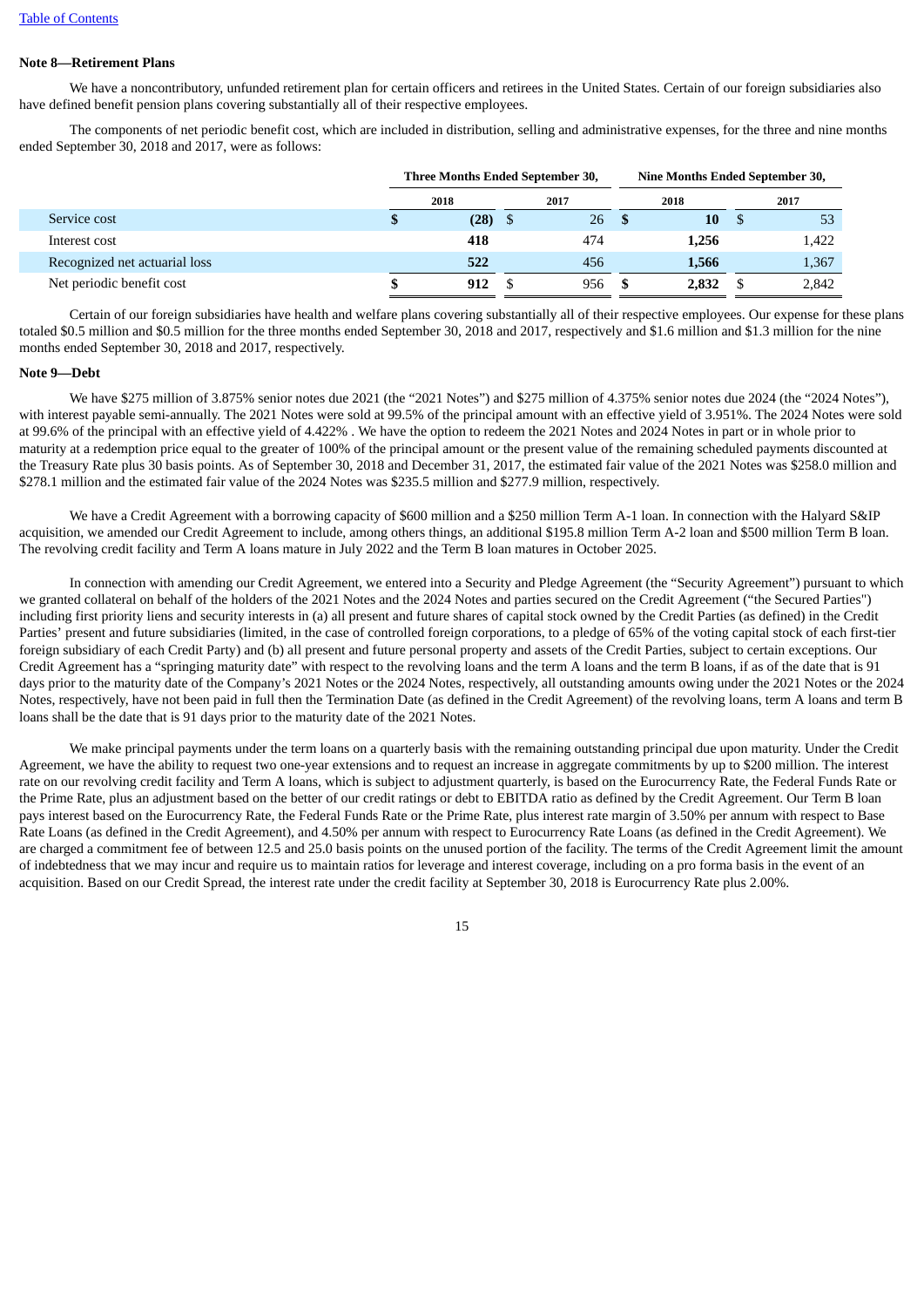**Note 8—Retirement Plans**

We have a noncontributory, unfunded retirement plan for certain officers and retirees in the United States. Certain of our foreign subsidiaries also have defined benefit pension plans covering substantially all of their respective employees.

The components of net periodic benefit cost, which are included in distribution, selling and administrative expenses, for the three and nine months ended September 30, 2018 and 2017, were as follows:

| | Three Months Ended September 30, | | Nine Months Ended September 30, | |
|---|---|---|---|---|
| | **2018** | **2017** | **2018** | **2017** |
| Service cost | **$ (28)** | $ 26 | **$ 10** | $ 53 |
| Interest cost | **418** | 474 | **1,256** | 1,422 |
| Recognized net actuarial loss | **522** | 456 | **1,566** | 1,367 |
| Net periodic benefit cost | **$ 912** | $ 956 | **$ 2,832** | $ 2,842 |

Certain of our foreign subsidiaries have health and welfare plans covering substantially all of their respective employees. Our expense for these plans totaled $0.5 million and $0.5 million for the three months ended September 30, 2018 and 2017, respectively and $1.6 million and $1.3 million for the nine months ended September 30, 2018 and 2017, respectively.

**Note 9—Debt**

We have $275 million of 3.875% senior notes due 2021 (the "2021 Notes") and $275 million of 4.375% senior notes due 2024 (the "2024 Notes"), with interest payable semi-annually. The 2021 Notes were sold at 99.5% of the principal amount with an effective yield of 3.951%. The 2024 Notes were sold at 99.6% of the principal with an effective yield of 4.422% . We have the option to redeem the 2021 Notes and 2024 Notes in part or in whole prior to maturity at a redemption price equal to the greater of 100% of the principal amount or the present value of the remaining scheduled payments discounted at the Treasury Rate plus 30 basis points. As of September 30, 2018 and December 31, 2017, the estimated fair value of the 2021 Notes was $258.0 million and $278.1 million and the estimated fair value of the 2024 Notes was $235.5 million and $277.9 million, respectively.

We have a Credit Agreement with a borrowing capacity of $600 million and a $250 million Term A-1 loan. In connection with the Halyard S&IP acquisition, we amended our Credit Agreement to include, among others things, an additional $195.8 million Term A-2 loan and $500 million Term B loan. The revolving credit facility and Term A loans mature in July 2022 and the Term B loan matures in October 2025.

In connection with amending our Credit Agreement, we entered into a Security and Pledge Agreement (the "Security Agreement") pursuant to which we granted collateral on behalf of the holders of the 2021 Notes and the 2024 Notes and parties secured on the Credit Agreement ("the Secured Parties") including first priority liens and security interests in (a) all present and future shares of capital stock owned by the Credit Parties (as defined) in the Credit Parties' present and future subsidiaries (limited, in the case of controlled foreign corporations, to a pledge of 65% of the voting capital stock of each first-tier foreign subsidiary of each Credit Party) and (b) all present and future personal property and assets of the Credit Parties, subject to certain exceptions. Our Credit Agreement has a "springing maturity date" with respect to the revolving loans and the term A loans and the term B loans, if as of the date that is 91 days prior to the maturity date of the Company's 2021 Notes or the 2024 Notes, respectively, all outstanding amounts owing under the 2021 Notes or the 2024 Notes, respectively, have not been paid in full then the Termination Date (as defined in the Credit Agreement) of the revolving loans, term A loans and term B loans shall be the date that is 91 days prior to the maturity date of the 2021 Notes.

We make principal payments under the term loans on a quarterly basis with the remaining outstanding principal due upon maturity. Under the Credit Agreement, we have the ability to request two one-year extensions and to request an increase in aggregate commitments by up to $200 million. The interest rate on our revolving credit facility and Term A loans, which is subject to adjustment quarterly, is based on the Eurocurrency Rate, the Federal Funds Rate or the Prime Rate, plus an adjustment based on the better of our credit ratings or debt to EBITDA ratio as defined by the Credit Agreement. Our Term B loan pays interest based on the Eurocurrency Rate, the Federal Funds Rate or the Prime Rate, plus interest rate margin of 3.50% per annum with respect to Base Rate Loans (as defined in the Credit Agreement), and 4.50% per annum with respect to Eurocurrency Rate Loans (as defined in the Credit Agreement). We are charged a commitment fee of between 12.5 and 25.0 basis points on the unused portion of the facility. The terms of the Credit Agreement limit the amount of indebtedness that we may incur and require us to maintain ratios for leverage and interest coverage, including on a pro forma basis in the event of an acquisition. Based on our Credit Spread, the interest rate under the credit facility at September 30, 2018 is Eurocurrency Rate plus 2.00%.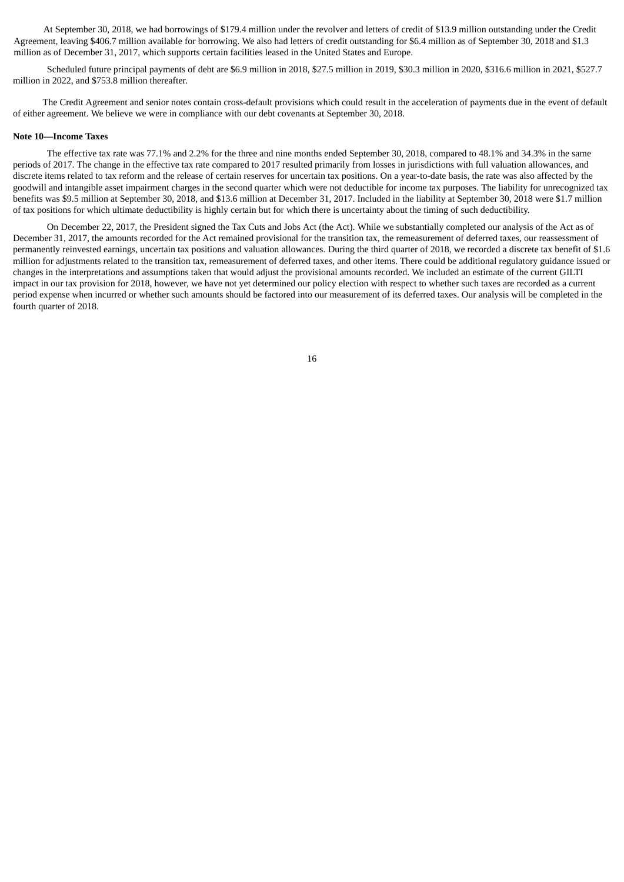At September 30, 2018, we had borrowings of $179.4 million under the revolver and letters of credit of $13.9 million outstanding under the Credit Agreement, leaving $406.7 million available for borrowing. We also had letters of credit outstanding for $6.4 million as of September 30, 2018 and $1.3 million as of December 31, 2017, which supports certain facilities leased in the United States and Europe.

Scheduled future principal payments of debt are $6.9 million in 2018, $27.5 million in 2019, $30.3 million in 2020, $316.6 million in 2021, $527.7 million in 2022, and $753.8 million thereafter.

The Credit Agreement and senior notes contain cross-default provisions which could result in the acceleration of payments due in the event of default of either agreement. We believe we were in compliance with our debt covenants at September 30, 2018.

**Note 10—Income Taxes**

The effective tax rate was 77.1% and 2.2% for the three and nine months ended September 30, 2018, compared to 48.1% and 34.3% in the same periods of 2017. The change in the effective tax rate compared to 2017 resulted primarily from losses in jurisdictions with full valuation allowances, and discrete items related to tax reform and the release of certain reserves for uncertain tax positions. On a year-to-date basis, the rate was also affected by the goodwill and intangible asset impairment charges in the second quarter which were not deductible for income tax purposes. The liability for unrecognized tax benefits was $9.5 million at September 30, 2018, and $13.6 million at December 31, 2017. Included in the liability at September 30, 2018 were $1.7 million of tax positions for which ultimate deductibility is highly certain but for which there is uncertainty about the timing of such deductibility.

On December 22, 2017, the President signed the Tax Cuts and Jobs Act (the Act). While we substantially completed our analysis of the Act as of December 31, 2017, the amounts recorded for the Act remained provisional for the transition tax, the remeasurement of deferred taxes, our reassessment of permanently reinvested earnings, uncertain tax positions and valuation allowances. During the third quarter of 2018, we recorded a discrete tax benefit of $1.6 million for adjustments related to the transition tax, remeasurement of deferred taxes, and other items. There could be additional regulatory guidance issued or changes in the interpretations and assumptions taken that would adjust the provisional amounts recorded. We included an estimate of the current GILTI impact in our tax provision for 2018, however, we have not yet determined our policy election with respect to whether such taxes are recorded as a current period expense when incurred or whether such amounts should be factored into our measurement of its deferred taxes. Our analysis will be completed in the fourth quarter of 2018.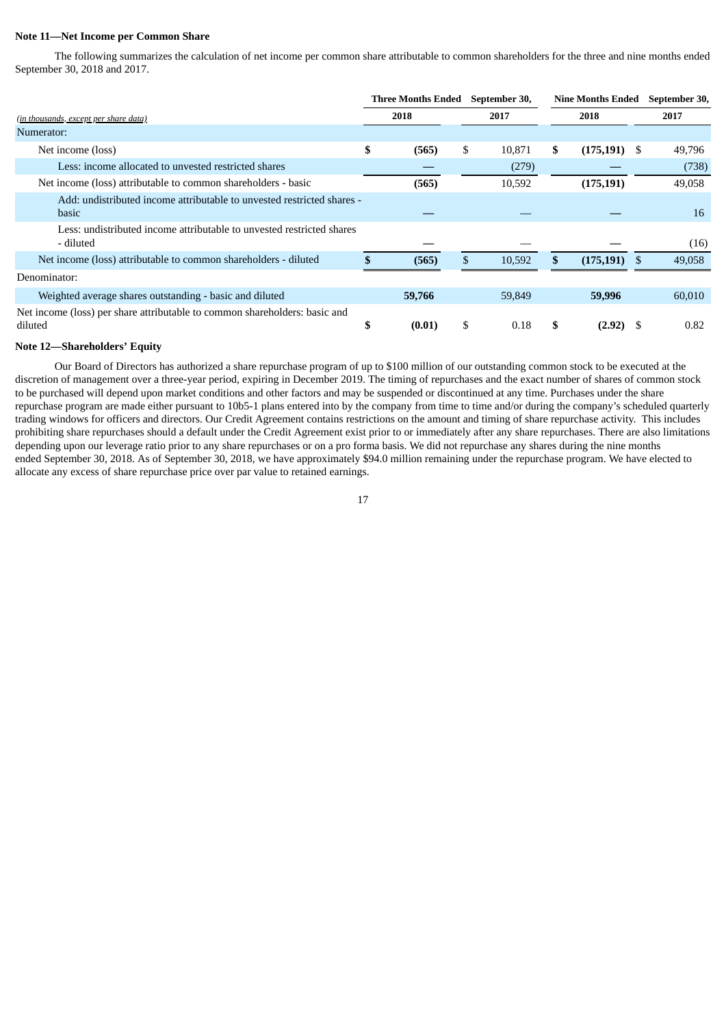**Note 11—Net Income per Common Share**

The following summarizes the calculation of net income per common share attributable to common shareholders for the three and nine months ended September 30, 2018 and 2017.

| *(in thousands, except per share data)* | Three Months Ended September 30, 2018 | Three Months Ended September 30, 2017 | Nine Months Ended September 30, 2018 | Nine Months Ended September 30, 2017 |
|---|---|---|---|---|
| Numerator: | | | | |
| Net income (loss) | **$ (565)** | $ 10,871 | **$ (175,191)** | $ 49,796 |
| Less: income allocated to unvested restricted shares | **—** | (279) | **—** | (738) |
| Net income (loss) attributable to common shareholders - basic | **(565)** | 10,592 | **(175,191)** | 49,058 |
| Add: undistributed income attributable to unvested restricted shares - basic | **—** | — | **—** | 16 |
| Less: undistributed income attributable to unvested restricted shares - diluted | **—** | — | **—** | (16) |
| Net income (loss) attributable to common shareholders - diluted | **$ (565)** | $ 10,592 | **$ (175,191)** | $ 49,058 |
| Denominator: | | | | |
| Weighted average shares outstanding - basic and diluted | **59,766** | 59,849 | **59,996** | 60,010 |
| Net income (loss) per share attributable to common shareholders: basic and diluted | **$ (0.01)** | $ 0.18 | **$ (2.92)** | $ 0.82 |

**Note 12—Shareholders' Equity**

Our Board of Directors has authorized a share repurchase program of up to $100 million of our outstanding common stock to be executed at the discretion of management over a three-year period, expiring in December 2019. The timing of repurchases and the exact number of shares of common stock to be purchased will depend upon market conditions and other factors and may be suspended or discontinued at any time. Purchases under the share repurchase program are made either pursuant to 10b5-1 plans entered into by the company from time to time and/or during the company's scheduled quarterly trading windows for officers and directors. Our Credit Agreement contains restrictions on the amount and timing of share repurchase activity. This includes prohibiting share repurchases should a default under the Credit Agreement exist prior to or immediately after any share repurchases. There are also limitations depending upon our leverage ratio prior to any share repurchases or on a pro forma basis. We did not repurchase any shares during the nine months ended September 30, 2018. As of September 30, 2018, we have approximately $94.0 million remaining under the repurchase program. We have elected to allocate any excess of share repurchase price over par value to retained earnings.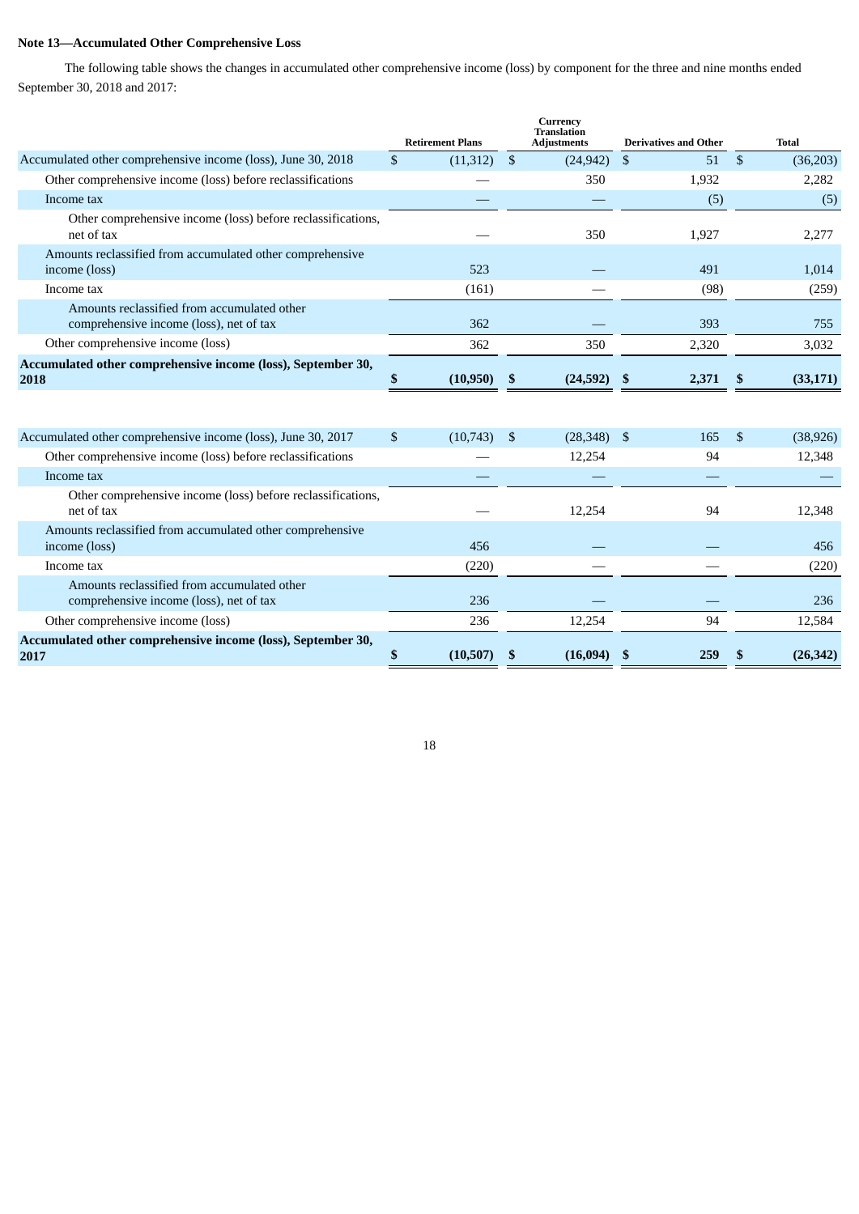**Note 13—Accumulated Other Comprehensive Loss**

The following table shows the changes in accumulated other comprehensive income (loss) by component for the three and nine months ended September 30, 2018 and 2017:

| | Retirement Plans | Currency Translation Adjustments | Derivatives and Other | Total |
|---|---|---|---|---|
| Accumulated other comprehensive income (loss), June 30, 2018 | $ (11,312) | $ (24,942) | $ 51 | $ (36,203) |
| Other comprehensive income (loss) before reclassifications | — | 350 | 1,932 | 2,282 |
| Income tax | — | — | (5) | (5) |
| Other comprehensive income (loss) before reclassifications, net of tax | — | 350 | 1,927 | 2,277 |
| Amounts reclassified from accumulated other comprehensive income (loss) | 523 | — | 491 | 1,014 |
| Income tax | (161) | — | (98) | (259) |
| Amounts reclassified from accumulated other comprehensive income (loss), net of tax | 362 | — | 393 | 755 |
| Other comprehensive income (loss) | 362 | 350 | 2,320 | 3,032 |
| **Accumulated other comprehensive income (loss), September 30, 2018** | **$ (10,950)** | **$ (24,592)** | **$ 2,371** | **$ (33,171)** |
| | | | | |
| Accumulated other comprehensive income (loss), June 30, 2017 | $ (10,743) | $ (28,348) | $ 165 | $ (38,926) |
| Other comprehensive income (loss) before reclassifications | — | 12,254 | 94 | 12,348 |
| Income tax | — | — | — | — |
| Other comprehensive income (loss) before reclassifications, net of tax | — | 12,254 | 94 | 12,348 |
| Amounts reclassified from accumulated other comprehensive income (loss) | 456 | — | — | 456 |
| Income tax | (220) | — | — | (220) |
| Amounts reclassified from accumulated other comprehensive income (loss), net of tax | 236 | — | — | 236 |
| Other comprehensive income (loss) | 236 | 12,254 | 94 | 12,584 |
| **Accumulated other comprehensive income (loss), September 30, 2017** | **$ (10,507)** | **$ (16,094)** | **$ 259** | **$ (26,342)** |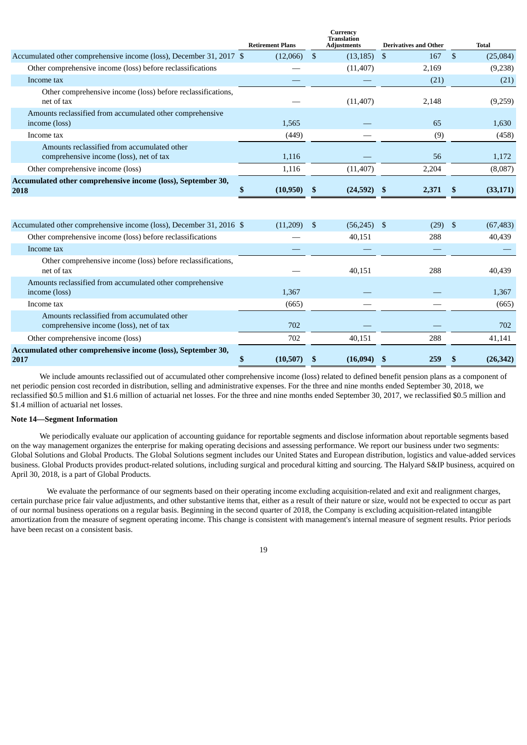| | Retirement Plans | Currency Translation Adjustments | Derivatives and Other | Total |
|---|---|---|---|---|
| Accumulated other comprehensive income (loss), December 31, 2017 | $ (12,066) | $ (13,185) | $ 167 | $ (25,084) |
| Other comprehensive income (loss) before reclassifications | — | (11,407) | 2,169 | (9,238) |
| Income tax | — | — | (21) | (21) |
| Other comprehensive income (loss) before reclassifications, net of tax | — | (11,407) | 2,148 | (9,259) |
| Amounts reclassified from accumulated other comprehensive income (loss) | 1,565 | — | 65 | 1,630 |
| Income tax | (449) | — | (9) | (458) |
| Amounts reclassified from accumulated other comprehensive income (loss), net of tax | 1,116 | — | 56 | 1,172 |
| Other comprehensive income (loss) | 1,116 | (11,407) | 2,204 | (8,087) |
| **Accumulated other comprehensive income (loss), September 30, 2018** | **$ (10,950)** | **$ (24,592)** | **$ 2,371** | **$ (33,171)** |
| | | | | |
| Accumulated other comprehensive income (loss), December 31, 2016 | $ (11,209) | $ (56,245) | $ (29) | $ (67,483) |
| Other comprehensive income (loss) before reclassifications | — | 40,151 | 288 | 40,439 |
| Income tax | — | — | — | — |
| Other comprehensive income (loss) before reclassifications, net of tax | — | 40,151 | 288 | 40,439 |
| Amounts reclassified from accumulated other comprehensive income (loss) | 1,367 | — | — | 1,367 |
| Income tax | (665) | — | — | (665) |
| Amounts reclassified from accumulated other comprehensive income (loss), net of tax | 702 | — | — | 702 |
| Other comprehensive income (loss) | 702 | 40,151 | 288 | 41,141 |
| **Accumulated other comprehensive income (loss), September 30, 2017** | **$ (10,507)** | **$ (16,094)** | **$ 259** | **$ (26,342)** |

We include amounts reclassified out of accumulated other comprehensive income (loss) related to defined benefit pension plans as a component of net periodic pension cost recorded in distribution, selling and administrative expenses. For the three and nine months ended September 30, 2018, we reclassified $0.5 million and $1.6 million of actuarial net losses. For the three and nine months ended September 30, 2017, we reclassified $0.5 million and $1.4 million of actuarial net losses.

**Note 14—Segment Information**

We periodically evaluate our application of accounting guidance for reportable segments and disclose information about reportable segments based on the way management organizes the enterprise for making operating decisions and assessing performance. We report our business under two segments: Global Solutions and Global Products. The Global Solutions segment includes our United States and European distribution, logistics and value-added services business. Global Products provides product-related solutions, including surgical and procedural kitting and sourcing. The Halyard S&IP business, acquired on April 30, 2018, is a part of Global Products.

We evaluate the performance of our segments based on their operating income excluding acquisition-related and exit and realignment charges, certain purchase price fair value adjustments, and other substantive items that, either as a result of their nature or size, would not be expected to occur as part of our normal business operations on a regular basis. Beginning in the second quarter of 2018, the Company is excluding acquisition-related intangible amortization from the measure of segment operating income. This change is consistent with management's internal measure of segment results. Prior periods have been recast on a consistent basis.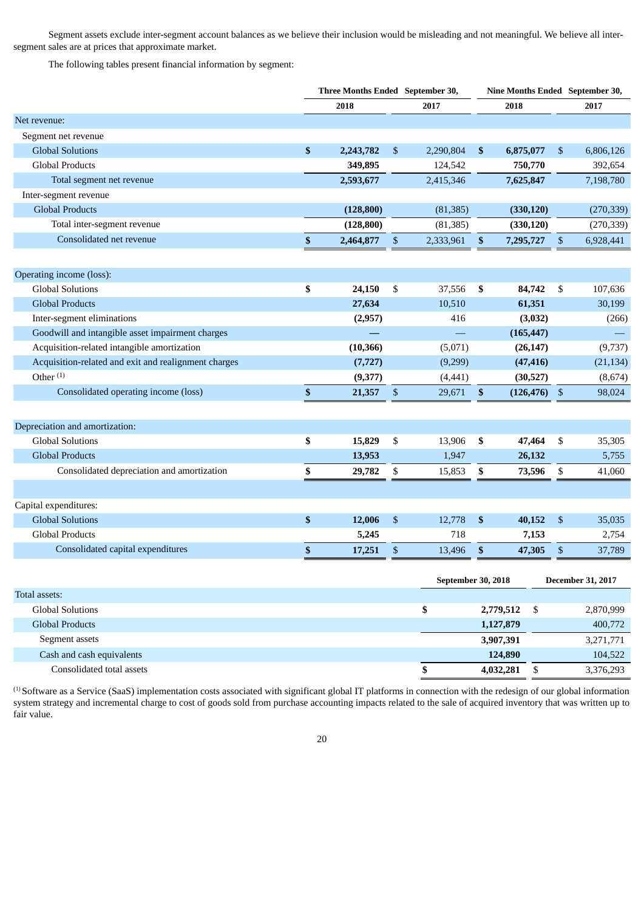Segment assets exclude inter-segment account balances as we believe their inclusion would be misleading and not meaningful. We believe all inter-segment sales are at prices that approximate market.

The following tables present financial information by segment:

| | Three Months Ended September 30, | | Nine Months Ended September 30, | |
|---|---|---|---|---|
| | 2018 | 2017 | 2018 | 2017 |
| Net revenue: | | | | |
| Segment net revenue | | | | |
| Global Solutions | $ 2,243,782 | $ 2,290,804 | $ 6,875,077 | $ 6,806,126 |
| Global Products | 349,895 | 124,542 | 750,770 | 392,654 |
| Total segment net revenue | 2,593,677 | 2,415,346 | 7,625,847 | 7,198,780 |
| Inter-segment revenue | | | | |
| Global Products | (128,800) | (81,385) | (330,120) | (270,339) |
| Total inter-segment revenue | (128,800) | (81,385) | (330,120) | (270,339) |
| Consolidated net revenue | $ 2,464,877 | $ 2,333,961 | $ 7,295,727 | $ 6,928,441 |
| | | | | |
| Operating income (loss): | | | | |
| Global Solutions | $ 24,150 | $ 37,556 | $ 84,742 | $ 107,636 |
| Global Products | 27,634 | 10,510 | 61,351 | 30,199 |
| Inter-segment eliminations | (2,957) | 416 | (3,032) | (266) |
| Goodwill and intangible asset impairment charges | — | — | (165,447) | — |
| Acquisition-related intangible amortization | (10,366) | (5,071) | (26,147) | (9,737) |
| Acquisition-related and exit and realignment charges | (7,727) | (9,299) | (47,416) | (21,134) |
| Other [(1)] | (9,377) | (4,441) | (30,527) | (8,674) |
| Consolidated operating income (loss) | $ 21,357 | $ 29,671 | $ (126,476) | $ 98,024 |
| | | | | |
| Depreciation and amortization: | | | | |
| Global Solutions | $ 15,829 | $ 13,906 | $ 47,464 | $ 35,305 |
| Global Products | 13,953 | 1,947 | 26,132 | 5,755 |
| Consolidated depreciation and amortization | $ 29,782 | $ 15,853 | $ 73,596 | $ 41,060 |
| | | | | |
| Capital expenditures: | | | | |
| Global Solutions | $ 12,006 | $ 12,778 | $ 40,152 | $ 35,035 |
| Global Products | 5,245 | 718 | 7,153 | 2,754 |
| Consolidated capital expenditures | $ 17,251 | $ 13,496 | $ 47,305 | $ 37,789 |

| | September 30, 2018 | December 31, 2017 |
|---|---|---|
| Total assets: | | |
| Global Solutions | $ 2,779,512 | $ 2,870,999 |
| Global Products | 1,127,879 | 400,772 |
| Segment assets | 3,907,391 | 3,271,771 |
| Cash and cash equivalents | 124,890 | 104,522 |
| Consolidated total assets | $ 4,032,281 | $ 3,376,293 |

(1) Software as a Service (SaaS) implementation costs associated with significant global IT platforms in connection with the redesign of our global information system strategy and incremental charge to cost of goods sold from purchase accounting impacts related to the sale of acquired inventory that was written up to fair value.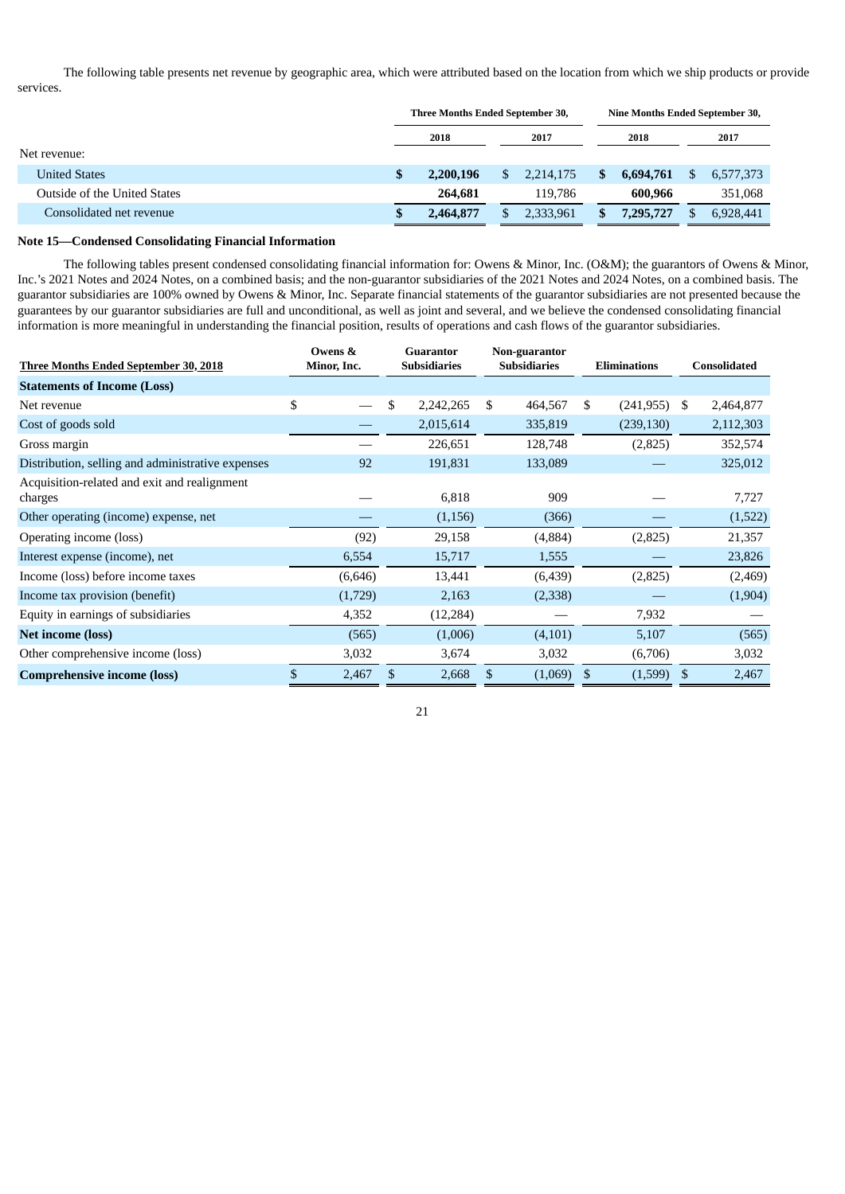The following table presents net revenue by geographic area, which were attributed based on the location from which we ship products or provide services.

| | Three Months Ended September 30, | | Nine Months Ended September 30, | |
|---|---|---|---|---|
| | **2018** | 2017 | **2018** | 2017 |
| Net revenue: | | | | |
| United States | **$ 2,200,196** | $ 2,214,175 | **$ 6,694,761** | $ 6,577,373 |
| Outside of the United States | **264,681** | 119,786 | **600,966** | 351,068 |
| Consolidated net revenue | **$ 2,464,877** | $ 2,333,961 | **$ 7,295,727** | $ 6,928,441 |

**Note 15—Condensed Consolidating Financial Information**

The following tables present condensed consolidating financial information for: Owens & Minor, Inc. (O&M); the guarantors of Owens & Minor, Inc.'s 2021 Notes and 2024 Notes, on a combined basis; and the non-guarantor subsidiaries of the 2021 Notes and 2024 Notes, on a combined basis. The guarantor subsidiaries are 100% owned by Owens & Minor, Inc. Separate financial statements of the guarantor subsidiaries are not presented because the guarantees by our guarantor subsidiaries are full and unconditional, as well as joint and several, and we believe the condensed consolidating financial information is more meaningful in understanding the financial position, results of operations and cash flows of the guarantor subsidiaries.

| Three Months Ended September 30, 2018 | Owens & Minor, Inc. | Guarantor Subsidiaries | Non-guarantor Subsidiaries | Eliminations | Consolidated |
|---|---|---|---|---|---|
| **Statements of Income (Loss)** | | | | | |
| Net revenue | $ — | $ 2,242,265 | $ 464,567 | $ (241,955) | $ 2,464,877 |
| Cost of goods sold | — | 2,015,614 | 335,819 | (239,130) | 2,112,303 |
| Gross margin | — | 226,651 | 128,748 | (2,825) | 352,574 |
| Distribution, selling and administrative expenses | 92 | 191,831 | 133,089 | — | 325,012 |
| Acquisition-related and exit and realignment charges | — | 6,818 | 909 | — | 7,727 |
| Other operating (income) expense, net | — | (1,156) | (366) | — | (1,522) |
| Operating income (loss) | (92) | 29,158 | (4,884) | (2,825) | 21,357 |
| Interest expense (income), net | 6,554 | 15,717 | 1,555 | — | 23,826 |
| Income (loss) before income taxes | (6,646) | 13,441 | (6,439) | (2,825) | (2,469) |
| Income tax provision (benefit) | (1,729) | 2,163 | (2,338) | — | (1,904) |
| Equity in earnings of subsidiaries | 4,352 | (12,284) | — | 7,932 | — |
| **Net income (loss)** | (565) | (1,006) | (4,101) | 5,107 | (565) |
| Other comprehensive income (loss) | 3,032 | 3,674 | 3,032 | (6,706) | 3,032 |
| **Comprehensive income (loss)** | $ 2,467 | $ 2,668 | $ (1,069) | $ (1,599) | $ 2,467 |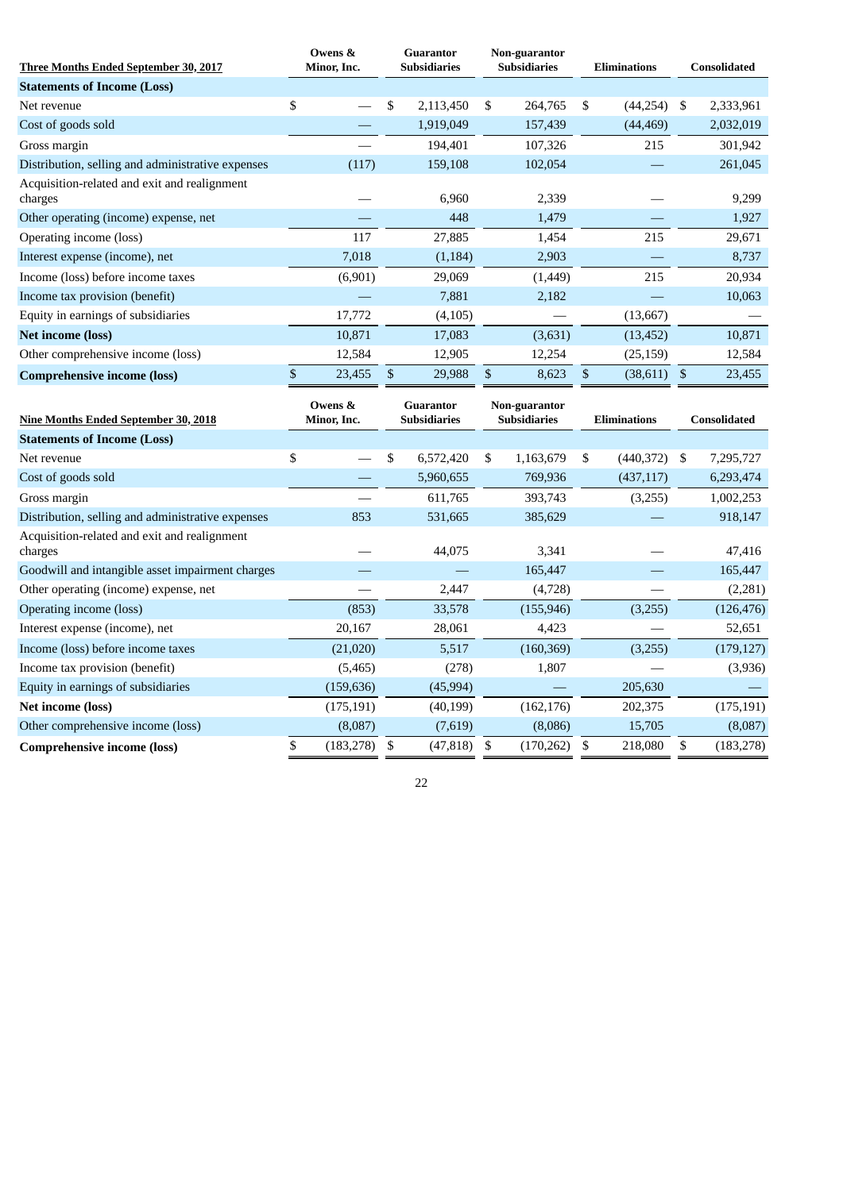| Three Months Ended September 30, 2017 | Owens & Minor, Inc. | Guarantor Subsidiaries | Non-guarantor Subsidiaries | Eliminations | Consolidated |
|---|---|---|---|---|---|
| **Statements of Income (Loss)** | | | | | |
| Net revenue | $ — | $ 2,113,450 | $ 264,765 | $ (44,254) | $ 2,333,961 |
| Cost of goods sold | — | 1,919,049 | 157,439 | (44,469) | 2,032,019 |
| Gross margin | — | 194,401 | 107,326 | 215 | 301,942 |
| Distribution, selling and administrative expenses | (117) | 159,108 | 102,054 | — | 261,045 |
| Acquisition-related and exit and realignment charges | — | 6,960 | 2,339 | — | 9,299 |
| Other operating (income) expense, net | — | 448 | 1,479 | — | 1,927 |
| Operating income (loss) | 117 | 27,885 | 1,454 | 215 | 29,671 |
| Interest expense (income), net | 7,018 | (1,184) | 2,903 | — | 8,737 |
| Income (loss) before income taxes | (6,901) | 29,069 | (1,449) | 215 | 20,934 |
| Income tax provision (benefit) | — | 7,881 | 2,182 | — | 10,063 |
| Equity in earnings of subsidiaries | 17,772 | (4,105) | — | (13,667) | — |
| **Net income (loss)** | 10,871 | 17,083 | (3,631) | (13,452) | 10,871 |
| Other comprehensive income (loss) | 12,584 | 12,905 | 12,254 | (25,159) | 12,584 |
| **Comprehensive income (loss)** | $ 23,455 | $ 29,988 | $ 8,623 | $ (38,611) | $ 23,455 |

| Nine Months Ended September 30, 2018 | Owens & Minor, Inc. | Guarantor Subsidiaries | Non-guarantor Subsidiaries | Eliminations | Consolidated |
|---|---|---|---|---|---|
| **Statements of Income (Loss)** | | | | | |
| Net revenue | $ — | $ 6,572,420 | $ 1,163,679 | $ (440,372) | $ 7,295,727 |
| Cost of goods sold | — | 5,960,655 | 769,936 | (437,117) | 6,293,474 |
| Gross margin | — | 611,765 | 393,743 | (3,255) | 1,002,253 |
| Distribution, selling and administrative expenses | 853 | 531,665 | 385,629 | — | 918,147 |
| Acquisition-related and exit and realignment charges | — | 44,075 | 3,341 | — | 47,416 |
| Goodwill and intangible asset impairment charges | — | — | 165,447 | — | 165,447 |
| Other operating (income) expense, net | — | 2,447 | (4,728) | — | (2,281) |
| Operating income (loss) | (853) | 33,578 | (155,946) | (3,255) | (126,476) |
| Interest expense (income), net | 20,167 | 28,061 | 4,423 | — | 52,651 |
| Income (loss) before income taxes | (21,020) | 5,517 | (160,369) | (3,255) | (179,127) |
| Income tax provision (benefit) | (5,465) | (278) | 1,807 | — | (3,936) |
| Equity in earnings of subsidiaries | (159,636) | (45,994) | — | 205,630 | — |
| **Net income (loss)** | (175,191) | (40,199) | (162,176) | 202,375 | (175,191) |
| Other comprehensive income (loss) | (8,087) | (7,619) | (8,086) | 15,705 | (8,087) |
| **Comprehensive income (loss)** | $ (183,278) | $ (47,818) | $ (170,262) | $ 218,080 | $ (183,278) |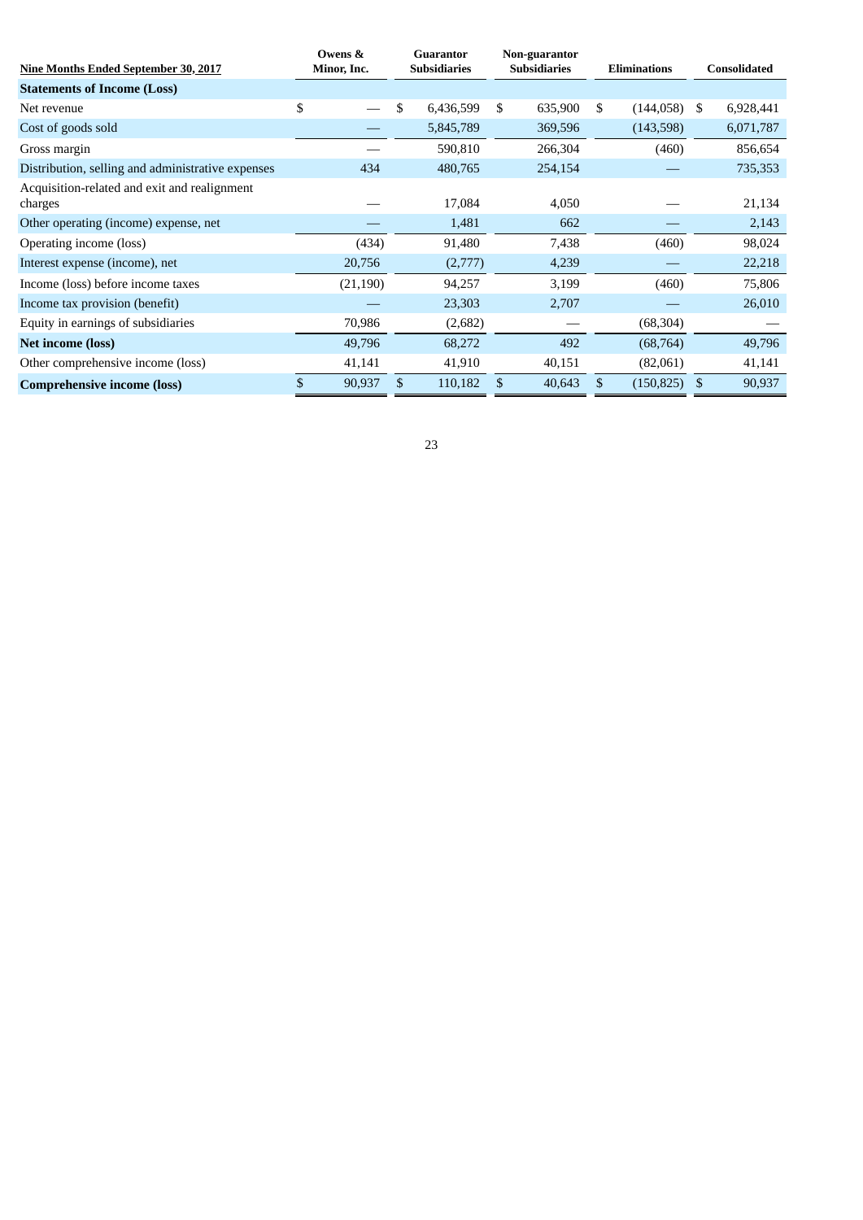| Nine Months Ended September 30, 2017 | Owens & Minor, Inc. | Guarantor Subsidiaries | Non-guarantor Subsidiaries | Eliminations | Consolidated |
|---|---|---|---|---|---|
| **Statements of Income (Loss)** | | | | | |
| Net revenue | $ — | $ 6,436,599 | $ 635,900 | $ (144,058) | $ 6,928,441 |
| Cost of goods sold | — | 5,845,789 | 369,596 | (143,598) | 6,071,787 |
| Gross margin | — | 590,810 | 266,304 | (460) | 856,654 |
| Distribution, selling and administrative expenses | 434 | 480,765 | 254,154 | — | 735,353 |
| Acquisition-related and exit and realignment charges | — | 17,084 | 4,050 | — | 21,134 |
| Other operating (income) expense, net | — | 1,481 | 662 | — | 2,143 |
| Operating income (loss) | (434) | 91,480 | 7,438 | (460) | 98,024 |
| Interest expense (income), net | 20,756 | (2,777) | 4,239 | — | 22,218 |
| Income (loss) before income taxes | (21,190) | 94,257 | 3,199 | (460) | 75,806 |
| Income tax provision (benefit) | — | 23,303 | 2,707 | — | 26,010 |
| Equity in earnings of subsidiaries | 70,986 | (2,682) | — | (68,304) | — |
| **Net income (loss)** | 49,796 | 68,272 | 492 | (68,764) | 49,796 |
| Other comprehensive income (loss) | 41,141 | 41,910 | 40,151 | (82,061) | 41,141 |
| **Comprehensive income (loss)** | $ 90,937 | $ 110,182 | $ 40,643 | $ (150,825) | $ 90,937 |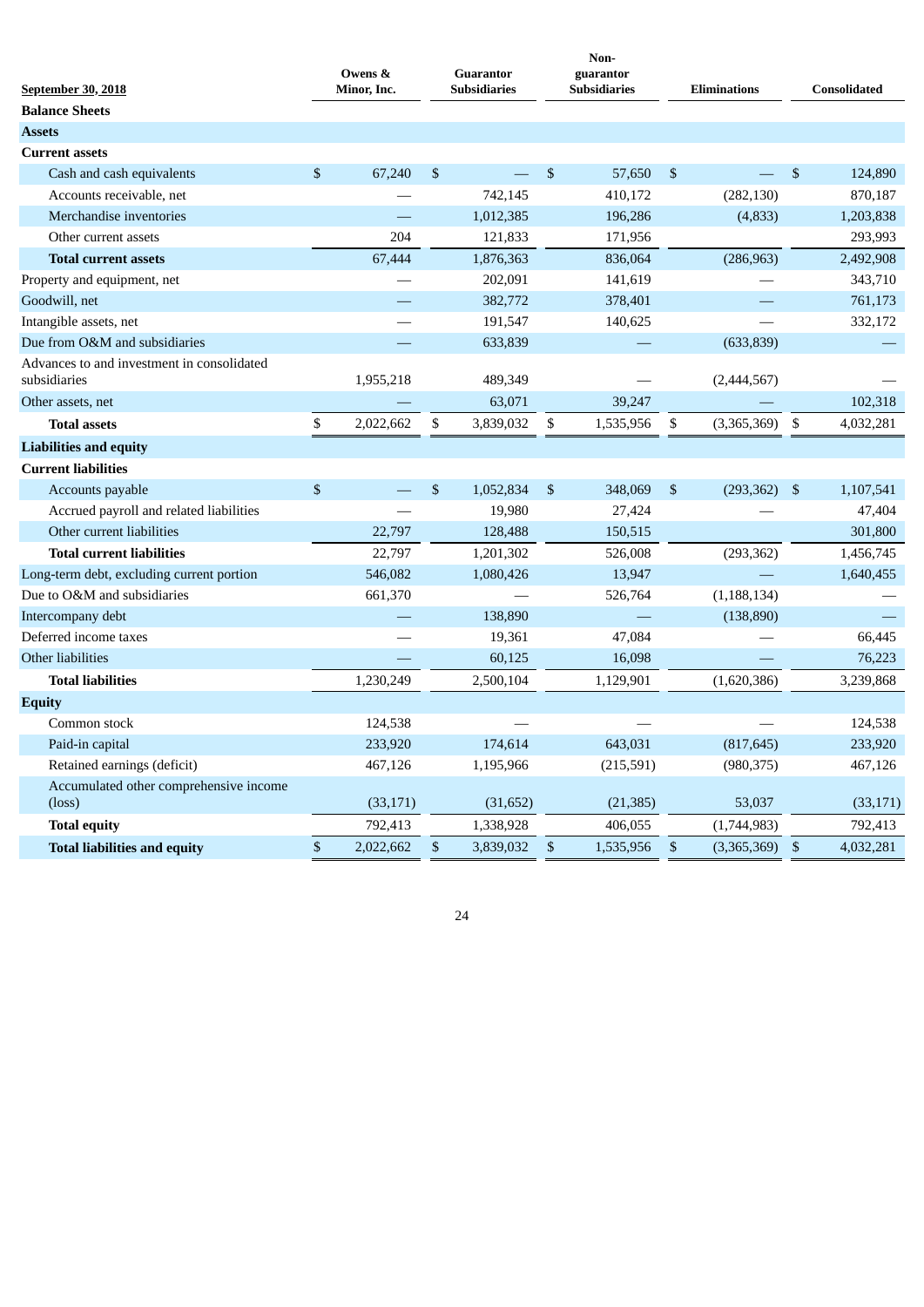| September 30, 2018 | Owens & Minor, Inc. | Guarantor Subsidiaries | Non-guarantor Subsidiaries | Eliminations | Consolidated |
|---|---|---|---|---|---|
| **Balance Sheets** | | | | | |
| **Assets** | | | | | |
| **Current assets** | | | | | |
| Cash and cash equivalents | $ 67,240 | $ — | $ 57,650 | $ — | $ 124,890 |
| Accounts receivable, net | — | 742,145 | 410,172 | (282,130) | 870,187 |
| Merchandise inventories | — | 1,012,385 | 196,286 | (4,833) | 1,203,838 |
| Other current assets | 204 | 121,833 | 171,956 | | 293,993 |
| **Total current assets** | 67,444 | 1,876,363 | 836,064 | (286,963) | 2,492,908 |
| Property and equipment, net | — | 202,091 | 141,619 | — | 343,710 |
| Goodwill, net | — | 382,772 | 378,401 | — | 761,173 |
| Intangible assets, net | — | 191,547 | 140,625 | — | 332,172 |
| Due from O&M and subsidiaries | — | 633,839 | — | (633,839) | — |
| Advances to and investment in consolidated subsidiaries | 1,955,218 | 489,349 | — | (2,444,567) | — |
| Other assets, net | — | 63,071 | 39,247 | — | 102,318 |
| **Total assets** | $ 2,022,662 | $ 3,839,032 | $ 1,535,956 | $ (3,365,369) | $ 4,032,281 |
| **Liabilities and equity** | | | | | |
| **Current liabilities** | | | | | |
| Accounts payable | $ — | $ 1,052,834 | $ 348,069 | $ (293,362) | $ 1,107,541 |
| Accrued payroll and related liabilities | — | 19,980 | 27,424 | — | 47,404 |
| Other current liabilities | 22,797 | 128,488 | 150,515 | | 301,800 |
| **Total current liabilities** | 22,797 | 1,201,302 | 526,008 | (293,362) | 1,456,745 |
| Long-term debt, excluding current portion | 546,082 | 1,080,426 | 13,947 | — | 1,640,455 |
| Due to O&M and subsidiaries | 661,370 | — | 526,764 | (1,188,134) | — |
| Intercompany debt | — | 138,890 | — | (138,890) | — |
| Deferred income taxes | — | 19,361 | 47,084 | — | 66,445 |
| Other liabilities | — | 60,125 | 16,098 | — | 76,223 |
| **Total liabilities** | 1,230,249 | 2,500,104 | 1,129,901 | (1,620,386) | 3,239,868 |
| **Equity** | | | | | |
| Common stock | 124,538 | — | — | — | 124,538 |
| Paid-in capital | 233,920 | 174,614 | 643,031 | (817,645) | 233,920 |
| Retained earnings (deficit) | 467,126 | 1,195,966 | (215,591) | (980,375) | 467,126 |
| Accumulated other comprehensive income (loss) | (33,171) | (31,652) | (21,385) | 53,037 | (33,171) |
| **Total equity** | 792,413 | 1,338,928 | 406,055 | (1,744,983) | 792,413 |
| **Total liabilities and equity** | $ 2,022,662 | $ 3,839,032 | $ 1,535,956 | $ (3,365,369) | $ 4,032,281 |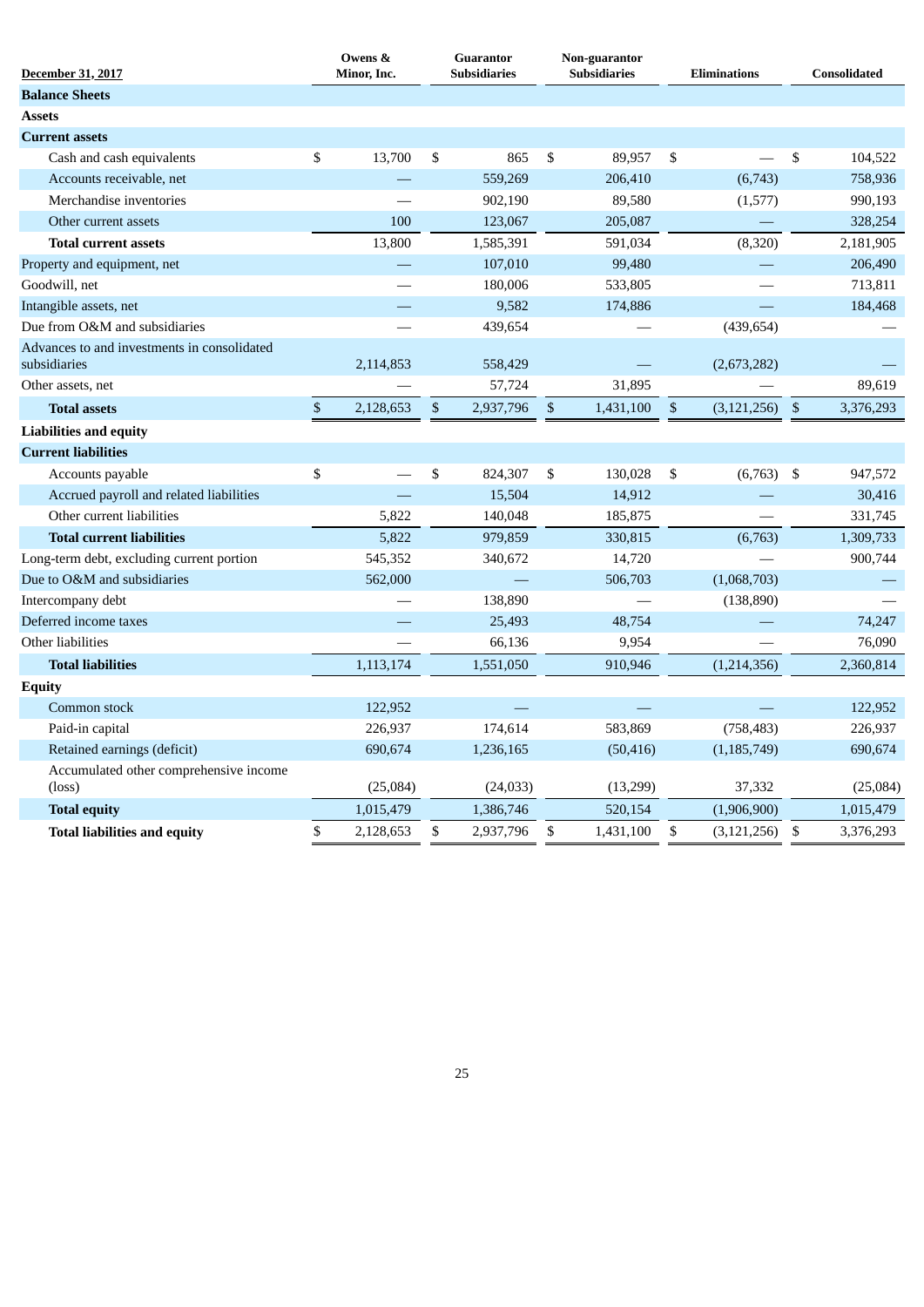| December 31, 2017 | Owens & Minor, Inc. | Guarantor Subsidiaries | Non-guarantor Subsidiaries | Eliminations | Consolidated |
|---|---|---|---|---|---|
| **Balance Sheets** | | | | | |
| **Assets** | | | | | |
| **Current assets** | | | | | |
| Cash and cash equivalents | $ 13,700 | $ 865 | $ 89,957 | $ — | $ 104,522 |
| Accounts receivable, net | — | 559,269 | 206,410 | (6,743) | 758,936 |
| Merchandise inventories | — | 902,190 | 89,580 | (1,577) | 990,193 |
| Other current assets | 100 | 123,067 | 205,087 | — | 328,254 |
| **Total current assets** | 13,800 | 1,585,391 | 591,034 | (8,320) | 2,181,905 |
| Property and equipment, net | — | 107,010 | 99,480 | — | 206,490 |
| Goodwill, net | — | 180,006 | 533,805 | — | 713,811 |
| Intangible assets, net | — | 9,582 | 174,886 | — | 184,468 |
| Due from O&M and subsidiaries | — | 439,654 | — | (439,654) | — |
| Advances to and investments in consolidated subsidiaries | 2,114,853 | 558,429 | — | (2,673,282) | — |
| Other assets, net | — | 57,724 | 31,895 | — | 89,619 |
| **Total assets** | $ 2,128,653 | $ 2,937,796 | $ 1,431,100 | $ (3,121,256) | $ 3,376,293 |
| **Liabilities and equity** | | | | | |
| **Current liabilities** | | | | | |
| Accounts payable | $ — | $ 824,307 | $ 130,028 | $ (6,763) | $ 947,572 |
| Accrued payroll and related liabilities | — | 15,504 | 14,912 | — | 30,416 |
| Other current liabilities | 5,822 | 140,048 | 185,875 | — | 331,745 |
| **Total current liabilities** | 5,822 | 979,859 | 330,815 | (6,763) | 1,309,733 |
| Long-term debt, excluding current portion | 545,352 | 340,672 | 14,720 | — | 900,744 |
| Due to O&M and subsidiaries | 562,000 | — | 506,703 | (1,068,703) | — |
| Intercompany debt | — | 138,890 | — | (138,890) | — |
| Deferred income taxes | — | 25,493 | 48,754 | — | 74,247 |
| Other liabilities | — | 66,136 | 9,954 | — | 76,090 |
| **Total liabilities** | 1,113,174 | 1,551,050 | 910,946 | (1,214,356) | 2,360,814 |
| **Equity** | | | | | |
| Common stock | 122,952 | — | — | — | 122,952 |
| Paid-in capital | 226,937 | 174,614 | 583,869 | (758,483) | 226,937 |
| Retained earnings (deficit) | 690,674 | 1,236,165 | (50,416) | (1,185,749) | 690,674 |
| Accumulated other comprehensive income (loss) | (25,084) | (24,033) | (13,299) | 37,332 | (25,084) |
| **Total equity** | 1,015,479 | 1,386,746 | 520,154 | (1,906,900) | 1,015,479 |
| **Total liabilities and equity** | $ 2,128,653 | $ 2,937,796 | $ 1,431,100 | $ (3,121,256) | $ 3,376,293 |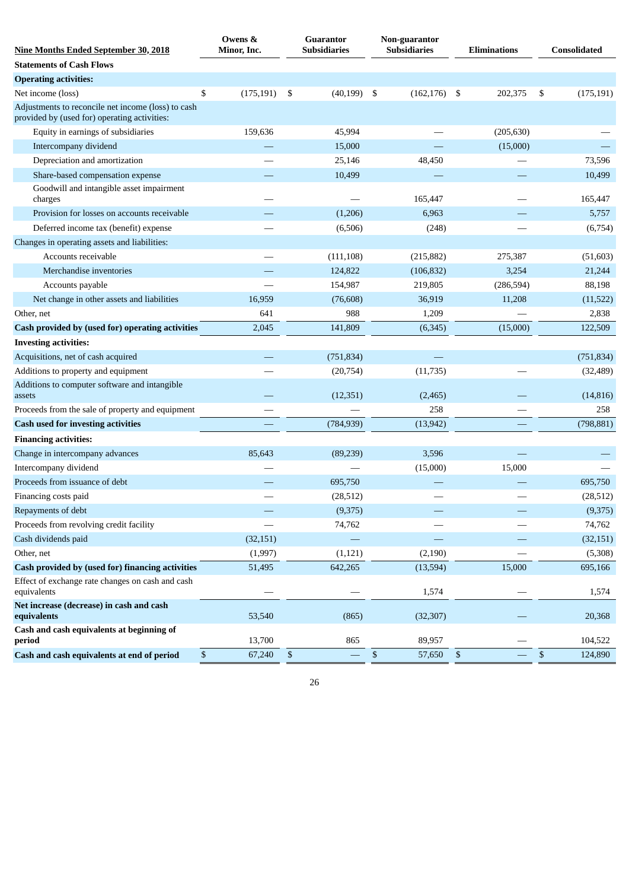| Nine Months Ended September 30, 2018 | Owens & Minor, Inc. | Guarantor Subsidiaries | Non-guarantor Subsidiaries | Eliminations | Consolidated |
|---|---|---|---|---|---|
| **Statements of Cash Flows** | | | | | |
| **Operating activities:** | | | | | |
| Net income (loss) | $ (175,191) | $ (40,199) | $ (162,176) | $ 202,375 | $ (175,191) |
| Adjustments to reconcile net income (loss) to cash provided by (used for) operating activities: | | | | | |
| Equity in earnings of subsidiaries | 159,636 | 45,994 | — | (205,630) | — |
| Intercompany dividend | — | 15,000 | — | (15,000) | — |
| Depreciation and amortization | — | 25,146 | 48,450 | — | 73,596 |
| Share-based compensation expense | — | 10,499 | — | — | 10,499 |
| Goodwill and intangible asset impairment charges | — | — | 165,447 | — | 165,447 |
| Provision for losses on accounts receivable | — | (1,206) | 6,963 | — | 5,757 |
| Deferred income tax (benefit) expense | — | (6,506) | (248) | — | (6,754) |
| Changes in operating assets and liabilities: | | | | | |
| Accounts receivable | — | (111,108) | (215,882) | 275,387 | (51,603) |
| Merchandise inventories | — | 124,822 | (106,832) | 3,254 | 21,244 |
| Accounts payable | — | 154,987 | 219,805 | (286,594) | 88,198 |
| Net change in other assets and liabilities | 16,959 | (76,608) | 36,919 | 11,208 | (11,522) |
| Other, net | 641 | 988 | 1,209 | — | 2,838 |
| **Cash provided by (used for) operating activities** | 2,045 | 141,809 | (6,345) | (15,000) | 122,509 |
| **Investing activities:** | | | | | |
| Acquisitions, net of cash acquired | — | (751,834) | — | | (751,834) |
| Additions to property and equipment | — | (20,754) | (11,735) | — | (32,489) |
| Additions to computer software and intangible assets | — | (12,351) | (2,465) | — | (14,816) |
| Proceeds from the sale of property and equipment | — | — | 258 | — | 258 |
| **Cash used for investing activities** | — | (784,939) | (13,942) | — | (798,881) |
| **Financing activities:** | | | | | |
| Change in intercompany advances | 85,643 | (89,239) | 3,596 | — | — |
| Intercompany dividend | — | — | (15,000) | 15,000 | — |
| Proceeds from issuance of debt | — | 695,750 | — | — | 695,750 |
| Financing costs paid | — | (28,512) | — | — | (28,512) |
| Repayments of debt | — | (9,375) | — | — | (9,375) |
| Proceeds from revolving credit facility | — | 74,762 | — | — | 74,762 |
| Cash dividends paid | (32,151) | — | — | — | (32,151) |
| Other, net | (1,997) | (1,121) | (2,190) | — | (5,308) |
| **Cash provided by (used for) financing activities** | 51,495 | 642,265 | (13,594) | 15,000 | 695,166 |
| Effect of exchange rate changes on cash and cash equivalents | — | — | 1,574 | — | 1,574 |
| **Net increase (decrease) in cash and cash equivalents** | 53,540 | (865) | (32,307) | — | 20,368 |
| **Cash and cash equivalents at beginning of period** | 13,700 | 865 | 89,957 | — | 104,522 |
| **Cash and cash equivalents at end of period** | $ 67,240 | $ — | $ 57,650 | $ — | $ 124,890 |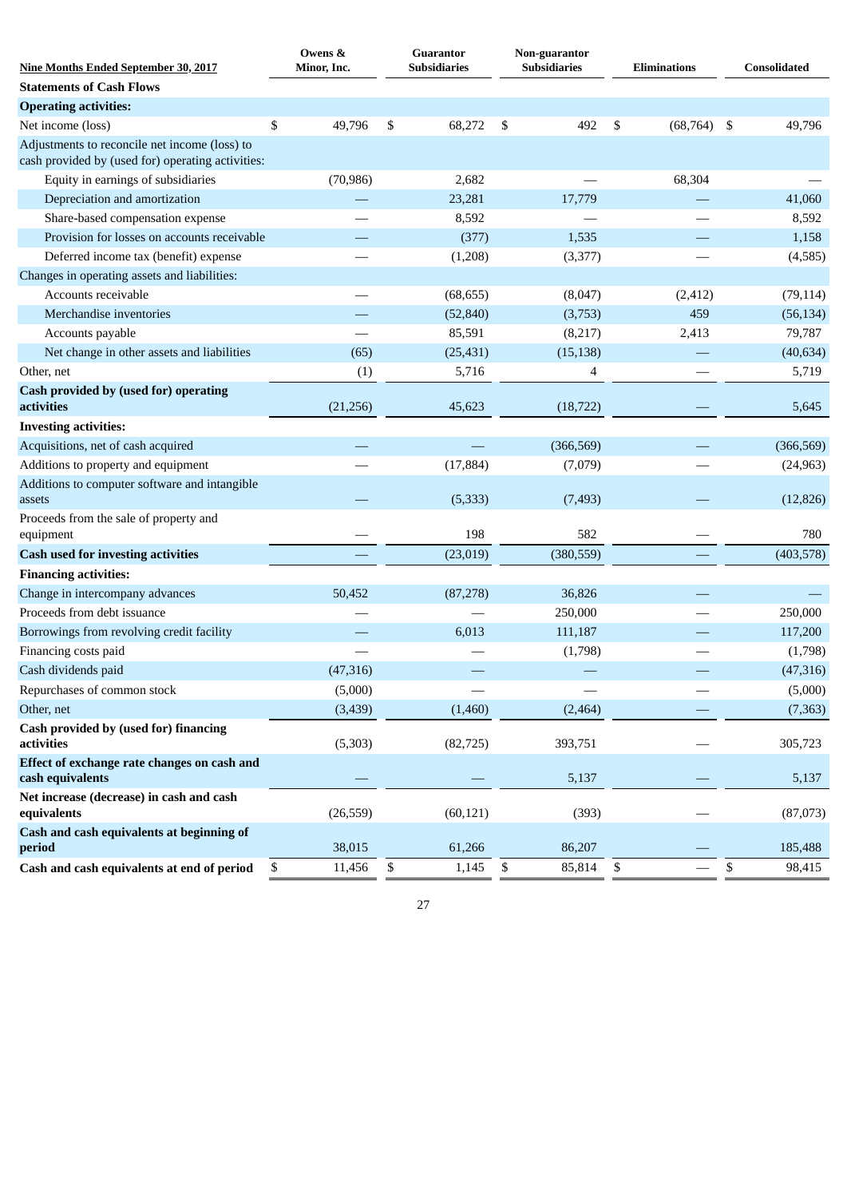| Nine Months Ended September 30, 2017 | Owens & Minor, Inc. | Guarantor Subsidiaries | Non-guarantor Subsidiaries | Eliminations | Consolidated |
|---|---|---|---|---|---|
| **Statements of Cash Flows** | | | | | |
| **Operating activities:** | | | | | |
| Net income (loss) | $ 49,796 | $ 68,272 | $ 492 | $ (68,764) | $ 49,796 |
| Adjustments to reconcile net income (loss) to cash provided by (used for) operating activities: | | | | | |
| Equity in earnings of subsidiaries | (70,986) | 2,682 | — | 68,304 | — |
| Depreciation and amortization | — | 23,281 | 17,779 | — | 41,060 |
| Share-based compensation expense | — | 8,592 | — | — | 8,592 |
| Provision for losses on accounts receivable | — | (377) | 1,535 | — | 1,158 |
| Deferred income tax (benefit) expense | — | (1,208) | (3,377) | — | (4,585) |
| Changes in operating assets and liabilities: | | | | | |
| Accounts receivable | — | (68,655) | (8,047) | (2,412) | (79,114) |
| Merchandise inventories | — | (52,840) | (3,753) | 459 | (56,134) |
| Accounts payable | — | 85,591 | (8,217) | 2,413 | 79,787 |
| Net change in other assets and liabilities | (65) | (25,431) | (15,138) | — | (40,634) |
| Other, net | (1) | 5,716 | 4 | — | 5,719 |
| **Cash provided by (used for) operating activities** | (21,256) | 45,623 | (18,722) | — | 5,645 |
| **Investing activities:** | | | | | |
| Acquisitions, net of cash acquired | — | — | (366,569) | — | (366,569) |
| Additions to property and equipment | — | (17,884) | (7,079) | — | (24,963) |
| Additions to computer software and intangible assets | — | (5,333) | (7,493) | — | (12,826) |
| Proceeds from the sale of property and equipment | — | 198 | 582 | — | 780 |
| **Cash used for investing activities** | — | (23,019) | (380,559) | — | (403,578) |
| **Financing activities:** | | | | | |
| Change in intercompany advances | 50,452 | (87,278) | 36,826 | — | — |
| Proceeds from debt issuance | — | — | 250,000 | — | 250,000 |
| Borrowings from revolving credit facility | — | 6,013 | 111,187 | — | 117,200 |
| Financing costs paid | — | — | (1,798) | — | (1,798) |
| Cash dividends paid | (47,316) | — | — | — | (47,316) |
| Repurchases of common stock | (5,000) | — | — | — | (5,000) |
| Other, net | (3,439) | (1,460) | (2,464) | — | (7,363) |
| **Cash provided by (used for) financing activities** | (5,303) | (82,725) | 393,751 | — | 305,723 |
| **Effect of exchange rate changes on cash and cash equivalents** | — | — | 5,137 | — | 5,137 |
| **Net increase (decrease) in cash and cash equivalents** | (26,559) | (60,121) | (393) | — | (87,073) |
| **Cash and cash equivalents at beginning of period** | 38,015 | 61,266 | 86,207 | — | 185,488 |
| **Cash and cash equivalents at end of period** | $ 11,456 | $ 1,145 | $ 85,814 | $ — | $ 98,415 |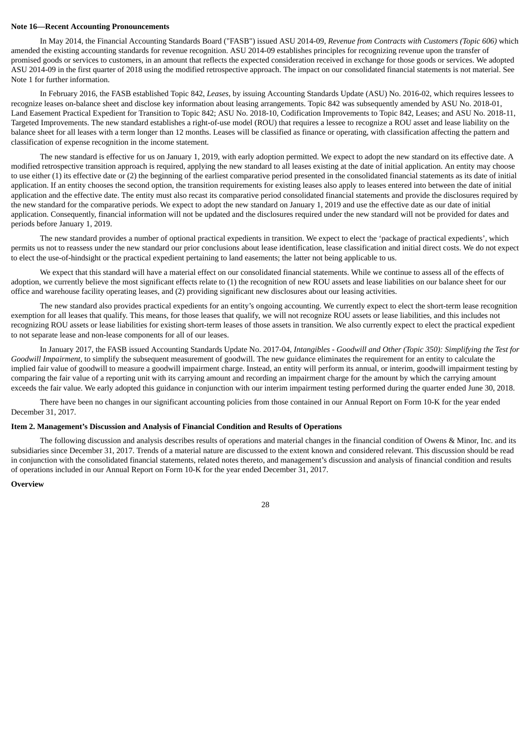**Note 16—Recent Accounting Pronouncements**

In May 2014, the Financial Accounting Standards Board ("FASB") issued ASU 2014-09, *Revenue from Contracts with Customers (Topic 606)* which amended the existing accounting standards for revenue recognition. ASU 2014-09 establishes principles for recognizing revenue upon the transfer of promised goods or services to customers, in an amount that reflects the expected consideration received in exchange for those goods or services. We adopted ASU 2014-09 in the first quarter of 2018 using the modified retrospective approach. The impact on our consolidated financial statements is not material. See Note 1 for further information.

In February 2016, the FASB established Topic 842, *Leases*, by issuing Accounting Standards Update (ASU) No. 2016-02, which requires lessees to recognize leases on-balance sheet and disclose key information about leasing arrangements. Topic 842 was subsequently amended by ASU No. 2018-01, Land Easement Practical Expedient for Transition to Topic 842; ASU No. 2018-10, Codification Improvements to Topic 842, Leases; and ASU No. 2018-11, Targeted Improvements. The new standard establishes a right-of-use model (ROU) that requires a lessee to recognize a ROU asset and lease liability on the balance sheet for all leases with a term longer than 12 months. Leases will be classified as finance or operating, with classification affecting the pattern and classification of expense recognition in the income statement.

The new standard is effective for us on January 1, 2019, with early adoption permitted. We expect to adopt the new standard on its effective date. A modified retrospective transition approach is required, applying the new standard to all leases existing at the date of initial application. An entity may choose to use either (1) its effective date or (2) the beginning of the earliest comparative period presented in the consolidated financial statements as its date of initial application. If an entity chooses the second option, the transition requirements for existing leases also apply to leases entered into between the date of initial application and the effective date. The entity must also recast its comparative period consolidated financial statements and provide the disclosures required by the new standard for the comparative periods. We expect to adopt the new standard on January 1, 2019 and use the effective date as our date of initial application. Consequently, financial information will not be updated and the disclosures required under the new standard will not be provided for dates and periods before January 1, 2019.

The new standard provides a number of optional practical expedients in transition. We expect to elect the 'package of practical expedients', which permits us not to reassess under the new standard our prior conclusions about lease identification, lease classification and initial direct costs. We do not expect to elect the use-of-hindsight or the practical expedient pertaining to land easements; the latter not being applicable to us.

We expect that this standard will have a material effect on our consolidated financial statements. While we continue to assess all of the effects of adoption, we currently believe the most significant effects relate to (1) the recognition of new ROU assets and lease liabilities on our balance sheet for our office and warehouse facility operating leases, and (2) providing significant new disclosures about our leasing activities.

The new standard also provides practical expedients for an entity's ongoing accounting. We currently expect to elect the short-term lease recognition exemption for all leases that qualify. This means, for those leases that qualify, we will not recognize ROU assets or lease liabilities, and this includes not recognizing ROU assets or lease liabilities for existing short-term leases of those assets in transition. We also currently expect to elect the practical expedient to not separate lease and non-lease components for all of our leases.

In January 2017, the FASB issued Accounting Standards Update No. 2017-04, *Intangibles - Goodwill and Other (Topic 350): Simplifying the Test for Goodwill Impairment*, to simplify the subsequent measurement of goodwill. The new guidance eliminates the requirement for an entity to calculate the implied fair value of goodwill to measure a goodwill impairment charge. Instead, an entity will perform its annual, or interim, goodwill impairment testing by comparing the fair value of a reporting unit with its carrying amount and recording an impairment charge for the amount by which the carrying amount exceeds the fair value. We early adopted this guidance in conjunction with our interim impairment testing performed during the quarter ended June 30, 2018.

There have been no changes in our significant accounting policies from those contained in our Annual Report on Form 10-K for the year ended December 31, 2017.

**Item 2. Management's Discussion and Analysis of Financial Condition and Results of Operations**

The following discussion and analysis describes results of operations and material changes in the financial condition of Owens & Minor, Inc. and its subsidiaries since December 31, 2017. Trends of a material nature are discussed to the extent known and considered relevant. This discussion should be read in conjunction with the consolidated financial statements, related notes thereto, and management's discussion and analysis of financial condition and results of operations included in our Annual Report on Form 10-K for the year ended December 31, 2017.

**Overview**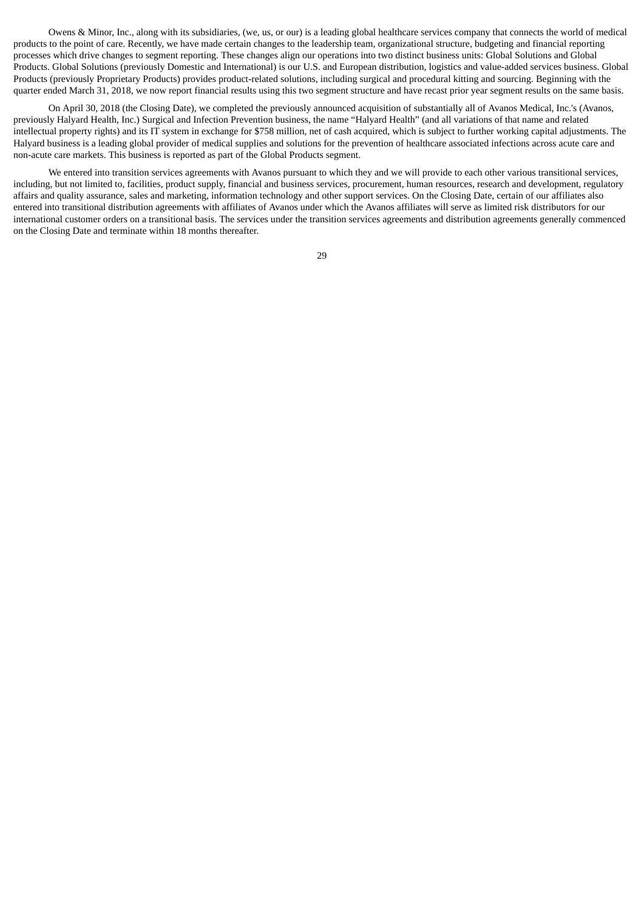Owens & Minor, Inc., along with its subsidiaries, (we, us, or our) is a leading global healthcare services company that connects the world of medical products to the point of care. Recently, we have made certain changes to the leadership team, organizational structure, budgeting and financial reporting processes which drive changes to segment reporting. These changes align our operations into two distinct business units: Global Solutions and Global Products. Global Solutions (previously Domestic and International) is our U.S. and European distribution, logistics and value-added services business. Global Products (previously Proprietary Products) provides product-related solutions, including surgical and procedural kitting and sourcing. Beginning with the quarter ended March 31, 2018, we now report financial results using this two segment structure and have recast prior year segment results on the same basis.

On April 30, 2018 (the Closing Date), we completed the previously announced acquisition of substantially all of Avanos Medical, Inc.'s (Avanos, previously Halyard Health, Inc.) Surgical and Infection Prevention business, the name "Halyard Health" (and all variations of that name and related intellectual property rights) and its IT system in exchange for $758 million, net of cash acquired, which is subject to further working capital adjustments. The Halyard business is a leading global provider of medical supplies and solutions for the prevention of healthcare associated infections across acute care and non-acute care markets. This business is reported as part of the Global Products segment.

We entered into transition services agreements with Avanos pursuant to which they and we will provide to each other various transitional services, including, but not limited to, facilities, product supply, financial and business services, procurement, human resources, research and development, regulatory affairs and quality assurance, sales and marketing, information technology and other support services. On the Closing Date, certain of our affiliates also entered into transitional distribution agreements with affiliates of Avanos under which the Avanos affiliates will serve as limited risk distributors for our international customer orders on a transitional basis. The services under the transition services agreements and distribution agreements generally commenced on the Closing Date and terminate within 18 months thereafter.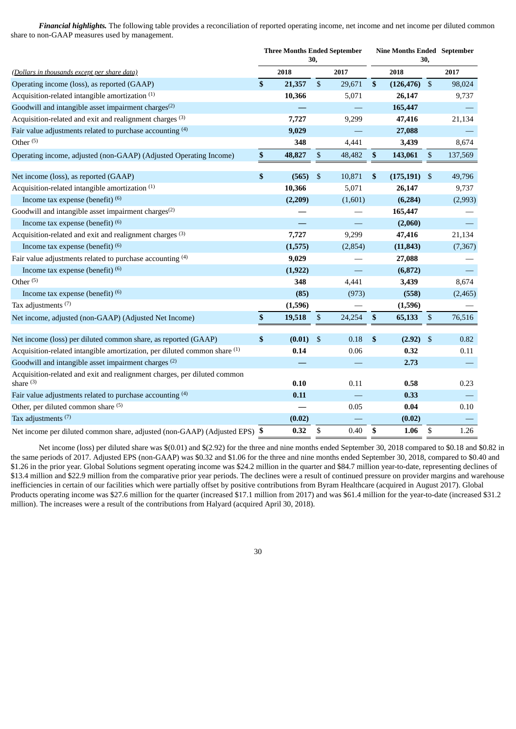***Financial highlights.*** The following table provides a reconciliation of reported operating income, net income and net income per diluted common share to non-GAAP measures used by management.

| *(Dollars in thousands except per share data)* | Three Months Ended September 30, | | Nine Months Ended September 30, | |
|---|---|---|---|---|
| | 2018 | 2017 | 2018 | 2017 |
| Operating income (loss), as reported (GAAP) | $ 21,357 | $ 29,671 | $ (126,476) | $ 98,024 |
| Acquisition-related intangible amortization (1) | 10,366 | 5,071 | 26,147 | 9,737 |
| Goodwill and intangible asset impairment charges(2) | — | — | 165,447 | — |
| Acquisition-related and exit and realignment charges (3) | 7,727 | 9,299 | 47,416 | 21,134 |
| Fair value adjustments related to purchase accounting (4) | 9,029 | — | 27,088 | — |
| Other (5) | 348 | 4,441 | 3,439 | 8,674 |
| Operating income, adjusted (non-GAAP) (Adjusted Operating Income) | $ 48,827 | $ 48,482 | $ 143,061 | $ 137,569 |
| | | | | |
| Net income (loss), as reported (GAAP) | $ (565) | $ 10,871 | $ (175,191) | $ 49,796 |
| Acquisition-related intangible amortization (1) | 10,366 | 5,071 | 26,147 | 9,737 |
| Income tax expense (benefit) (6) | (2,209) | (1,601) | (6,284) | (2,993) |
| Goodwill and intangible asset impairment charges(2) | — | — | 165,447 | — |
| Income tax expense (benefit) (6) | — | — | (2,060) | — |
| Acquisition-related and exit and realignment charges (3) | 7,727 | 9,299 | 47,416 | 21,134 |
| Income tax expense (benefit) (6) | (1,575) | (2,854) | (11,843) | (7,367) |
| Fair value adjustments related to purchase accounting (4) | 9,029 | — | 27,088 | — |
| Income tax expense (benefit) (6) | (1,922) | — | (6,872) | — |
| Other (5) | 348 | 4,441 | 3,439 | 8,674 |
| Income tax expense (benefit) (6) | (85) | (973) | (558) | (2,465) |
| Tax adjustments (7) | (1,596) | — | (1,596) | — |
| Net income, adjusted (non-GAAP) (Adjusted Net Income) | $ 19,518 | $ 24,254 | $ 65,133 | $ 76,516 |
| | | | | |
| Net income (loss) per diluted common share, as reported (GAAP) | $ (0.01) | $ 0.18 | $ (2.92) | $ 0.82 |
| Acquisition-related intangible amortization, per diluted common share (1) | 0.14 | 0.06 | 0.32 | 0.11 |
| Goodwill and intangible asset impairment charges (2) | — | — | 2.73 | — |
| Acquisition-related and exit and realignment charges, per diluted common share (3) | 0.10 | 0.11 | 0.58 | 0.23 |
| Fair value adjustments related to purchase accounting (4) | 0.11 | — | 0.33 | — |
| Other, per diluted common share (5) | — | 0.05 | 0.04 | 0.10 |
| Tax adjustments (7) | (0.02) | — | (0.02) | — |
| Net income per diluted common share, adjusted (non-GAAP) (Adjusted EPS) | $ 0.32 | $ 0.40 | $ 1.06 | $ 1.26 |

Net income (loss) per diluted share was $(0.01) and $(2.92) for the three and nine months ended September 30, 2018 compared to $0.18 and $0.82 in the same periods of 2017. Adjusted EPS (non-GAAP) was $0.32 and $1.06 for the three and nine months ended September 30, 2018, compared to $0.40 and $1.26 in the prior year. Global Solutions segment operating income was $24.2 million in the quarter and $84.7 million year-to-date, representing declines of $13.4 million and $22.9 million from the comparative prior year periods. The declines were a result of continued pressure on provider margins and warehouse inefficiencies in certain of our facilities which were partially offset by positive contributions from Byram Healthcare (acquired in August 2017). Global Products operating income was $27.6 million for the quarter (increased $17.1 million from 2017) and was $61.4 million for the year-to-date (increased $31.2 million). The increases were a result of the contributions from Halyard (acquired April 30, 2018).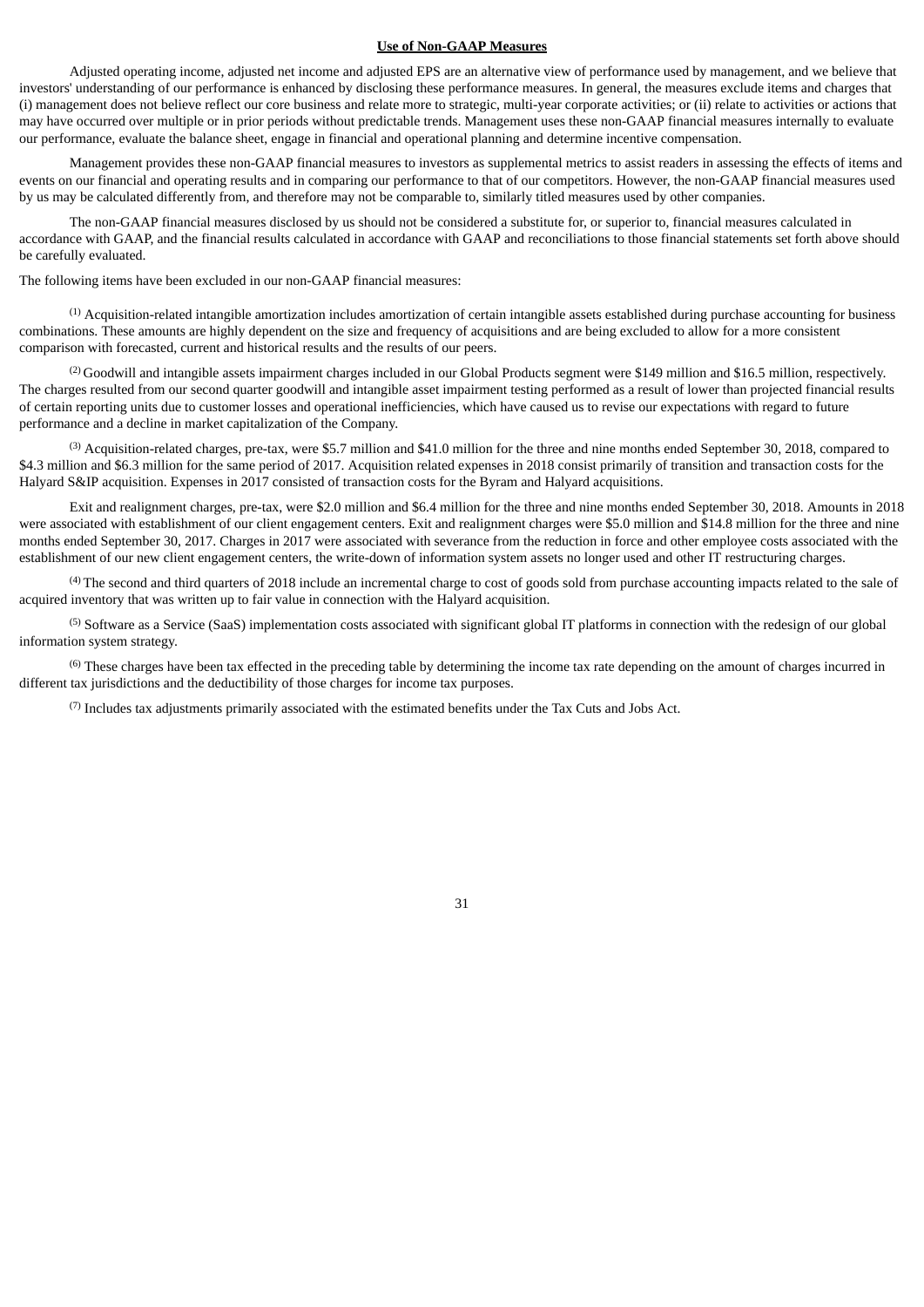## Use of Non-GAAP Measures

Adjusted operating income, adjusted net income and adjusted EPS are an alternative view of performance used by management, and we believe that investors' understanding of our performance is enhanced by disclosing these performance measures. In general, the measures exclude items and charges that (i) management does not believe reflect our core business and relate more to strategic, multi-year corporate activities; or (ii) relate to activities or actions that may have occurred over multiple or in prior periods without predictable trends. Management uses these non-GAAP financial measures internally to evaluate our performance, evaluate the balance sheet, engage in financial and operational planning and determine incentive compensation.

Management provides these non-GAAP financial measures to investors as supplemental metrics to assist readers in assessing the effects of items and events on our financial and operating results and in comparing our performance to that of our competitors. However, the non-GAAP financial measures used by us may be calculated differently from, and therefore may not be comparable to, similarly titled measures used by other companies.

The non-GAAP financial measures disclosed by us should not be considered a substitute for, or superior to, financial measures calculated in accordance with GAAP, and the financial results calculated in accordance with GAAP and reconciliations to those financial statements set forth above should be carefully evaluated.

The following items have been excluded in our non-GAAP financial measures:

[1] Acquisition-related intangible amortization includes amortization of certain intangible assets established during purchase accounting for business combinations. These amounts are highly dependent on the size and frequency of acquisitions and are being excluded to allow for a more consistent comparison with forecasted, current and historical results and the results of our peers.

[2] Goodwill and intangible assets impairment charges included in our Global Products segment were $149 million and $16.5 million, respectively. The charges resulted from our second quarter goodwill and intangible asset impairment testing performed as a result of lower than projected financial results of certain reporting units due to customer losses and operational inefficiencies, which have caused us to revise our expectations with regard to future performance and a decline in market capitalization of the Company.

[3] Acquisition-related charges, pre-tax, were $5.7 million and $41.0 million for the three and nine months ended September 30, 2018, compared to $4.3 million and $6.3 million for the same period of 2017. Acquisition related expenses in 2018 consist primarily of transition and transaction costs for the Halyard S&IP acquisition. Expenses in 2017 consisted of transaction costs for the Byram and Halyard acquisitions.

Exit and realignment charges, pre-tax, were $2.0 million and $6.4 million for the three and nine months ended September 30, 2018. Amounts in 2018 were associated with establishment of our client engagement centers. Exit and realignment charges were $5.0 million and $14.8 million for the three and nine months ended September 30, 2017. Charges in 2017 were associated with severance from the reduction in force and other employee costs associated with the establishment of our new client engagement centers, the write-down of information system assets no longer used and other IT restructuring charges.

[4] The second and third quarters of 2018 include an incremental charge to cost of goods sold from purchase accounting impacts related to the sale of acquired inventory that was written up to fair value in connection with the Halyard acquisition.

[5] Software as a Service (SaaS) implementation costs associated with significant global IT platforms in connection with the redesign of our global information system strategy.

[6] These charges have been tax effected in the preceding table by determining the income tax rate depending on the amount of charges incurred in different tax jurisdictions and the deductibility of those charges for income tax purposes.

[7] Includes tax adjustments primarily associated with the estimated benefits under the Tax Cuts and Jobs Act.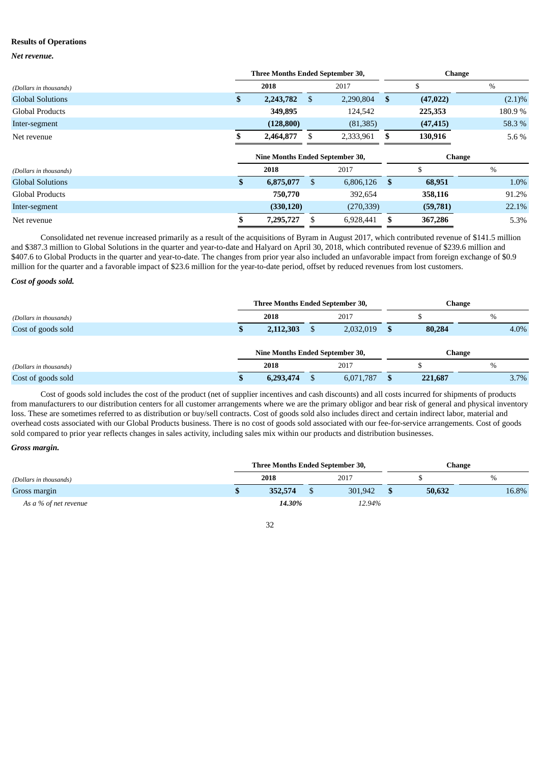## Results of Operations

***Net revenue.***

| *(Dollars in thousands)* | Three Months Ended September 30, 2018 | Three Months Ended September 30, 2017 | Change $ | Change % |
|---|---|---|---|---|
| Global Solutions | **$ 2,243,782** | $ 2,290,804 | **$ (47,022)** | (2.1)% |
| Global Products | **349,895** | 124,542 | **225,353** | 180.9 % |
| Inter-segment | **(128,800)** | (81,385) | **(47,415)** | 58.3 % |
| Net revenue | **$ 2,464,877** | $ 2,333,961 | **$ 130,916** | 5.6 % |

| *(Dollars in thousands)* | Nine Months Ended September 30, 2018 | Nine Months Ended September 30, 2017 | Change $ | Change % |
|---|---|---|---|---|
| Global Solutions | **$ 6,875,077** | $ 6,806,126 | **$ 68,951** | 1.0% |
| Global Products | **750,770** | 392,654 | **358,116** | 91.2% |
| Inter-segment | **(330,120)** | (270,339) | **(59,781)** | 22.1% |
| Net revenue | **$ 7,295,727** | $ 6,928,441 | **$ 367,286** | 5.3% |

Consolidated net revenue increased primarily as a result of the acquisitions of Byram in August 2017, which contributed revenue of $141.5 million and $387.3 million to Global Solutions in the quarter and year-to-date and Halyard on April 30, 2018, which contributed revenue of $239.6 million and $407.6 to Global Products in the quarter and year-to-date. The changes from prior year also included an unfavorable impact from foreign exchange of $0.9 million for the quarter and a favorable impact of $23.6 million for the year-to-date period, offset by reduced revenues from lost customers.

***Cost of goods sold.***

| *(Dollars in thousands)* | Three Months Ended September 30, 2018 | Three Months Ended September 30, 2017 | Change $ | Change % |
|---|---|---|---|---|
| Cost of goods sold | **$ 2,112,303** | $ 2,032,019 | **$ 80,284** | 4.0% |

| *(Dollars in thousands)* | Nine Months Ended September 30, 2018 | Nine Months Ended September 30, 2017 | Change $ | Change % |
|---|---|---|---|---|
| Cost of goods sold | **$ 6,293,474** | $ 6,071,787 | **$ 221,687** | 3.7% |

Cost of goods sold includes the cost of the product (net of supplier incentives and cash discounts) and all costs incurred for shipments of products from manufacturers to our distribution centers for all customer arrangements where we are the primary obligor and bear risk of general and physical inventory loss. These are sometimes referred to as distribution or buy/sell contracts. Cost of goods sold also includes direct and certain indirect labor, material and overhead costs associated with our Global Products business. There is no cost of goods sold associated with our fee-for-service arrangements. Cost of goods sold compared to prior year reflects changes in sales activity, including sales mix within our products and distribution businesses.

***Gross margin.***

| *(Dollars in thousands)* | Three Months Ended September 30, 2018 | Three Months Ended September 30, 2017 | Change $ | Change % |
|---|---|---|---|---|
| Gross margin | **$ 352,574** | $ 301,942 | **$ 50,632** | 16.8% |
| *As a % of net revenue* | ***14.30%*** | *12.94%* | | |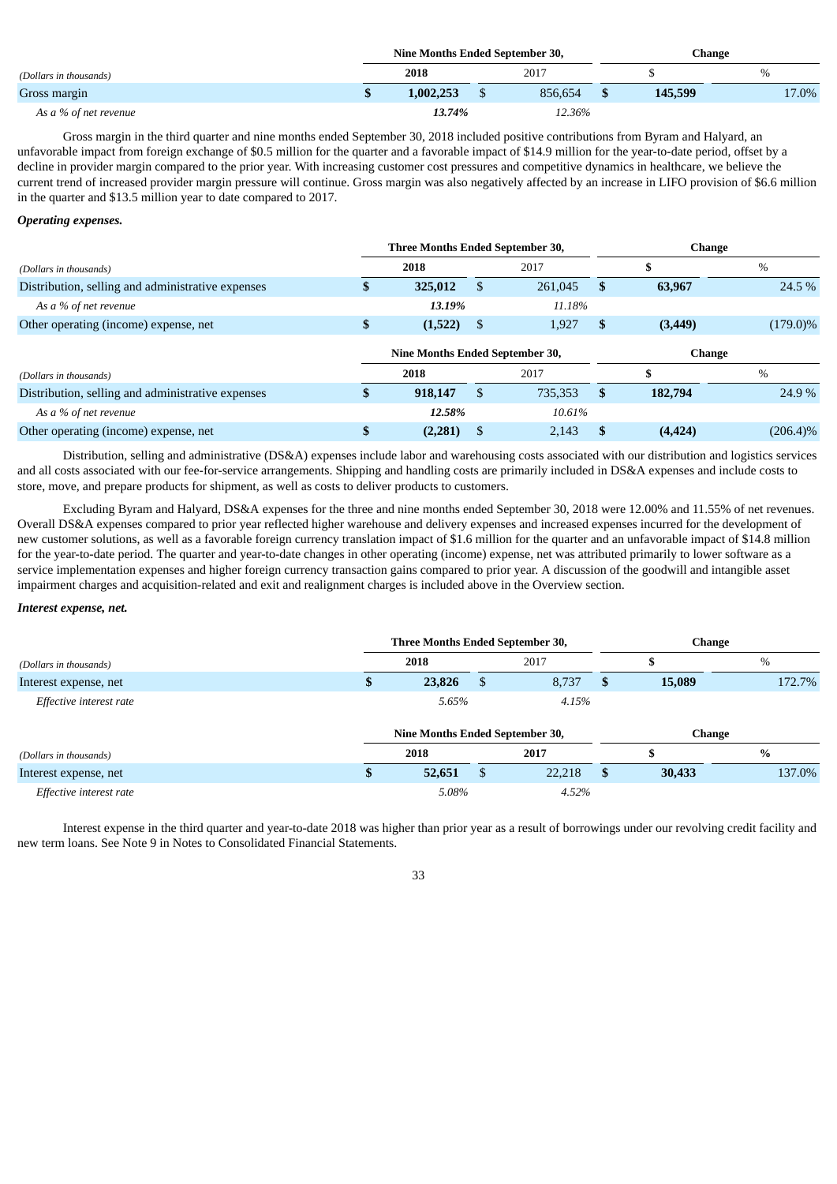| (Dollars in thousands) | Nine Months Ended September 30, | | Change | |
|---|---|---|---|---|
| | 2018 | 2017 | $ | % |
| Gross margin | $ 1,002,253 | $ 856,654 | $ 145,599 | 17.0% |
| *As a % of net revenue* | *13.74%* | *12.36%* | | |

Gross margin in the third quarter and nine months ended September 30, 2018 included positive contributions from Byram and Halyard, an unfavorable impact from foreign exchange of $0.5 million for the quarter and a favorable impact of $14.9 million for the year-to-date period, offset by a decline in provider margin compared to the prior year. With increasing customer cost pressures and competitive dynamics in healthcare, we believe the current trend of increased provider margin pressure will continue. Gross margin was also negatively affected by an increase in LIFO provision of $6.6 million in the quarter and $13.5 million year to date compared to 2017.

***Operating expenses.***

| (Dollars in thousands) | Three Months Ended September 30, | | Change | |
|---|---|---|---|---|
| | 2018 | 2017 | $ | % |
| Distribution, selling and administrative expenses | $ 325,012 | $ 261,045 | $ 63,967 | 24.5 % |
| *As a % of net revenue* | *13.19%* | *11.18%* | | |
| Other operating (income) expense, net | $ (1,522) | $ 1,927 | $ (3,449) | (179.0)% |

| (Dollars in thousands) | Nine Months Ended September 30, | | Change | |
|---|---|---|---|---|
| | 2018 | 2017 | $ | % |
| Distribution, selling and administrative expenses | $ 918,147 | $ 735,353 | $ 182,794 | 24.9 % |
| *As a % of net revenue* | *12.58%* | *10.61%* | | |
| Other operating (income) expense, net | $ (2,281) | $ 2,143 | $ (4,424) | (206.4)% |

Distribution, selling and administrative (DS&A) expenses include labor and warehousing costs associated with our distribution and logistics services and all costs associated with our fee-for-service arrangements. Shipping and handling costs are primarily included in DS&A expenses and include costs to store, move, and prepare products for shipment, as well as costs to deliver products to customers.

Excluding Byram and Halyard, DS&A expenses for the three and nine months ended September 30, 2018 were 12.00% and 11.55% of net revenues. Overall DS&A expenses compared to prior year reflected higher warehouse and delivery expenses and increased expenses incurred for the development of new customer solutions, as well as a favorable foreign currency translation impact of $1.6 million for the quarter and an unfavorable impact of $14.8 million for the year-to-date period. The quarter and year-to-date changes in other operating (income) expense, net was attributed primarily to lower software as a service implementation expenses and higher foreign currency transaction gains compared to prior year. A discussion of the goodwill and intangible asset impairment charges and acquisition-related and exit and realignment charges is included above in the Overview section.

***Interest expense, net.***

| (Dollars in thousands) | Three Months Ended September 30, | | Change | |
|---|---|---|---|---|
| | 2018 | 2017 | $ | % |
| Interest expense, net | $ 23,826 | $ 8,737 | $ 15,089 | 172.7% |
| *Effective interest rate* | *5.65%* | *4.15%* | | |

| (Dollars in thousands) | Nine Months Ended September 30, | | Change | |
|---|---|---|---|---|
| | 2018 | 2017 | $ | % |
| Interest expense, net | $ 52,651 | $ 22,218 | $ 30,433 | 137.0% |
| *Effective interest rate* | *5.08%* | *4.52%* | | |

Interest expense in the third quarter and year-to-date 2018 was higher than prior year as a result of borrowings under our revolving credit facility and new term loans. See Note 9 in Notes to Consolidated Financial Statements.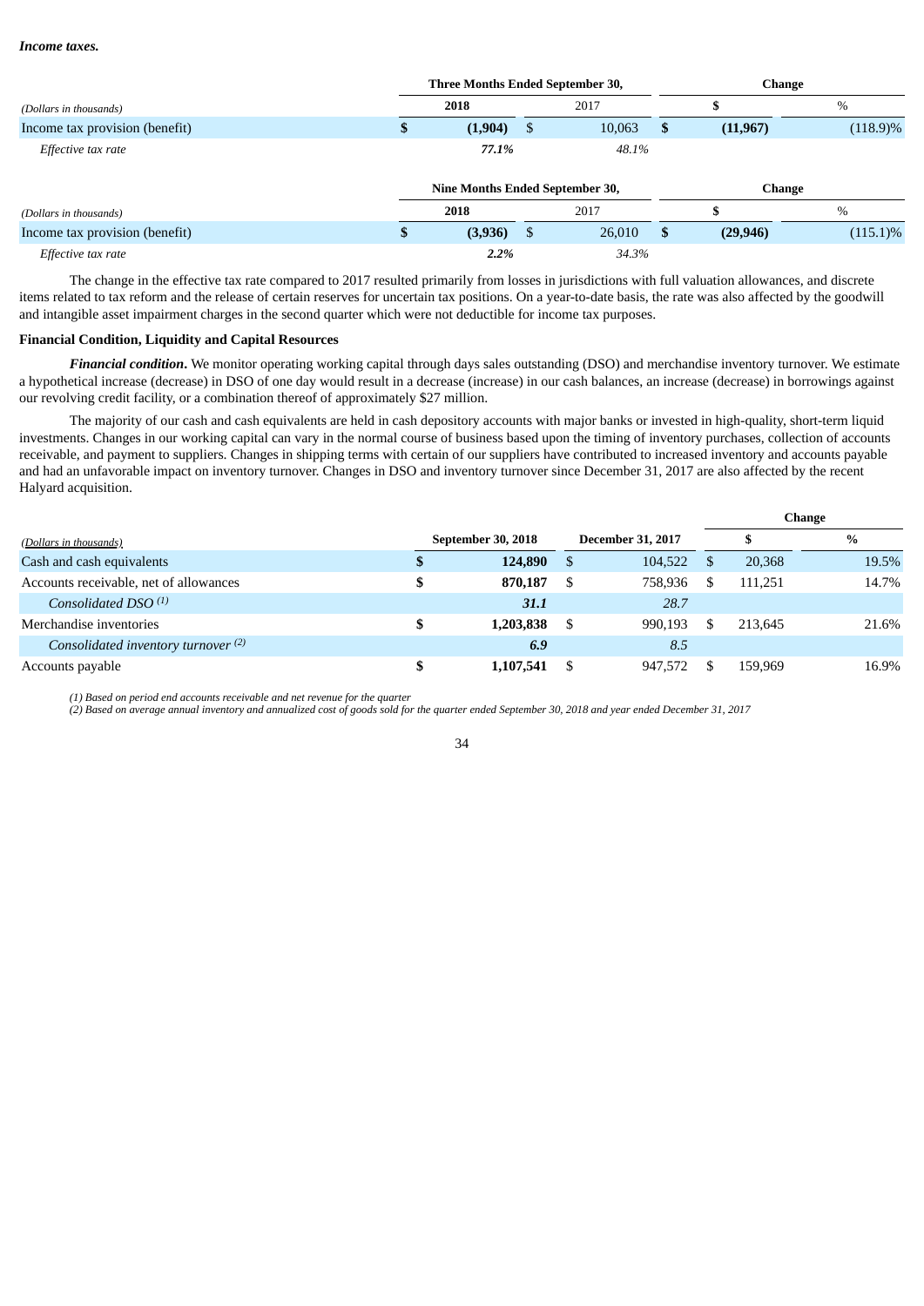***Income taxes.***

| *(Dollars in thousands)* | Three Months Ended September 30, | | Change | |
|---|---|---|---|---|
| | **2018** | 2017 | **$** | % |
| Income tax provision (benefit) | **$ (1,904)** | $ 10,063 | **$ (11,967)** | (118.9)% |
| *Effective tax rate* | ***77.1%*** | *48.1%* | | |

| *(Dollars in thousands)* | Nine Months Ended September 30, | | Change | |
|---|---|---|---|---|
| | **2018** | 2017 | **$** | % |
| Income tax provision (benefit) | **$ (3,936)** | $ 26,010 | **$ (29,946)** | (115.1)% |
| *Effective tax rate* | ***2.2%*** | *34.3%* | | |

The change in the effective tax rate compared to 2017 resulted primarily from losses in jurisdictions with full valuation allowances, and discrete items related to tax reform and the release of certain reserves for uncertain tax positions. On a year-to-date basis, the rate was also affected by the goodwill and intangible asset impairment charges in the second quarter which were not deductible for income tax purposes.

**Financial Condition, Liquidity and Capital Resources**

***Financial condition*.** We monitor operating working capital through days sales outstanding (DSO) and merchandise inventory turnover. We estimate a hypothetical increase (decrease) in DSO of one day would result in a decrease (increase) in our cash balances, an increase (decrease) in borrowings against our revolving credit facility, or a combination thereof of approximately $27 million.

The majority of our cash and cash equivalents are held in cash depository accounts with major banks or invested in high-quality, short-term liquid investments. Changes in our working capital can vary in the normal course of business based upon the timing of inventory purchases, collection of accounts receivable, and payment to suppliers. Changes in shipping terms with certain of our suppliers have contributed to increased inventory and accounts payable and had an unfavorable impact on inventory turnover. Changes in DSO and inventory turnover since December 31, 2017 are also affected by the recent Halyard acquisition.

| *(Dollars in thousands)* | **September 30, 2018** | **December 31, 2017** | **Change $** | **Change %** |
|---|---|---|---|---|
| Cash and cash equivalents | **$ 124,890** | $ 104,522 | $ 20,368 | 19.5% |
| Accounts receivable, net of allowances | **$ 870,187** | $ 758,936 | $ 111,251 | 14.7% |
| *Consolidated DSO (1)* | ***31.1*** | *28.7* | | |
| Merchandise inventories | **$ 1,203,838** | $ 990,193 | $ 213,645 | 21.6% |
| *Consolidated inventory turnover (2)* | ***6.9*** | *8.5* | | |
| Accounts payable | **$ 1,107,541** | $ 947,572 | $ 159,969 | 16.9% |

*(1) Based on period end accounts receivable and net revenue for the quarter*
*(2) Based on average annual inventory and annualized cost of goods sold for the quarter ended September 30, 2018 and year ended December 31, 2017*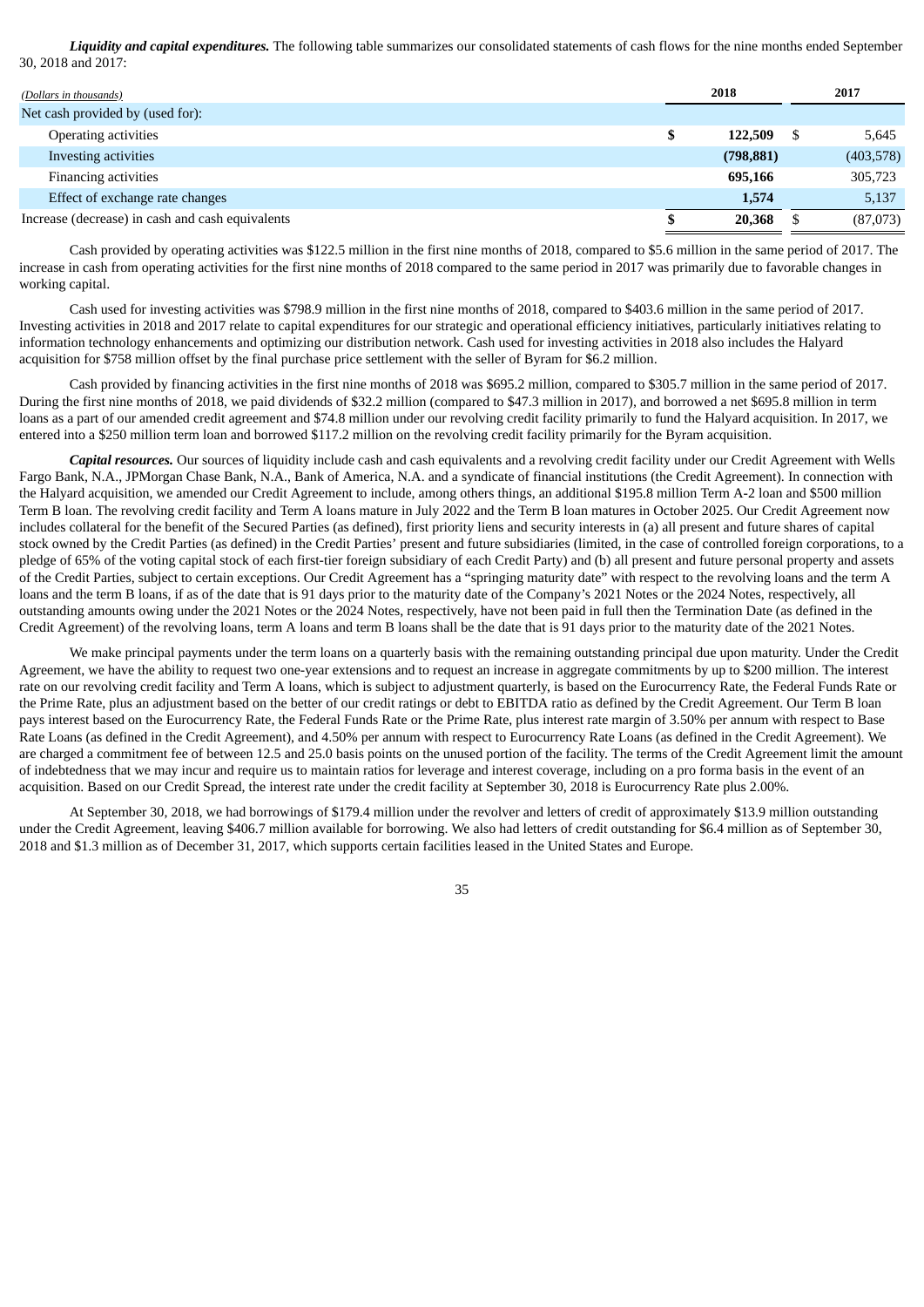***Liquidity and capital expenditures.*** The following table summarizes our consolidated statements of cash flows for the nine months ended September 30, 2018 and 2017:

| *(Dollars in thousands)* | 2018 | 2017 |
|---|---|---|
| Net cash provided by (used for): | | |
| Operating activities | **$ 122,509** | $ 5,645 |
| Investing activities | **(798,881)** | (403,578) |
| Financing activities | **695,166** | 305,723 |
| Effect of exchange rate changes | **1,574** | 5,137 |
| Increase (decrease) in cash and cash equivalents | **$ 20,368** | $ (87,073) |

Cash provided by operating activities was $122.5 million in the first nine months of 2018, compared to $5.6 million in the same period of 2017. The increase in cash from operating activities for the first nine months of 2018 compared to the same period in 2017 was primarily due to favorable changes in working capital.

Cash used for investing activities was $798.9 million in the first nine months of 2018, compared to $403.6 million in the same period of 2017. Investing activities in 2018 and 2017 relate to capital expenditures for our strategic and operational efficiency initiatives, particularly initiatives relating to information technology enhancements and optimizing our distribution network. Cash used for investing activities in 2018 also includes the Halyard acquisition for $758 million offset by the final purchase price settlement with the seller of Byram for $6.2 million.

Cash provided by financing activities in the first nine months of 2018 was $695.2 million, compared to $305.7 million in the same period of 2017. During the first nine months of 2018, we paid dividends of $32.2 million (compared to $47.3 million in 2017), and borrowed a net $695.8 million in term loans as a part of our amended credit agreement and $74.8 million under our revolving credit facility primarily to fund the Halyard acquisition. In 2017, we entered into a $250 million term loan and borrowed $117.2 million on the revolving credit facility primarily for the Byram acquisition.

***Capital resources.*** Our sources of liquidity include cash and cash equivalents and a revolving credit facility under our Credit Agreement with Wells Fargo Bank, N.A., JPMorgan Chase Bank, N.A., Bank of America, N.A. and a syndicate of financial institutions (the Credit Agreement). In connection with the Halyard acquisition, we amended our Credit Agreement to include, among others things, an additional $195.8 million Term A-2 loan and $500 million Term B loan. The revolving credit facility and Term A loans mature in July 2022 and the Term B loan matures in October 2025. Our Credit Agreement now includes collateral for the benefit of the Secured Parties (as defined), first priority liens and security interests in (a) all present and future shares of capital stock owned by the Credit Parties (as defined) in the Credit Parties' present and future subsidiaries (limited, in the case of controlled foreign corporations, to a pledge of 65% of the voting capital stock of each first-tier foreign subsidiary of each Credit Party) and (b) all present and future personal property and assets of the Credit Parties, subject to certain exceptions. Our Credit Agreement has a "springing maturity date" with respect to the revolving loans and the term A loans and the term B loans, if as of the date that is 91 days prior to the maturity date of the Company's 2021 Notes or the 2024 Notes, respectively, all outstanding amounts owing under the 2021 Notes or the 2024 Notes, respectively, have not been paid in full then the Termination Date (as defined in the Credit Agreement) of the revolving loans, term A loans and term B loans shall be the date that is 91 days prior to the maturity date of the 2021 Notes.

We make principal payments under the term loans on a quarterly basis with the remaining outstanding principal due upon maturity. Under the Credit Agreement, we have the ability to request two one-year extensions and to request an increase in aggregate commitments by up to $200 million. The interest rate on our revolving credit facility and Term A loans, which is subject to adjustment quarterly, is based on the Eurocurrency Rate, the Federal Funds Rate or the Prime Rate, plus an adjustment based on the better of our credit ratings or debt to EBITDA ratio as defined by the Credit Agreement. Our Term B loan pays interest based on the Eurocurrency Rate, the Federal Funds Rate or the Prime Rate, plus interest rate margin of 3.50% per annum with respect to Base Rate Loans (as defined in the Credit Agreement), and 4.50% per annum with respect to Eurocurrency Rate Loans (as defined in the Credit Agreement). We are charged a commitment fee of between 12.5 and 25.0 basis points on the unused portion of the facility. The terms of the Credit Agreement limit the amount of indebtedness that we may incur and require us to maintain ratios for leverage and interest coverage, including on a pro forma basis in the event of an acquisition. Based on our Credit Spread, the interest rate under the credit facility at September 30, 2018 is Eurocurrency Rate plus 2.00%.

At September 30, 2018, we had borrowings of $179.4 million under the revolver and letters of credit of approximately $13.9 million outstanding under the Credit Agreement, leaving $406.7 million available for borrowing. We also had letters of credit outstanding for $6.4 million as of September 30, 2018 and $1.3 million as of December 31, 2017, which supports certain facilities leased in the United States and Europe.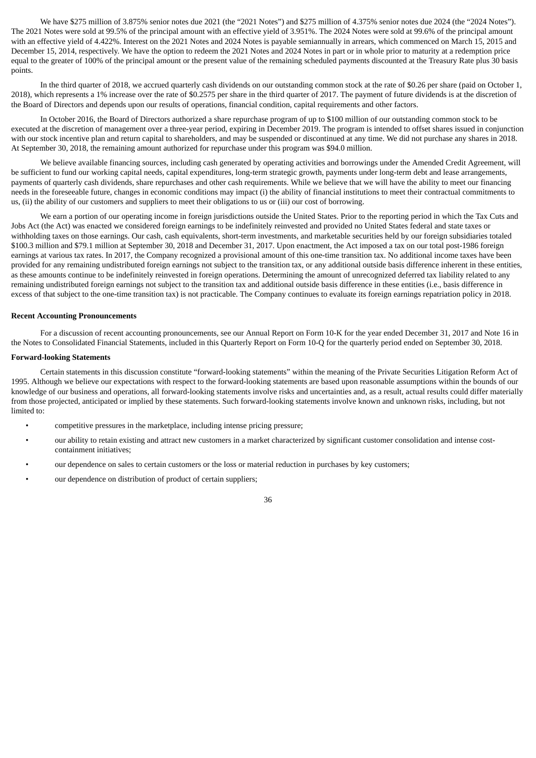We have $275 million of 3.875% senior notes due 2021 (the "2021 Notes") and $275 million of 4.375% senior notes due 2024 (the "2024 Notes"). The 2021 Notes were sold at 99.5% of the principal amount with an effective yield of 3.951%. The 2024 Notes were sold at 99.6% of the principal amount with an effective yield of 4.422%. Interest on the 2021 Notes and 2024 Notes is payable semiannually in arrears, which commenced on March 15, 2015 and December 15, 2014, respectively. We have the option to redeem the 2021 Notes and 2024 Notes in part or in whole prior to maturity at a redemption price equal to the greater of 100% of the principal amount or the present value of the remaining scheduled payments discounted at the Treasury Rate plus 30 basis points.

In the third quarter of 2018, we accrued quarterly cash dividends on our outstanding common stock at the rate of $0.26 per share (paid on October 1, 2018), which represents a 1% increase over the rate of $0.2575 per share in the third quarter of 2017. The payment of future dividends is at the discretion of the Board of Directors and depends upon our results of operations, financial condition, capital requirements and other factors.

In October 2016, the Board of Directors authorized a share repurchase program of up to $100 million of our outstanding common stock to be executed at the discretion of management over a three-year period, expiring in December 2019. The program is intended to offset shares issued in conjunction with our stock incentive plan and return capital to shareholders, and may be suspended or discontinued at any time. We did not purchase any shares in 2018. At September 30, 2018, the remaining amount authorized for repurchase under this program was $94.0 million.

We believe available financing sources, including cash generated by operating activities and borrowings under the Amended Credit Agreement, will be sufficient to fund our working capital needs, capital expenditures, long-term strategic growth, payments under long-term debt and lease arrangements, payments of quarterly cash dividends, share repurchases and other cash requirements. While we believe that we will have the ability to meet our financing needs in the foreseeable future, changes in economic conditions may impact (i) the ability of financial institutions to meet their contractual commitments to us, (ii) the ability of our customers and suppliers to meet their obligations to us or (iii) our cost of borrowing.

We earn a portion of our operating income in foreign jurisdictions outside the United States. Prior to the reporting period in which the Tax Cuts and Jobs Act (the Act) was enacted we considered foreign earnings to be indefinitely reinvested and provided no United States federal and state taxes or withholding taxes on those earnings. Our cash, cash equivalents, short-term investments, and marketable securities held by our foreign subsidiaries totaled $100.3 million and $79.1 million at September 30, 2018 and December 31, 2017. Upon enactment, the Act imposed a tax on our total post-1986 foreign earnings at various tax rates. In 2017, the Company recognized a provisional amount of this one-time transition tax. No additional income taxes have been provided for any remaining undistributed foreign earnings not subject to the transition tax, or any additional outside basis difference inherent in these entities, as these amounts continue to be indefinitely reinvested in foreign operations. Determining the amount of unrecognized deferred tax liability related to any remaining undistributed foreign earnings not subject to the transition tax and additional outside basis difference in these entities (i.e., basis difference in excess of that subject to the one-time transition tax) is not practicable. The Company continues to evaluate its foreign earnings repatriation policy in 2018.

**Recent Accounting Pronouncements**

For a discussion of recent accounting pronouncements, see our Annual Report on Form 10-K for the year ended December 31, 2017 and Note 16 in the Notes to Consolidated Financial Statements, included in this Quarterly Report on Form 10-Q for the quarterly period ended on September 30, 2018.

**Forward-looking Statements**

Certain statements in this discussion constitute "forward-looking statements" within the meaning of the Private Securities Litigation Reform Act of 1995. Although we believe our expectations with respect to the forward-looking statements are based upon reasonable assumptions within the bounds of our knowledge of our business and operations, all forward-looking statements involve risks and uncertainties and, as a result, actual results could differ materially from those projected, anticipated or implied by these statements. Such forward-looking statements involve known and unknown risks, including, but not limited to:

- competitive pressures in the marketplace, including intense pricing pressure;
- our ability to retain existing and attract new customers in a market characterized by significant customer consolidation and intense cost-containment initiatives;
- our dependence on sales to certain customers or the loss or material reduction in purchases by key customers;
- our dependence on distribution of product of certain suppliers;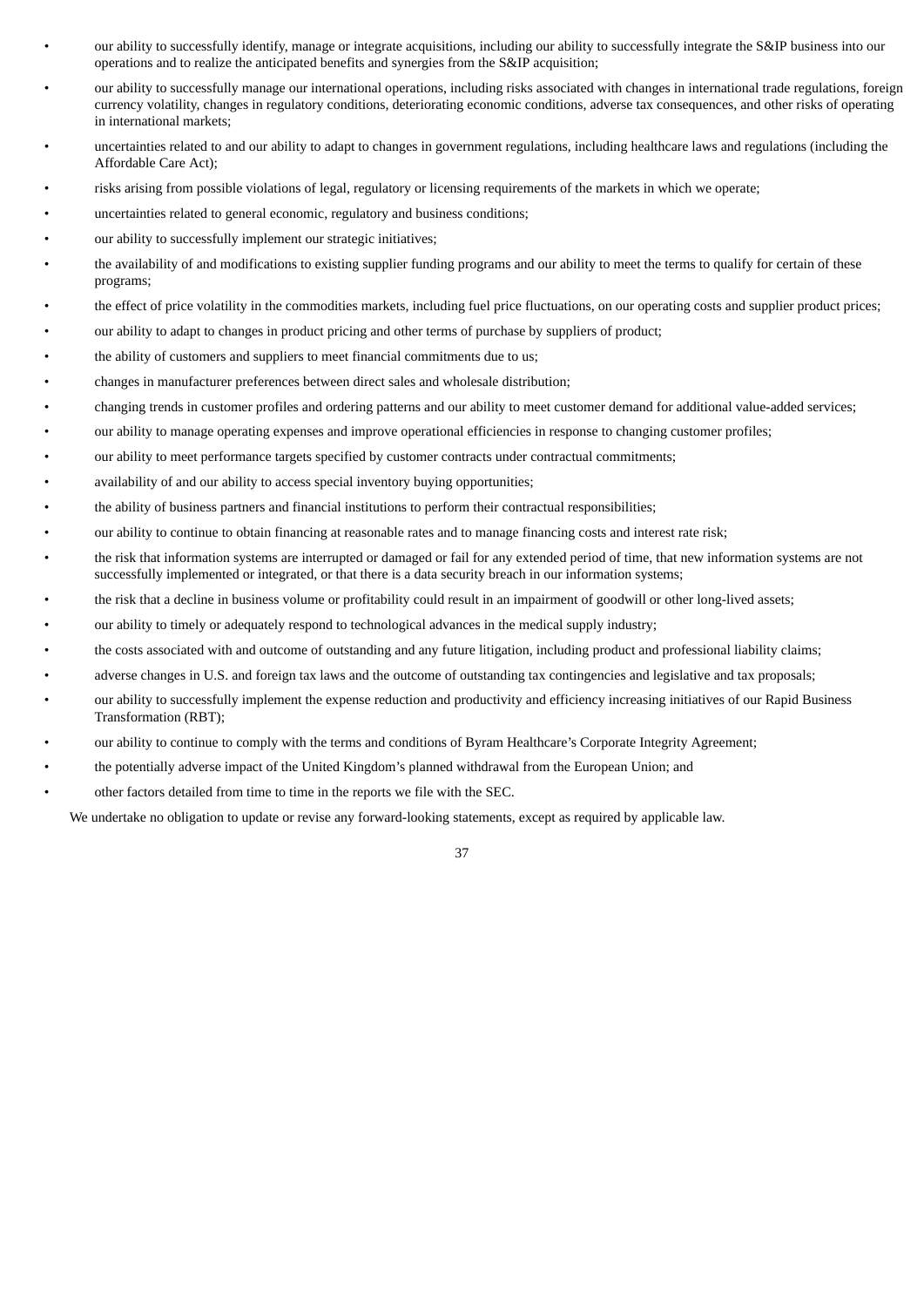- our ability to successfully identify, manage or integrate acquisitions, including our ability to successfully integrate the S&IP business into our operations and to realize the anticipated benefits and synergies from the S&IP acquisition;
- our ability to successfully manage our international operations, including risks associated with changes in international trade regulations, foreign currency volatility, changes in regulatory conditions, deteriorating economic conditions, adverse tax consequences, and other risks of operating in international markets;
- uncertainties related to and our ability to adapt to changes in government regulations, including healthcare laws and regulations (including the Affordable Care Act);
- risks arising from possible violations of legal, regulatory or licensing requirements of the markets in which we operate;
- uncertainties related to general economic, regulatory and business conditions;
- our ability to successfully implement our strategic initiatives;
- the availability of and modifications to existing supplier funding programs and our ability to meet the terms to qualify for certain of these programs;
- the effect of price volatility in the commodities markets, including fuel price fluctuations, on our operating costs and supplier product prices;
- our ability to adapt to changes in product pricing and other terms of purchase by suppliers of product;
- the ability of customers and suppliers to meet financial commitments due to us;
- changes in manufacturer preferences between direct sales and wholesale distribution;
- changing trends in customer profiles and ordering patterns and our ability to meet customer demand for additional value-added services;
- our ability to manage operating expenses and improve operational efficiencies in response to changing customer profiles;
- our ability to meet performance targets specified by customer contracts under contractual commitments;
- availability of and our ability to access special inventory buying opportunities;
- the ability of business partners and financial institutions to perform their contractual responsibilities;
- our ability to continue to obtain financing at reasonable rates and to manage financing costs and interest rate risk;
- the risk that information systems are interrupted or damaged or fail for any extended period of time, that new information systems are not successfully implemented or integrated, or that there is a data security breach in our information systems;
- the risk that a decline in business volume or profitability could result in an impairment of goodwill or other long-lived assets;
- our ability to timely or adequately respond to technological advances in the medical supply industry;
- the costs associated with and outcome of outstanding and any future litigation, including product and professional liability claims;
- adverse changes in U.S. and foreign tax laws and the outcome of outstanding tax contingencies and legislative and tax proposals;
- our ability to successfully implement the expense reduction and productivity and efficiency increasing initiatives of our Rapid Business Transformation (RBT);
- our ability to continue to comply with the terms and conditions of Byram Healthcare's Corporate Integrity Agreement;
- the potentially adverse impact of the United Kingdom's planned withdrawal from the European Union; and
- other factors detailed from time to time in the reports we file with the SEC.

We undertake no obligation to update or revise any forward-looking statements, except as required by applicable law.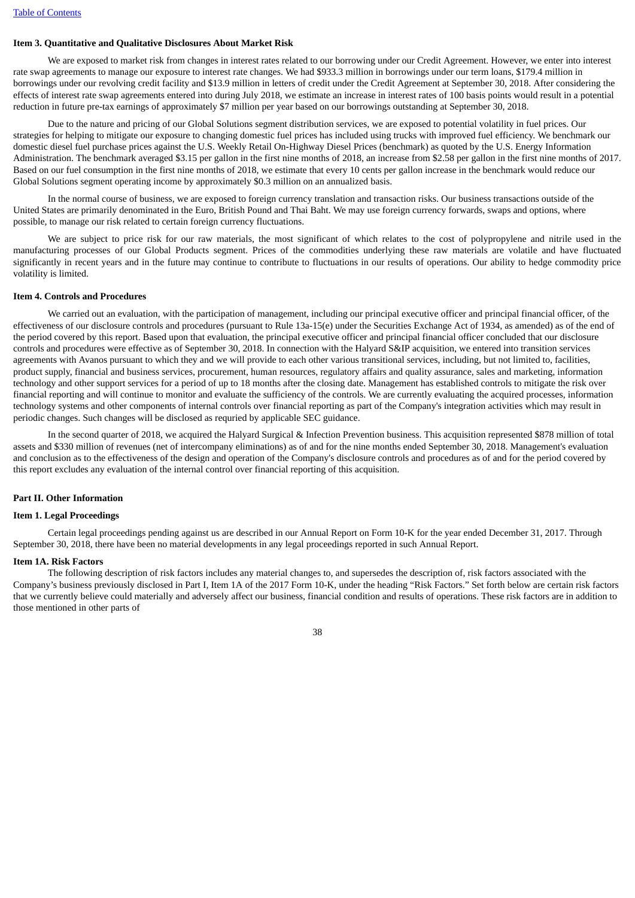**Item 3. Quantitative and Qualitative Disclosures About Market Risk**

We are exposed to market risk from changes in interest rates related to our borrowing under our Credit Agreement. However, we enter into interest rate swap agreements to manage our exposure to interest rate changes. We had $933.3 million in borrowings under our term loans, $179.4 million in borrowings under our revolving credit facility and $13.9 million in letters of credit under the Credit Agreement at September 30, 2018. After considering the effects of interest rate swap agreements entered into during July 2018, we estimate an increase in interest rates of 100 basis points would result in a potential reduction in future pre-tax earnings of approximately $7 million per year based on our borrowings outstanding at September 30, 2018.

Due to the nature and pricing of our Global Solutions segment distribution services, we are exposed to potential volatility in fuel prices. Our strategies for helping to mitigate our exposure to changing domestic fuel prices has included using trucks with improved fuel efficiency. We benchmark our domestic diesel fuel purchase prices against the U.S. Weekly Retail On-Highway Diesel Prices (benchmark) as quoted by the U.S. Energy Information Administration. The benchmark averaged $3.15 per gallon in the first nine months of 2018, an increase from $2.58 per gallon in the first nine months of 2017. Based on our fuel consumption in the first nine months of 2018, we estimate that every 10 cents per gallon increase in the benchmark would reduce our Global Solutions segment operating income by approximately $0.3 million on an annualized basis.

In the normal course of business, we are exposed to foreign currency translation and transaction risks. Our business transactions outside of the United States are primarily denominated in the Euro, British Pound and Thai Baht. We may use foreign currency forwards, swaps and options, where possible, to manage our risk related to certain foreign currency fluctuations.

We are subject to price risk for our raw materials, the most significant of which relates to the cost of polypropylene and nitrile used in the manufacturing processes of our Global Products segment. Prices of the commodities underlying these raw materials are volatile and have fluctuated significantly in recent years and in the future may continue to contribute to fluctuations in our results of operations. Our ability to hedge commodity price volatility is limited.

**Item 4. Controls and Procedures**

We carried out an evaluation, with the participation of management, including our principal executive officer and principal financial officer, of the effectiveness of our disclosure controls and procedures (pursuant to Rule 13a-15(e) under the Securities Exchange Act of 1934, as amended) as of the end of the period covered by this report. Based upon that evaluation, the principal executive officer and principal financial officer concluded that our disclosure controls and procedures were effective as of September 30, 2018. In connection with the Halyard S&IP acquisition, we entered into transition services agreements with Avanos pursuant to which they and we will provide to each other various transitional services, including, but not limited to, facilities, product supply, financial and business services, procurement, human resources, regulatory affairs and quality assurance, sales and marketing, information technology and other support services for a period of up to 18 months after the closing date. Management has established controls to mitigate the risk over financial reporting and will continue to monitor and evaluate the sufficiency of the controls. We are currently evaluating the acquired processes, information technology systems and other components of internal controls over financial reporting as part of the Company's integration activities which may result in periodic changes. Such changes will be disclosed as requried by applicable SEC guidance.

In the second quarter of 2018, we acquired the Halyard Surgical & Infection Prevention business. This acquisition represented $878 million of total assets and $330 million of revenues (net of intercompany eliminations) as of and for the nine months ended September 30, 2018. Management's evaluation and conclusion as to the effectiveness of the design and operation of the Company's disclosure controls and procedures as of and for the period covered by this report excludes any evaluation of the internal control over financial reporting of this acquisition.

**Part II. Other Information**

**Item 1. Legal Proceedings**

Certain legal proceedings pending against us are described in our Annual Report on Form 10-K for the year ended December 31, 2017. Through September 30, 2018, there have been no material developments in any legal proceedings reported in such Annual Report.

**Item 1A. Risk Factors**

The following description of risk factors includes any material changes to, and supersedes the description of, risk factors associated with the Company's business previously disclosed in Part I, Item 1A of the 2017 Form 10-K, under the heading "Risk Factors." Set forth below are certain risk factors that we currently believe could materially and adversely affect our business, financial condition and results of operations. These risk factors are in addition to those mentioned in other parts of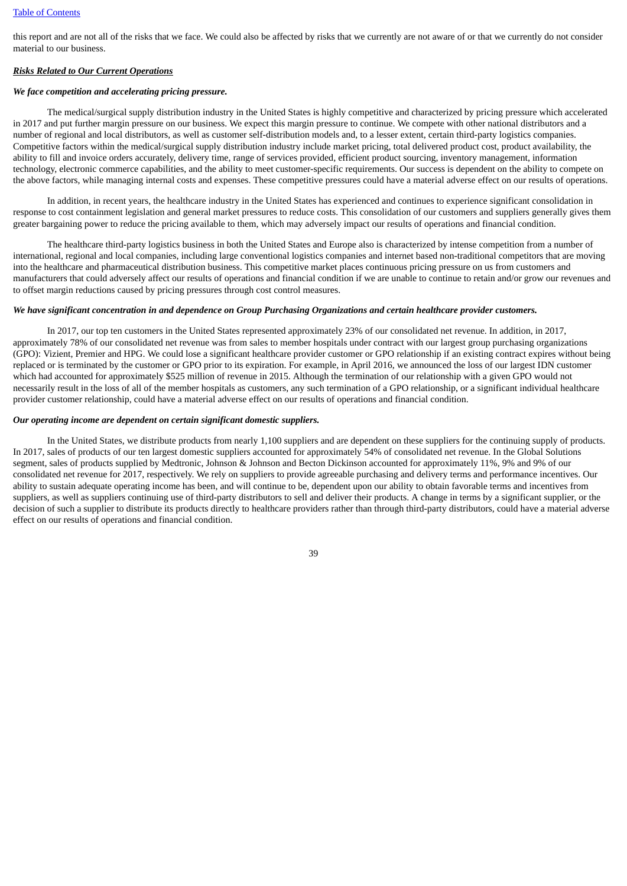this report and are not all of the risks that we face. We could also be affected by risks that we currently are not aware of or that we currently do not consider material to our business.

***Risks Related to Our Current Operations***

***We face competition and accelerating pricing pressure.***

The medical/surgical supply distribution industry in the United States is highly competitive and characterized by pricing pressure which accelerated in 2017 and put further margin pressure on our business. We expect this margin pressure to continue. We compete with other national distributors and a number of regional and local distributors, as well as customer self-distribution models and, to a lesser extent, certain third-party logistics companies. Competitive factors within the medical/surgical supply distribution industry include market pricing, total delivered product cost, product availability, the ability to fill and invoice orders accurately, delivery time, range of services provided, efficient product sourcing, inventory management, information technology, electronic commerce capabilities, and the ability to meet customer-specific requirements. Our success is dependent on the ability to compete on the above factors, while managing internal costs and expenses. These competitive pressures could have a material adverse effect on our results of operations.

In addition, in recent years, the healthcare industry in the United States has experienced and continues to experience significant consolidation in response to cost containment legislation and general market pressures to reduce costs. This consolidation of our customers and suppliers generally gives them greater bargaining power to reduce the pricing available to them, which may adversely impact our results of operations and financial condition.

The healthcare third-party logistics business in both the United States and Europe also is characterized by intense competition from a number of international, regional and local companies, including large conventional logistics companies and internet based non-traditional competitors that are moving into the healthcare and pharmaceutical distribution business. This competitive market places continuous pricing pressure on us from customers and manufacturers that could adversely affect our results of operations and financial condition if we are unable to continue to retain and/or grow our revenues and to offset margin reductions caused by pricing pressures through cost control measures.

***We have significant concentration in and dependence on Group Purchasing Organizations and certain healthcare provider customers.***

In 2017, our top ten customers in the United States represented approximately 23% of our consolidated net revenue. In addition, in 2017, approximately 78% of our consolidated net revenue was from sales to member hospitals under contract with our largest group purchasing organizations (GPO): Vizient, Premier and HPG. We could lose a significant healthcare provider customer or GPO relationship if an existing contract expires without being replaced or is terminated by the customer or GPO prior to its expiration. For example, in April 2016, we announced the loss of our largest IDN customer which had accounted for approximately $525 million of revenue in 2015. Although the termination of our relationship with a given GPO would not necessarily result in the loss of all of the member hospitals as customers, any such termination of a GPO relationship, or a significant individual healthcare provider customer relationship, could have a material adverse effect on our results of operations and financial condition.

***Our operating income are dependent on certain significant domestic suppliers.***

In the United States, we distribute products from nearly 1,100 suppliers and are dependent on these suppliers for the continuing supply of products. In 2017, sales of products of our ten largest domestic suppliers accounted for approximately 54% of consolidated net revenue. In the Global Solutions segment, sales of products supplied by Medtronic, Johnson & Johnson and Becton Dickinson accounted for approximately 11%, 9% and 9% of our consolidated net revenue for 2017, respectively. We rely on suppliers to provide agreeable purchasing and delivery terms and performance incentives. Our ability to sustain adequate operating income has been, and will continue to be, dependent upon our ability to obtain favorable terms and incentives from suppliers, as well as suppliers continuing use of third-party distributors to sell and deliver their products. A change in terms by a significant supplier, or the decision of such a supplier to distribute its products directly to healthcare providers rather than through third-party distributors, could have a material adverse effect on our results of operations and financial condition.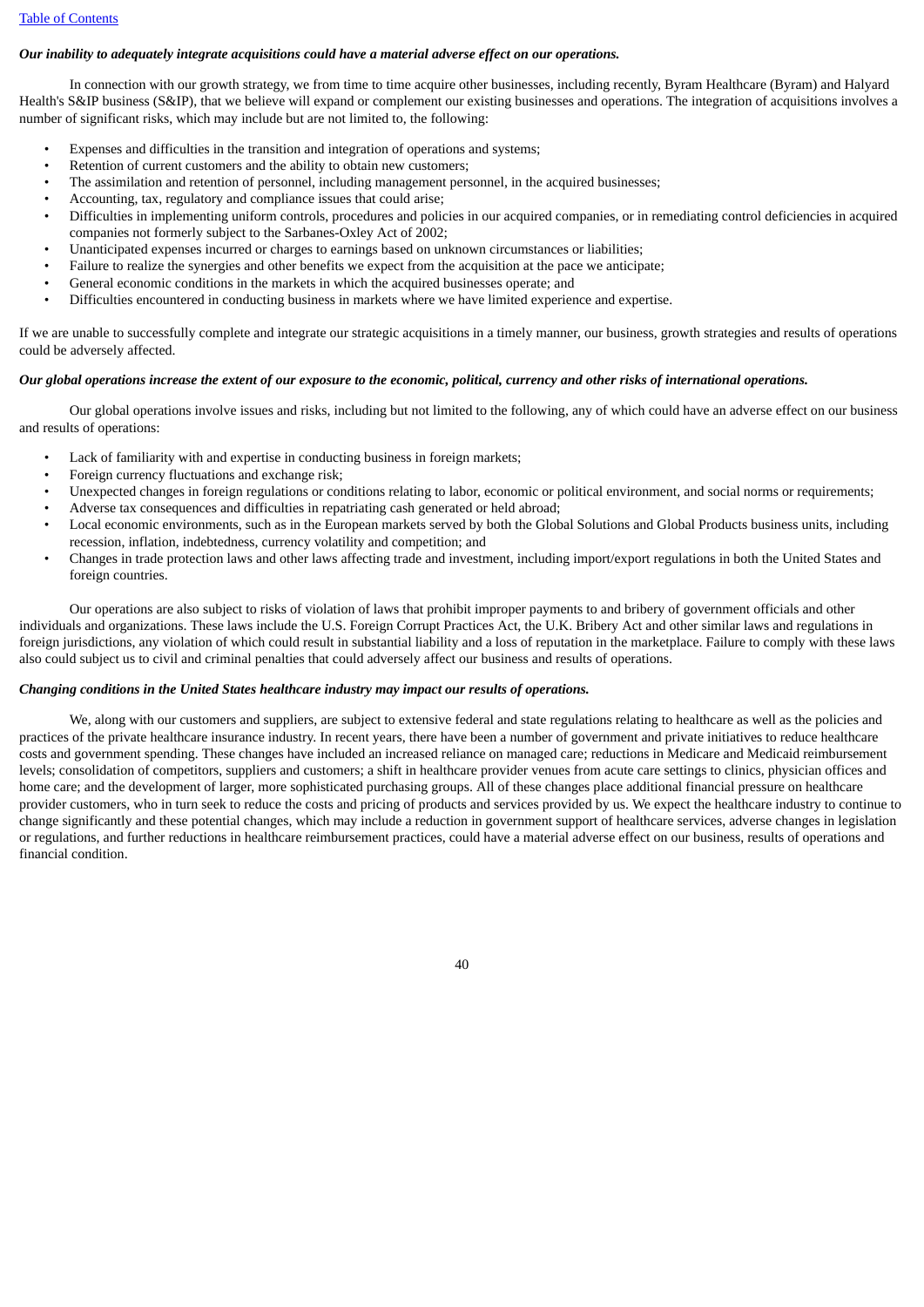***Our inability to adequately integrate acquisitions could have a material adverse effect on our operations.***

In connection with our growth strategy, we from time to time acquire other businesses, including recently, Byram Healthcare (Byram) and Halyard Health's S&IP business (S&IP), that we believe will expand or complement our existing businesses and operations. The integration of acquisitions involves a number of significant risks, which may include but are not limited to, the following:

- Expenses and difficulties in the transition and integration of operations and systems;
- Retention of current customers and the ability to obtain new customers;
- The assimilation and retention of personnel, including management personnel, in the acquired businesses;
- Accounting, tax, regulatory and compliance issues that could arise;
- Difficulties in implementing uniform controls, procedures and policies in our acquired companies, or in remediating control deficiencies in acquired companies not formerly subject to the Sarbanes-Oxley Act of 2002;
- Unanticipated expenses incurred or charges to earnings based on unknown circumstances or liabilities;
- Failure to realize the synergies and other benefits we expect from the acquisition at the pace we anticipate;
- General economic conditions in the markets in which the acquired businesses operate; and
- Difficulties encountered in conducting business in markets where we have limited experience and expertise.

If we are unable to successfully complete and integrate our strategic acquisitions in a timely manner, our business, growth strategies and results of operations could be adversely affected.

***Our global operations increase the extent of our exposure to the economic, political, currency and other risks of international operations.***

Our global operations involve issues and risks, including but not limited to the following, any of which could have an adverse effect on our business and results of operations:

- Lack of familiarity with and expertise in conducting business in foreign markets;
- Foreign currency fluctuations and exchange risk;
- Unexpected changes in foreign regulations or conditions relating to labor, economic or political environment, and social norms or requirements;
- Adverse tax consequences and difficulties in repatriating cash generated or held abroad;
- Local economic environments, such as in the European markets served by both the Global Solutions and Global Products business units, including recession, inflation, indebtedness, currency volatility and competition; and
- Changes in trade protection laws and other laws affecting trade and investment, including import/export regulations in both the United States and foreign countries.

Our operations are also subject to risks of violation of laws that prohibit improper payments to and bribery of government officials and other individuals and organizations. These laws include the U.S. Foreign Corrupt Practices Act, the U.K. Bribery Act and other similar laws and regulations in foreign jurisdictions, any violation of which could result in substantial liability and a loss of reputation in the marketplace. Failure to comply with these laws also could subject us to civil and criminal penalties that could adversely affect our business and results of operations.

***Changing conditions in the United States healthcare industry may impact our results of operations.***

We, along with our customers and suppliers, are subject to extensive federal and state regulations relating to healthcare as well as the policies and practices of the private healthcare insurance industry. In recent years, there have been a number of government and private initiatives to reduce healthcare costs and government spending. These changes have included an increased reliance on managed care; reductions in Medicare and Medicaid reimbursement levels; consolidation of competitors, suppliers and customers; a shift in healthcare provider venues from acute care settings to clinics, physician offices and home care; and the development of larger, more sophisticated purchasing groups. All of these changes place additional financial pressure on healthcare provider customers, who in turn seek to reduce the costs and pricing of products and services provided by us. We expect the healthcare industry to continue to change significantly and these potential changes, which may include a reduction in government support of healthcare services, adverse changes in legislation or regulations, and further reductions in healthcare reimbursement practices, could have a material adverse effect on our business, results of operations and financial condition.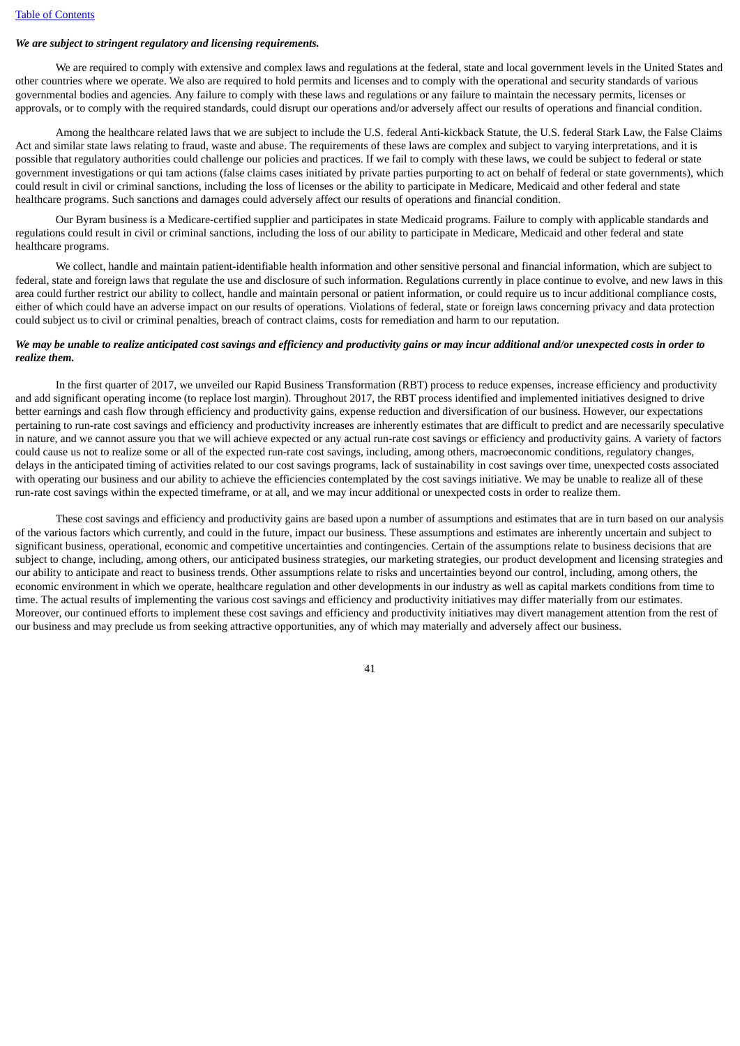***We are subject to stringent regulatory and licensing requirements.***

We are required to comply with extensive and complex laws and regulations at the federal, state and local government levels in the United States and other countries where we operate. We also are required to hold permits and licenses and to comply with the operational and security standards of various governmental bodies and agencies. Any failure to comply with these laws and regulations or any failure to maintain the necessary permits, licenses or approvals, or to comply with the required standards, could disrupt our operations and/or adversely affect our results of operations and financial condition.

Among the healthcare related laws that we are subject to include the U.S. federal Anti-kickback Statute, the U.S. federal Stark Law, the False Claims Act and similar state laws relating to fraud, waste and abuse. The requirements of these laws are complex and subject to varying interpretations, and it is possible that regulatory authorities could challenge our policies and practices. If we fail to comply with these laws, we could be subject to federal or state government investigations or qui tam actions (false claims cases initiated by private parties purporting to act on behalf of federal or state governments), which could result in civil or criminal sanctions, including the loss of licenses or the ability to participate in Medicare, Medicaid and other federal and state healthcare programs. Such sanctions and damages could adversely affect our results of operations and financial condition.

Our Byram business is a Medicare-certified supplier and participates in state Medicaid programs. Failure to comply with applicable standards and regulations could result in civil or criminal sanctions, including the loss of our ability to participate in Medicare, Medicaid and other federal and state healthcare programs.

We collect, handle and maintain patient-identifiable health information and other sensitive personal and financial information, which are subject to federal, state and foreign laws that regulate the use and disclosure of such information. Regulations currently in place continue to evolve, and new laws in this area could further restrict our ability to collect, handle and maintain personal or patient information, or could require us to incur additional compliance costs, either of which could have an adverse impact on our results of operations. Violations of federal, state or foreign laws concerning privacy and data protection could subject us to civil or criminal penalties, breach of contract claims, costs for remediation and harm to our reputation.

***We may be unable to realize anticipated cost savings and efficiency and productivity gains or may incur additional and/or unexpected costs in order to realize them.***

In the first quarter of 2017, we unveiled our Rapid Business Transformation (RBT) process to reduce expenses, increase efficiency and productivity and add significant operating income (to replace lost margin). Throughout 2017, the RBT process identified and implemented initiatives designed to drive better earnings and cash flow through efficiency and productivity gains, expense reduction and diversification of our business. However, our expectations pertaining to run-rate cost savings and efficiency and productivity increases are inherently estimates that are difficult to predict and are necessarily speculative in nature, and we cannot assure you that we will achieve expected or any actual run-rate cost savings or efficiency and productivity gains. A variety of factors could cause us not to realize some or all of the expected run-rate cost savings, including, among others, macroeconomic conditions, regulatory changes, delays in the anticipated timing of activities related to our cost savings programs, lack of sustainability in cost savings over time, unexpected costs associated with operating our business and our ability to achieve the efficiencies contemplated by the cost savings initiative. We may be unable to realize all of these run-rate cost savings within the expected timeframe, or at all, and we may incur additional or unexpected costs in order to realize them.

These cost savings and efficiency and productivity gains are based upon a number of assumptions and estimates that are in turn based on our analysis of the various factors which currently, and could in the future, impact our business. These assumptions and estimates are inherently uncertain and subject to significant business, operational, economic and competitive uncertainties and contingencies. Certain of the assumptions relate to business decisions that are subject to change, including, among others, our anticipated business strategies, our marketing strategies, our product development and licensing strategies and our ability to anticipate and react to business trends. Other assumptions relate to risks and uncertainties beyond our control, including, among others, the economic environment in which we operate, healthcare regulation and other developments in our industry as well as capital markets conditions from time to time. The actual results of implementing the various cost savings and efficiency and productivity initiatives may differ materially from our estimates. Moreover, our continued efforts to implement these cost savings and efficiency and productivity initiatives may divert management attention from the rest of our business and may preclude us from seeking attractive opportunities, any of which may materially and adversely affect our business.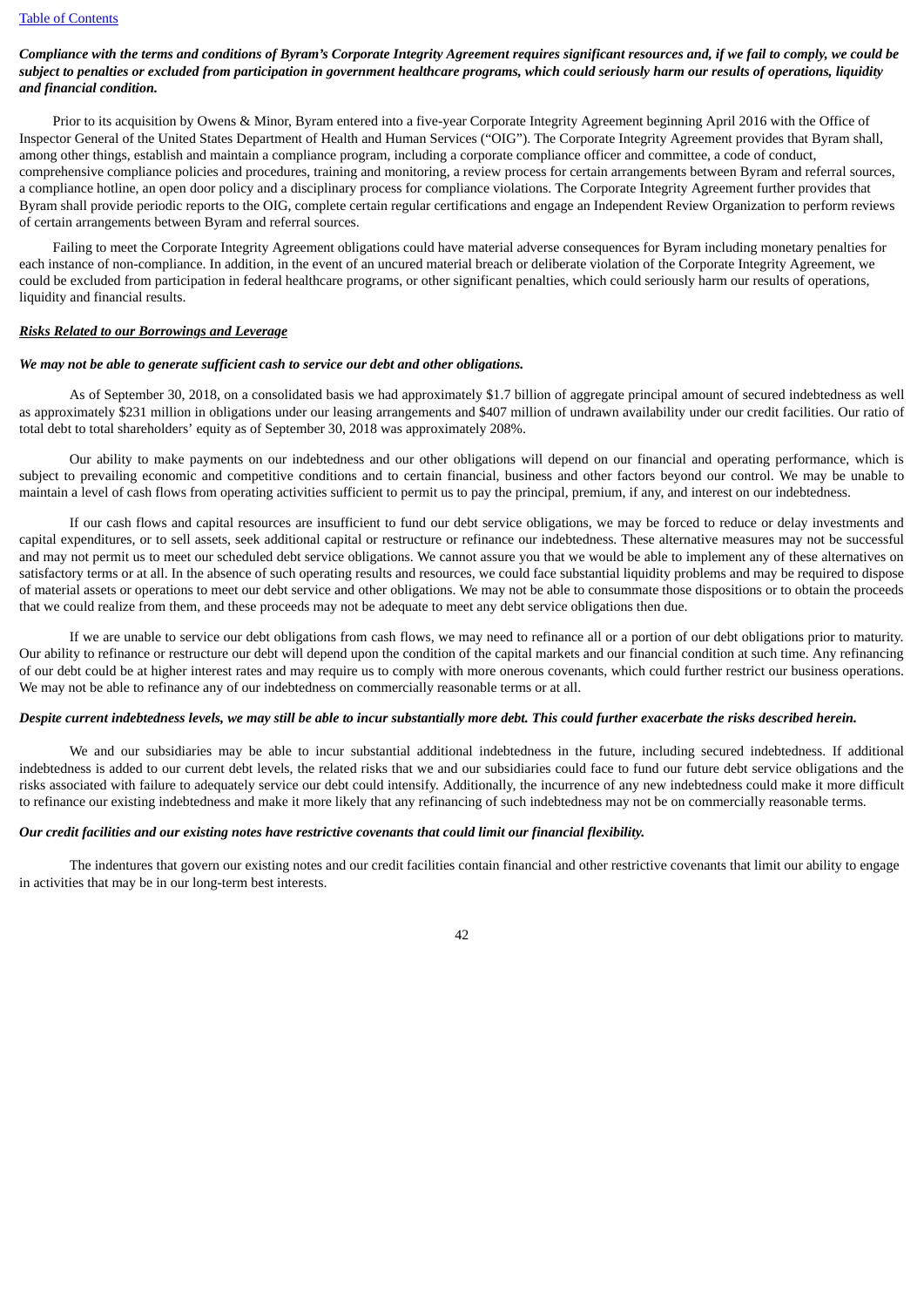***Compliance with the terms and conditions of Byram's Corporate Integrity Agreement requires significant resources and, if we fail to comply, we could be subject to penalties or excluded from participation in government healthcare programs, which could seriously harm our results of operations, liquidity and financial condition.***

Prior to its acquisition by Owens & Minor, Byram entered into a five-year Corporate Integrity Agreement beginning April 2016 with the Office of Inspector General of the United States Department of Health and Human Services ("OIG"). The Corporate Integrity Agreement provides that Byram shall, among other things, establish and maintain a compliance program, including a corporate compliance officer and committee, a code of conduct, comprehensive compliance policies and procedures, training and monitoring, a review process for certain arrangements between Byram and referral sources, a compliance hotline, an open door policy and a disciplinary process for compliance violations. The Corporate Integrity Agreement further provides that Byram shall provide periodic reports to the OIG, complete certain regular certifications and engage an Independent Review Organization to perform reviews of certain arrangements between Byram and referral sources.

Failing to meet the Corporate Integrity Agreement obligations could have material adverse consequences for Byram including monetary penalties for each instance of non-compliance. In addition, in the event of an uncured material breach or deliberate violation of the Corporate Integrity Agreement, we could be excluded from participation in federal healthcare programs, or other significant penalties, which could seriously harm our results of operations, liquidity and financial results.

***Risks Related to our Borrowings and Leverage***

***We may not be able to generate sufficient cash to service our debt and other obligations.***

As of September 30, 2018, on a consolidated basis we had approximately $1.7 billion of aggregate principal amount of secured indebtedness as well as approximately $231 million in obligations under our leasing arrangements and $407 million of undrawn availability under our credit facilities. Our ratio of total debt to total shareholders' equity as of September 30, 2018 was approximately 208%.

Our ability to make payments on our indebtedness and our other obligations will depend on our financial and operating performance, which is subject to prevailing economic and competitive conditions and to certain financial, business and other factors beyond our control. We may be unable to maintain a level of cash flows from operating activities sufficient to permit us to pay the principal, premium, if any, and interest on our indebtedness.

If our cash flows and capital resources are insufficient to fund our debt service obligations, we may be forced to reduce or delay investments and capital expenditures, or to sell assets, seek additional capital or restructure or refinance our indebtedness. These alternative measures may not be successful and may not permit us to meet our scheduled debt service obligations. We cannot assure you that we would be able to implement any of these alternatives on satisfactory terms or at all. In the absence of such operating results and resources, we could face substantial liquidity problems and may be required to dispose of material assets or operations to meet our debt service and other obligations. We may not be able to consummate those dispositions or to obtain the proceeds that we could realize from them, and these proceeds may not be adequate to meet any debt service obligations then due.

If we are unable to service our debt obligations from cash flows, we may need to refinance all or a portion of our debt obligations prior to maturity. Our ability to refinance or restructure our debt will depend upon the condition of the capital markets and our financial condition at such time. Any refinancing of our debt could be at higher interest rates and may require us to comply with more onerous covenants, which could further restrict our business operations. We may not be able to refinance any of our indebtedness on commercially reasonable terms or at all.

***Despite current indebtedness levels, we may still be able to incur substantially more debt. This could further exacerbate the risks described herein.***

We and our subsidiaries may be able to incur substantial additional indebtedness in the future, including secured indebtedness. If additional indebtedness is added to our current debt levels, the related risks that we and our subsidiaries could face to fund our future debt service obligations and the risks associated with failure to adequately service our debt could intensify. Additionally, the incurrence of any new indebtedness could make it more difficult to refinance our existing indebtedness and make it more likely that any refinancing of such indebtedness may not be on commercially reasonable terms.

***Our credit facilities and our existing notes have restrictive covenants that could limit our financial flexibility.***

The indentures that govern our existing notes and our credit facilities contain financial and other restrictive covenants that limit our ability to engage in activities that may be in our long-term best interests.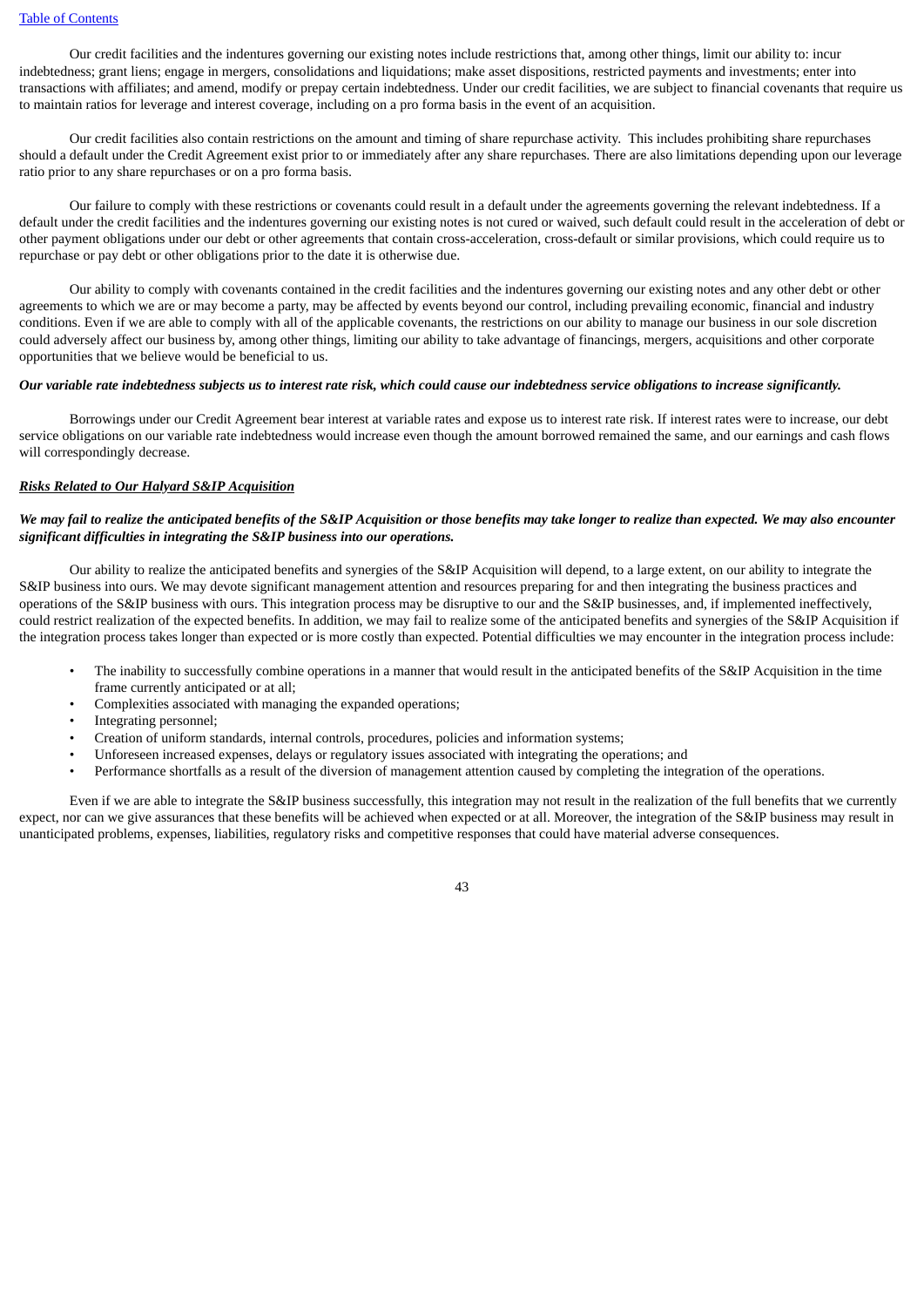Our credit facilities and the indentures governing our existing notes include restrictions that, among other things, limit our ability to: incur indebtedness; grant liens; engage in mergers, consolidations and liquidations; make asset dispositions, restricted payments and investments; enter into transactions with affiliates; and amend, modify or prepay certain indebtedness. Under our credit facilities, we are subject to financial covenants that require us to maintain ratios for leverage and interest coverage, including on a pro forma basis in the event of an acquisition.

Our credit facilities also contain restrictions on the amount and timing of share repurchase activity. This includes prohibiting share repurchases should a default under the Credit Agreement exist prior to or immediately after any share repurchases. There are also limitations depending upon our leverage ratio prior to any share repurchases or on a pro forma basis.

Our failure to comply with these restrictions or covenants could result in a default under the agreements governing the relevant indebtedness. If a default under the credit facilities and the indentures governing our existing notes is not cured or waived, such default could result in the acceleration of debt or other payment obligations under our debt or other agreements that contain cross-acceleration, cross-default or similar provisions, which could require us to repurchase or pay debt or other obligations prior to the date it is otherwise due.

Our ability to comply with covenants contained in the credit facilities and the indentures governing our existing notes and any other debt or other agreements to which we are or may become a party, may be affected by events beyond our control, including prevailing economic, financial and industry conditions. Even if we are able to comply with all of the applicable covenants, the restrictions on our ability to manage our business in our sole discretion could adversely affect our business by, among other things, limiting our ability to take advantage of financings, mergers, acquisitions and other corporate opportunities that we believe would be beneficial to us.

***Our variable rate indebtedness subjects us to interest rate risk, which could cause our indebtedness service obligations to increase significantly.***

Borrowings under our Credit Agreement bear interest at variable rates and expose us to interest rate risk. If interest rates were to increase, our debt service obligations on our variable rate indebtedness would increase even though the amount borrowed remained the same, and our earnings and cash flows will correspondingly decrease.

***<u>Risks Related to Our Halyard S&IP Acquisition</u>***

***We may fail to realize the anticipated benefits of the S&IP Acquisition or those benefits may take longer to realize than expected. We may also encounter significant difficulties in integrating the S&IP business into our operations.***

Our ability to realize the anticipated benefits and synergies of the S&IP Acquisition will depend, to a large extent, on our ability to integrate the S&IP business into ours. We may devote significant management attention and resources preparing for and then integrating the business practices and operations of the S&IP business with ours. This integration process may be disruptive to our and the S&IP businesses, and, if implemented ineffectively, could restrict realization of the expected benefits. In addition, we may fail to realize some of the anticipated benefits and synergies of the S&IP Acquisition if the integration process takes longer than expected or is more costly than expected. Potential difficulties we may encounter in the integration process include:

- The inability to successfully combine operations in a manner that would result in the anticipated benefits of the S&IP Acquisition in the time frame currently anticipated or at all;
- Complexities associated with managing the expanded operations;
- Integrating personnel;
- Creation of uniform standards, internal controls, procedures, policies and information systems;
- Unforeseen increased expenses, delays or regulatory issues associated with integrating the operations; and
- Performance shortfalls as a result of the diversion of management attention caused by completing the integration of the operations.

Even if we are able to integrate the S&IP business successfully, this integration may not result in the realization of the full benefits that we currently expect, nor can we give assurances that these benefits will be achieved when expected or at all. Moreover, the integration of the S&IP business may result in unanticipated problems, expenses, liabilities, regulatory risks and competitive responses that could have material adverse consequences.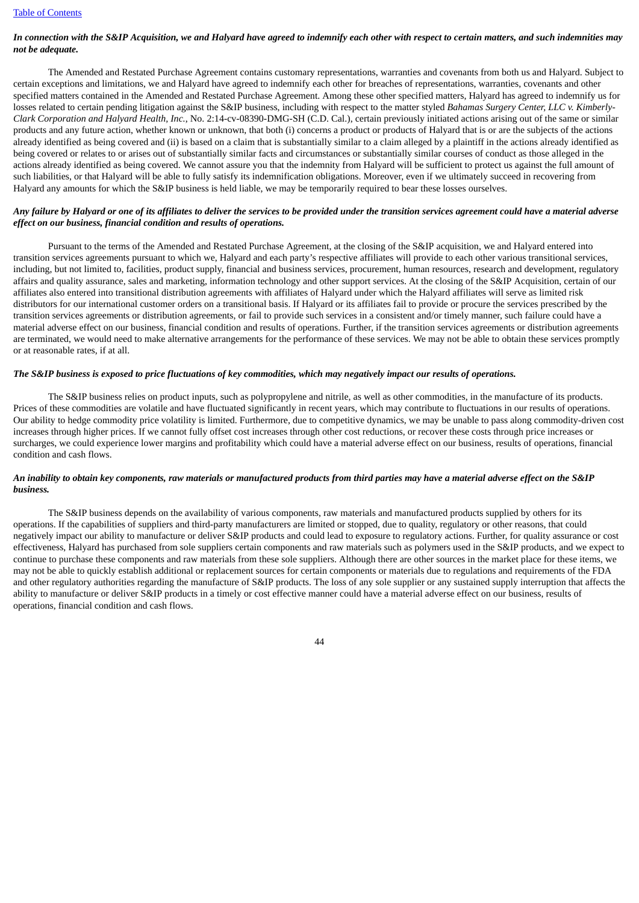*In connection with the S&IP Acquisition, we and Halyard have agreed to indemnify each other with respect to certain matters, and such indemnities may not be adequate.*

The Amended and Restated Purchase Agreement contains customary representations, warranties and covenants from both us and Halyard. Subject to certain exceptions and limitations, we and Halyard have agreed to indemnify each other for breaches of representations, warranties, covenants and other specified matters contained in the Amended and Restated Purchase Agreement. Among these other specified matters, Halyard has agreed to indemnify us for losses related to certain pending litigation against the S&IP business, including with respect to the matter styled *Bahamas Surgery Center, LLC v. Kimberly-Clark Corporation and Halyard Health, Inc.*, No. 2:14-cv-08390-DMG-SH (C.D. Cal.), certain previously initiated actions arising out of the same or similar products and any future action, whether known or unknown, that both (i) concerns a product or products of Halyard that is or are the subjects of the actions already identified as being covered and (ii) is based on a claim that is substantially similar to a claim alleged by a plaintiff in the actions already identified as being covered or relates to or arises out of substantially similar facts and circumstances or substantially similar courses of conduct as those alleged in the actions already identified as being covered. We cannot assure you that the indemnity from Halyard will be sufficient to protect us against the full amount of such liabilities, or that Halyard will be able to fully satisfy its indemnification obligations. Moreover, even if we ultimately succeed in recovering from Halyard any amounts for which the S&IP business is held liable, we may be temporarily required to bear these losses ourselves.

*Any failure by Halyard or one of its affiliates to deliver the services to be provided under the transition services agreement could have a material adverse effect on our business, financial condition and results of operations.*

Pursuant to the terms of the Amended and Restated Purchase Agreement, at the closing of the S&IP acquisition, we and Halyard entered into transition services agreements pursuant to which we, Halyard and each party's respective affiliates will provide to each other various transitional services, including, but not limited to, facilities, product supply, financial and business services, procurement, human resources, research and development, regulatory affairs and quality assurance, sales and marketing, information technology and other support services. At the closing of the S&IP Acquisition, certain of our affiliates also entered into transitional distribution agreements with affiliates of Halyard under which the Halyard affiliates will serve as limited risk distributors for our international customer orders on a transitional basis. If Halyard or its affiliates fail to provide or procure the services prescribed by the transition services agreements or distribution agreements, or fail to provide such services in a consistent and/or timely manner, such failure could have a material adverse effect on our business, financial condition and results of operations. Further, if the transition services agreements or distribution agreements are terminated, we would need to make alternative arrangements for the performance of these services. We may not be able to obtain these services promptly or at reasonable rates, if at all.

*The S&IP business is exposed to price fluctuations of key commodities, which may negatively impact our results of operations.*

The S&IP business relies on product inputs, such as polypropylene and nitrile, as well as other commodities, in the manufacture of its products. Prices of these commodities are volatile and have fluctuated significantly in recent years, which may contribute to fluctuations in our results of operations. Our ability to hedge commodity price volatility is limited. Furthermore, due to competitive dynamics, we may be unable to pass along commodity-driven cost increases through higher prices. If we cannot fully offset cost increases through other cost reductions, or recover these costs through price increases or surcharges, we could experience lower margins and profitability which could have a material adverse effect on our business, results of operations, financial condition and cash flows.

*An inability to obtain key components, raw materials or manufactured products from third parties may have a material adverse effect on the S&IP business.*

The S&IP business depends on the availability of various components, raw materials and manufactured products supplied by others for its operations. If the capabilities of suppliers and third-party manufacturers are limited or stopped, due to quality, regulatory or other reasons, that could negatively impact our ability to manufacture or deliver S&IP products and could lead to exposure to regulatory actions. Further, for quality assurance or cost effectiveness, Halyard has purchased from sole suppliers certain components and raw materials such as polymers used in the S&IP products, and we expect to continue to purchase these components and raw materials from these sole suppliers. Although there are other sources in the market place for these items, we may not be able to quickly establish additional or replacement sources for certain components or materials due to regulations and requirements of the FDA and other regulatory authorities regarding the manufacture of S&IP products. The loss of any sole supplier or any sustained supply interruption that affects the ability to manufacture or deliver S&IP products in a timely or cost effective manner could have a material adverse effect on our business, results of operations, financial condition and cash flows.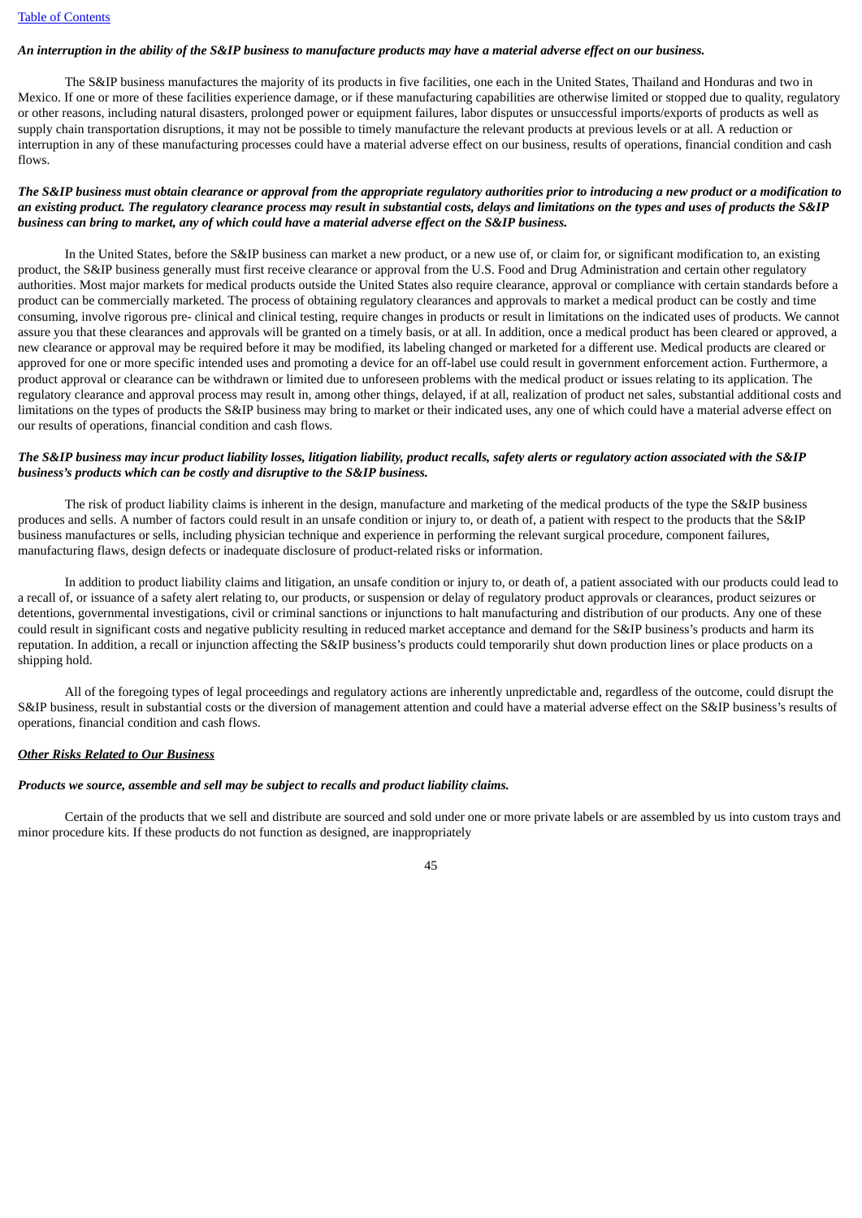***An interruption in the ability of the S&IP business to manufacture products may have a material adverse effect on our business.***

The S&IP business manufactures the majority of its products in five facilities, one each in the United States, Thailand and Honduras and two in Mexico. If one or more of these facilities experience damage, or if these manufacturing capabilities are otherwise limited or stopped due to quality, regulatory or other reasons, including natural disasters, prolonged power or equipment failures, labor disputes or unsuccessful imports/exports of products as well as supply chain transportation disruptions, it may not be possible to timely manufacture the relevant products at previous levels or at all. A reduction or interruption in any of these manufacturing processes could have a material adverse effect on our business, results of operations, financial condition and cash flows.

***The S&IP business must obtain clearance or approval from the appropriate regulatory authorities prior to introducing a new product or a modification to an existing product. The regulatory clearance process may result in substantial costs, delays and limitations on the types and uses of products the S&IP business can bring to market, any of which could have a material adverse effect on the S&IP business.***

In the United States, before the S&IP business can market a new product, or a new use of, or claim for, or significant modification to, an existing product, the S&IP business generally must first receive clearance or approval from the U.S. Food and Drug Administration and certain other regulatory authorities. Most major markets for medical products outside the United States also require clearance, approval or compliance with certain standards before a product can be commercially marketed. The process of obtaining regulatory clearances and approvals to market a medical product can be costly and time consuming, involve rigorous pre- clinical and clinical testing, require changes in products or result in limitations on the indicated uses of products. We cannot assure you that these clearances and approvals will be granted on a timely basis, or at all. In addition, once a medical product has been cleared or approved, a new clearance or approval may be required before it may be modified, its labeling changed or marketed for a different use. Medical products are cleared or approved for one or more specific intended uses and promoting a device for an off-label use could result in government enforcement action. Furthermore, a product approval or clearance can be withdrawn or limited due to unforeseen problems with the medical product or issues relating to its application. The regulatory clearance and approval process may result in, among other things, delayed, if at all, realization of product net sales, substantial additional costs and limitations on the types of products the S&IP business may bring to market or their indicated uses, any one of which could have a material adverse effect on our results of operations, financial condition and cash flows.

***The S&IP business may incur product liability losses, litigation liability, product recalls, safety alerts or regulatory action associated with the S&IP business's products which can be costly and disruptive to the S&IP business.***

The risk of product liability claims is inherent in the design, manufacture and marketing of the medical products of the type the S&IP business produces and sells. A number of factors could result in an unsafe condition or injury to, or death of, a patient with respect to the products that the S&IP business manufactures or sells, including physician technique and experience in performing the relevant surgical procedure, component failures, manufacturing flaws, design defects or inadequate disclosure of product-related risks or information.

In addition to product liability claims and litigation, an unsafe condition or injury to, or death of, a patient associated with our products could lead to a recall of, or issuance of a safety alert relating to, our products, or suspension or delay of regulatory product approvals or clearances, product seizures or detentions, governmental investigations, civil or criminal sanctions or injunctions to halt manufacturing and distribution of our products. Any one of these could result in significant costs and negative publicity resulting in reduced market acceptance and demand for the S&IP business's products and harm its reputation. In addition, a recall or injunction affecting the S&IP business's products could temporarily shut down production lines or place products on a shipping hold.

All of the foregoing types of legal proceedings and regulatory actions are inherently unpredictable and, regardless of the outcome, could disrupt the S&IP business, result in substantial costs or the diversion of management attention and could have a material adverse effect on the S&IP business's results of operations, financial condition and cash flows.

***Other Risks Related to Our Business***

***Products we source, assemble and sell may be subject to recalls and product liability claims.***

Certain of the products that we sell and distribute are sourced and sold under one or more private labels or are assembled by us into custom trays and minor procedure kits. If these products do not function as designed, are inappropriately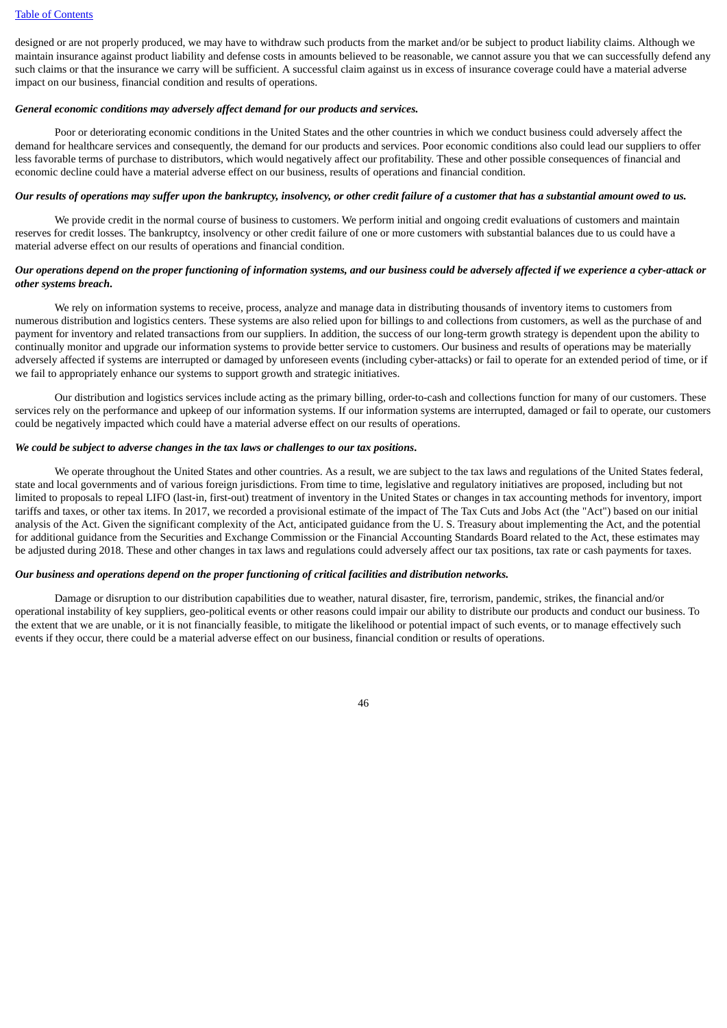designed or are not properly produced, we may have to withdraw such products from the market and/or be subject to product liability claims. Although we maintain insurance against product liability and defense costs in amounts believed to be reasonable, we cannot assure you that we can successfully defend any such claims or that the insurance we carry will be sufficient. A successful claim against us in excess of insurance coverage could have a material adverse impact on our business, financial condition and results of operations.

***General economic conditions may adversely affect demand for our products and services.***

Poor or deteriorating economic conditions in the United States and the other countries in which we conduct business could adversely affect the demand for healthcare services and consequently, the demand for our products and services. Poor economic conditions also could lead our suppliers to offer less favorable terms of purchase to distributors, which would negatively affect our profitability. These and other possible consequences of financial and economic decline could have a material adverse effect on our business, results of operations and financial condition.

***Our results of operations may suffer upon the bankruptcy, insolvency, or other credit failure of a customer that has a substantial amount owed to us.***

We provide credit in the normal course of business to customers. We perform initial and ongoing credit evaluations of customers and maintain reserves for credit losses. The bankruptcy, insolvency or other credit failure of one or more customers with substantial balances due to us could have a material adverse effect on our results of operations and financial condition.

***Our operations depend on the proper functioning of information systems, and our business could be adversely affected if we experience a cyber-attack or other systems breach.***

We rely on information systems to receive, process, analyze and manage data in distributing thousands of inventory items to customers from numerous distribution and logistics centers. These systems are also relied upon for billings to and collections from customers, as well as the purchase of and payment for inventory and related transactions from our suppliers. In addition, the success of our long-term growth strategy is dependent upon the ability to continually monitor and upgrade our information systems to provide better service to customers. Our business and results of operations may be materially adversely affected if systems are interrupted or damaged by unforeseen events (including cyber-attacks) or fail to operate for an extended period of time, or if we fail to appropriately enhance our systems to support growth and strategic initiatives.

Our distribution and logistics services include acting as the primary billing, order-to-cash and collections function for many of our customers. These services rely on the performance and upkeep of our information systems. If our information systems are interrupted, damaged or fail to operate, our customers could be negatively impacted which could have a material adverse effect on our results of operations.

***We could be subject to adverse changes in the tax laws or challenges to our tax positions.***

We operate throughout the United States and other countries. As a result, we are subject to the tax laws and regulations of the United States federal, state and local governments and of various foreign jurisdictions. From time to time, legislative and regulatory initiatives are proposed, including but not limited to proposals to repeal LIFO (last-in, first-out) treatment of inventory in the United States or changes in tax accounting methods for inventory, import tariffs and taxes, or other tax items. In 2017, we recorded a provisional estimate of the impact of The Tax Cuts and Jobs Act (the "Act") based on our initial analysis of the Act. Given the significant complexity of the Act, anticipated guidance from the U. S. Treasury about implementing the Act, and the potential for additional guidance from the Securities and Exchange Commission or the Financial Accounting Standards Board related to the Act, these estimates may be adjusted during 2018. These and other changes in tax laws and regulations could adversely affect our tax positions, tax rate or cash payments for taxes.

***Our business and operations depend on the proper functioning of critical facilities and distribution networks.***

Damage or disruption to our distribution capabilities due to weather, natural disaster, fire, terrorism, pandemic, strikes, the financial and/or operational instability of key suppliers, geo-political events or other reasons could impair our ability to distribute our products and conduct our business. To the extent that we are unable, or it is not financially feasible, to mitigate the likelihood or potential impact of such events, or to manage effectively such events if they occur, there could be a material adverse effect on our business, financial condition or results of operations.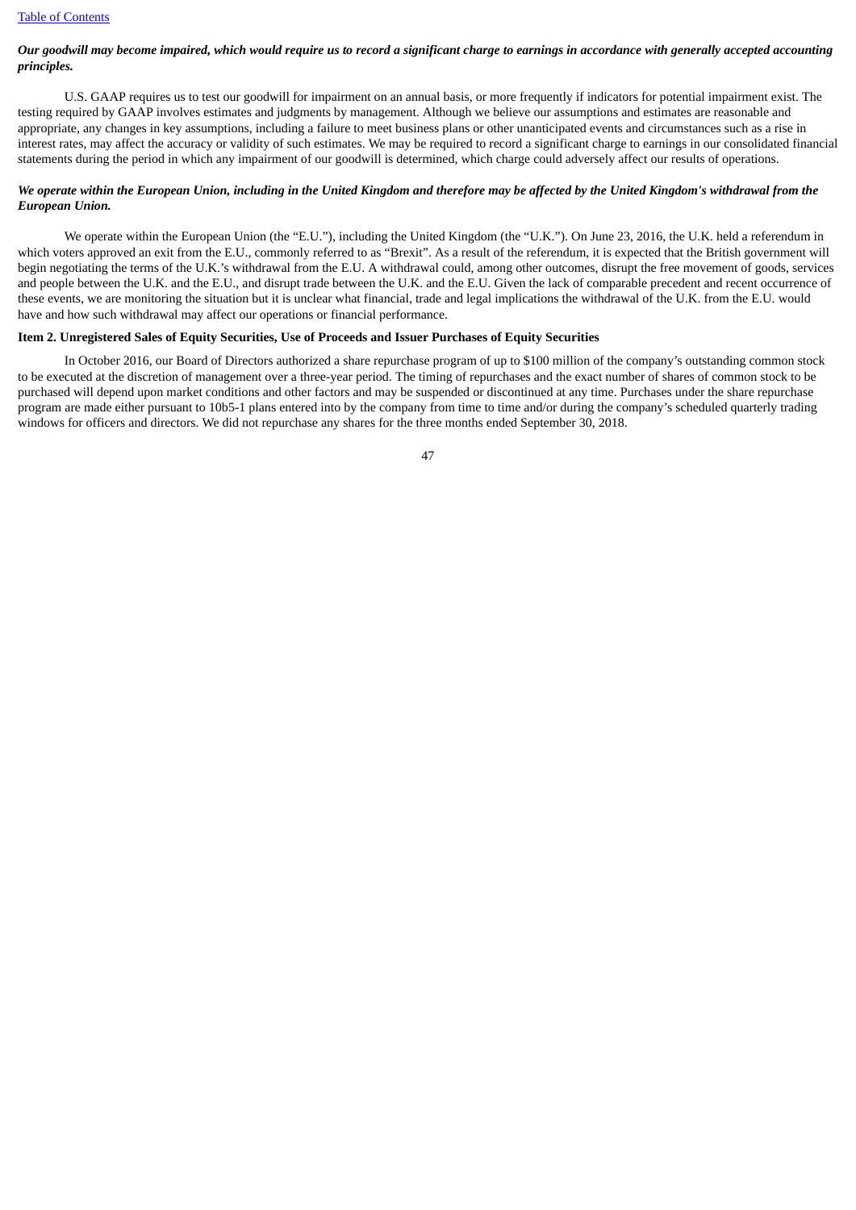*Our goodwill may become impaired, which would require us to record a significant charge to earnings in accordance with generally accepted accounting principles.*

U.S. GAAP requires us to test our goodwill for impairment on an annual basis, or more frequently if indicators for potential impairment exist. The testing required by GAAP involves estimates and judgments by management. Although we believe our assumptions and estimates are reasonable and appropriate, any changes in key assumptions, including a failure to meet business plans or other unanticipated events and circumstances such as a rise in interest rates, may affect the accuracy or validity of such estimates. We may be required to record a significant charge to earnings in our consolidated financial statements during the period in which any impairment of our goodwill is determined, which charge could adversely affect our results of operations.

*We operate within the European Union, including in the United Kingdom and therefore may be affected by the United Kingdom's withdrawal from the European Union.*

We operate within the European Union (the "E.U."), including the United Kingdom (the "U.K."). On June 23, 2016, the U.K. held a referendum in which voters approved an exit from the E.U., commonly referred to as "Brexit". As a result of the referendum, it is expected that the British government will begin negotiating the terms of the U.K.'s withdrawal from the E.U. A withdrawal could, among other outcomes, disrupt the free movement of goods, services and people between the U.K. and the E.U., and disrupt trade between the U.K. and the E.U. Given the lack of comparable precedent and recent occurrence of these events, we are monitoring the situation but it is unclear what financial, trade and legal implications the withdrawal of the U.K. from the E.U. would have and how such withdrawal may affect our operations or financial performance.

**Item 2. Unregistered Sales of Equity Securities, Use of Proceeds and Issuer Purchases of Equity Securities**

In October 2016, our Board of Directors authorized a share repurchase program of up to $100 million of the company's outstanding common stock to be executed at the discretion of management over a three-year period. The timing of repurchases and the exact number of shares of common stock to be purchased will depend upon market conditions and other factors and may be suspended or discontinued at any time. Purchases under the share repurchase program are made either pursuant to 10b5-1 plans entered into by the company from time to time and/or during the company's scheduled quarterly trading windows for officers and directors. We did not repurchase any shares for the three months ended September 30, 2018.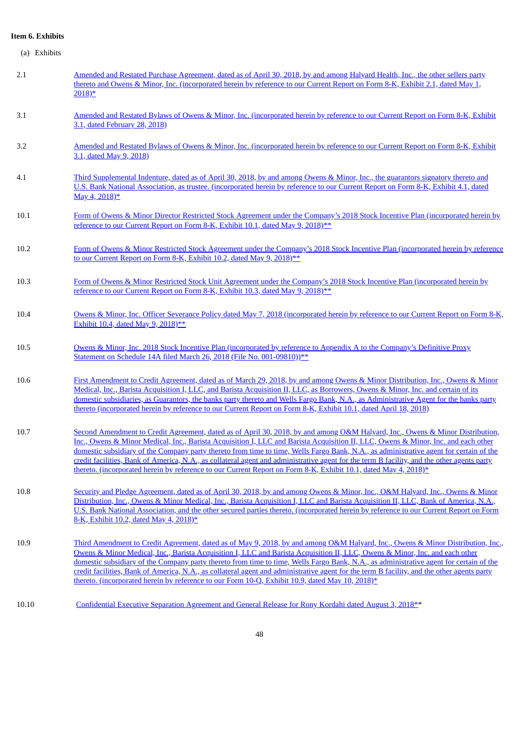**Item 6. Exhibits**

(a) Exhibits

| | |
|---|---|
| 2.1 | Amended and Restated Purchase Agreement, dated as of April 30, 2018, by and among Halyard Health, Inc., the other sellers party thereto and Owens & Minor, Inc. (incorporated herein by reference to our Current Report on Form 8-K, Exhibit 2.1, dated May 1, 2018)* |
| 3.1 | Amended and Restated Bylaws of Owens & Minor, Inc. (incorporated herein by reference to our Current Report on Form 8-K, Exhibit 3.1, dated February 28, 2018) |
| 3.2 | Amended and Restated Bylaws of Owens & Minor, Inc. (incorporated herein by reference to our Current Report on Form 8-K, Exhibit 3.1, dated May 9, 2018) |
| 4.1 | Third Supplemental Indenture, dated as of April 30, 2018, by and among Owens & Minor, Inc., the guarantors signatory thereto and U.S. Bank National Association, as trustee. (incorporated herein by reference to our Current Report on Form 8-K, Exhibit 4.1, dated May 4, 2018)* |
| 10.1 | Form of Owens & Minor Director Restricted Stock Agreement under the Company's 2018 Stock Incentive Plan (incorporated herein by reference to our Current Report on Form 8-K, Exhibit 10.1, dated May 9, 2018)** |
| 10.2 | Form of Owens & Minor Restricted Stock Agreement under the Company's 2018 Stock Incentive Plan (incorporated herein by reference to our Current Report on Form 8-K, Exhibit 10.2, dated May 9, 2018)** |
| 10.3 | Form of Owens & Minor Restricted Stock Unit Agreement under the Company's 2018 Stock Incentive Plan (incorporated herein by reference to our Current Report on Form 8-K, Exhibit 10.3, dated May 9, 2018)** |
| 10.4 | Owens & Minor, Inc. Officer Severance Policy dated May 7, 2018 (incorporated herein by reference to our Current Report on Form 8-K, Exhibit 10.4, dated May 9, 2018)** |
| 10.5 | Owens & Minor, Inc. 2018 Stock Incentive Plan (incorporated by reference to Appendix A to the Company's Definitive Proxy Statement on Schedule 14A filed March 26, 2018 (File No. 001-09810))** |
| 10.6 | First Amendment to Credit Agreement, dated as of March 29, 2018, by and among Owens & Minor Distribution, Inc., Owens & Minor Medical, Inc., Barista Acquisition I, LLC, and Barista Acquisition II, LLC, as Borrowers, Owens & Minor, Inc. and certain of its domestic subsidiaries, as Guarantors, the banks party thereto and Wells Fargo Bank, N.A., as Administrative Agent for the banks party thereto (incorporated herein by reference to our Current Report on Form 8-K, Exhibit 10.1, dated April 18, 2018) |
| 10.7 | Second Amendment to Credit Agreement, dated as of April 30, 2018, by and among O&M Halyard, Inc., Owens & Minor Distribution, Inc., Owens & Minor Medical, Inc., Barista Acquisition I, LLC and Barista Acquisition II, LLC, Owens & Minor, Inc. and each other domestic subsidiary of the Company party thereto from time to time, Wells Fargo Bank, N.A., as administrative agent for certain of the credit facilities, Bank of America, N.A., as collateral agent and administrative agent for the term B facility, and the other agents party thereto. (incorporated herein by reference to our Current Report on Form 8-K, Exhibit 10.1, dated May 4, 2018)* |
| 10.8 | Security and Pledge Agreement, dated as of April 30, 2018, by and among Owens & Minor, Inc., O&M Halyard, Inc., Owens & Minor Distribution, Inc., Owens & Minor Medical, Inc., Barista Acquisition I, LLC and Barista Acquisition II, LLC, Bank of America, N.A., U.S. Bank National Association, and the other secured parties thereto. (incorporated herein by reference to our Current Report on Form 8-K, Exhibit 10.2, dated May 4, 2018)* |
| 10.9 | Third Amendment to Credit Agreement, dated as of May 9, 2018, by and among O&M Halyard, Inc., Owens & Minor Distribution, Inc., Owens & Minor Medical, Inc., Barista Acquisition I, LLC and Barista Acquisition II, LLC, Owens & Minor, Inc. and each other domestic subsidiary of the Company party thereto from time to time, Wells Fargo Bank, N.A., as administrative agent for certain of the credit facilities, Bank of America, N.A., as collateral agent and administrative agent for the term B facility, and the other agents party thereto. (incorporated herein by reference to our Form 10-Q, Exhibit 10.9, dated May 10, 2018)* |
| 10.10 | Confidential Executive Separation Agreement and General Release for Rony Kordahi dated August 3, 2018** |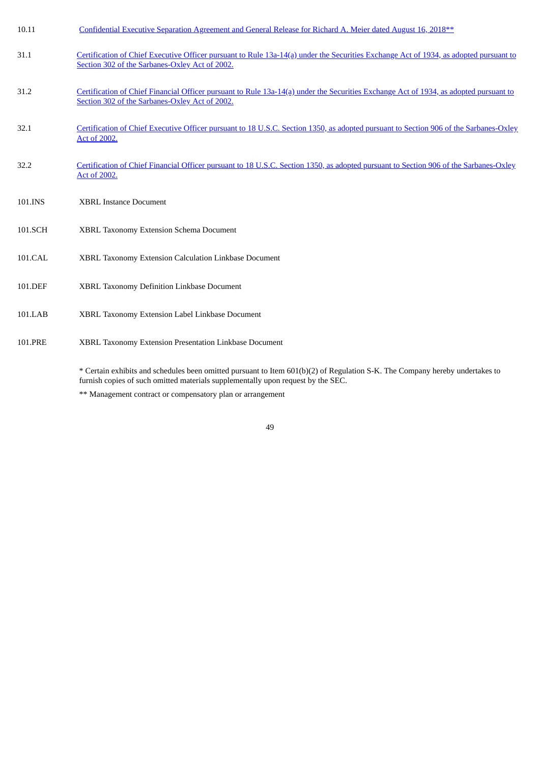| | |
|---|---|
| 10.11 | Confidential Executive Separation Agreement and General Release for Richard A. Meier dated August 16, 2018** |
| 31.1 | Certification of Chief Executive Officer pursuant to Rule 13a-14(a) under the Securities Exchange Act of 1934, as adopted pursuant to Section 302 of the Sarbanes-Oxley Act of 2002. |
| 31.2 | Certification of Chief Financial Officer pursuant to Rule 13a-14(a) under the Securities Exchange Act of 1934, as adopted pursuant to Section 302 of the Sarbanes-Oxley Act of 2002. |
| 32.1 | Certification of Chief Executive Officer pursuant to 18 U.S.C. Section 1350, as adopted pursuant to Section 906 of the Sarbanes-Oxley Act of 2002. |
| 32.2 | Certification of Chief Financial Officer pursuant to 18 U.S.C. Section 1350, as adopted pursuant to Section 906 of the Sarbanes-Oxley Act of 2002. |
| 101.INS | XBRL Instance Document |
| 101.SCH | XBRL Taxonomy Extension Schema Document |
| 101.CAL | XBRL Taxonomy Extension Calculation Linkbase Document |
| 101.DEF | XBRL Taxonomy Definition Linkbase Document |
| 101.LAB | XBRL Taxonomy Extension Label Linkbase Document |
| 101.PRE | XBRL Taxonomy Extension Presentation Linkbase Document |

* Certain exhibits and schedules been omitted pursuant to Item 601(b)(2) of Regulation S-K. The Company hereby undertakes to furnish copies of such omitted materials supplementally upon request by the SEC.

** Management contract or compensatory plan or arrangement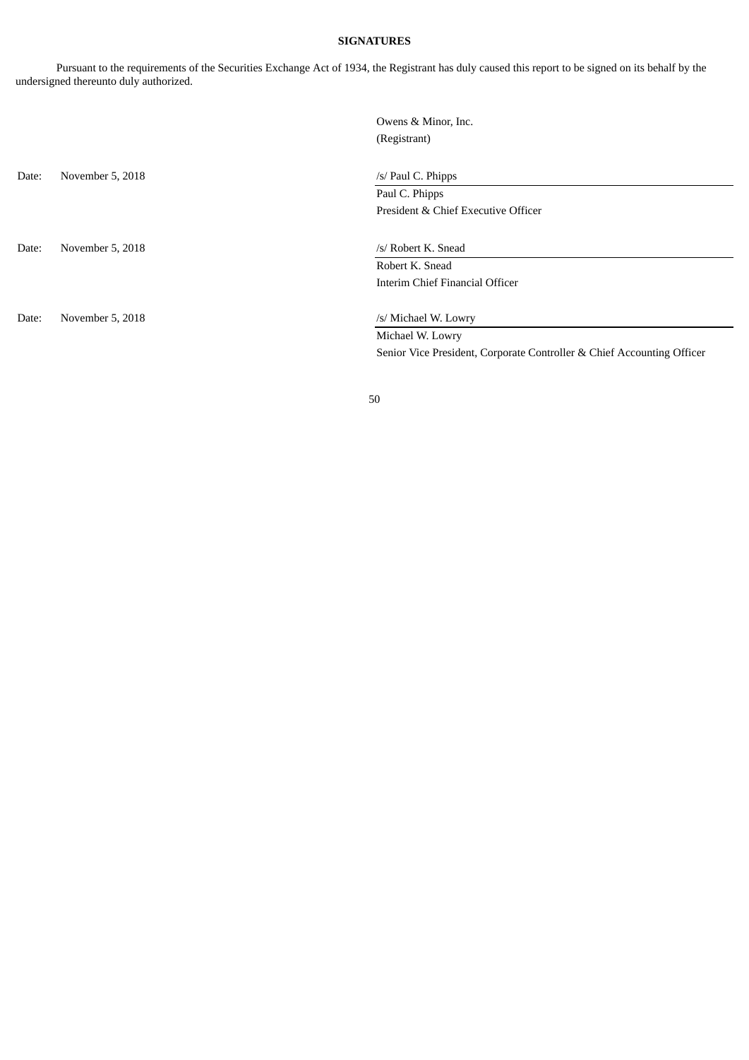**SIGNATURES**

Pursuant to the requirements of the Securities Exchange Act of 1934, the Registrant has duly caused this report to be signed on its behalf by the undersigned thereunto duly authorized.

Owens & Minor, Inc.
(Registrant)

Date: November 5, 2018

/s/ Paul C. Phipps
Paul C. Phipps
President & Chief Executive Officer

Date: November 5, 2018

/s/ Robert K. Snead
Robert K. Snead
Interim Chief Financial Officer

Date: November 5, 2018

/s/ Michael W. Lowry
Michael W. Lowry
Senior Vice President, Corporate Controller & Chief Accounting Officer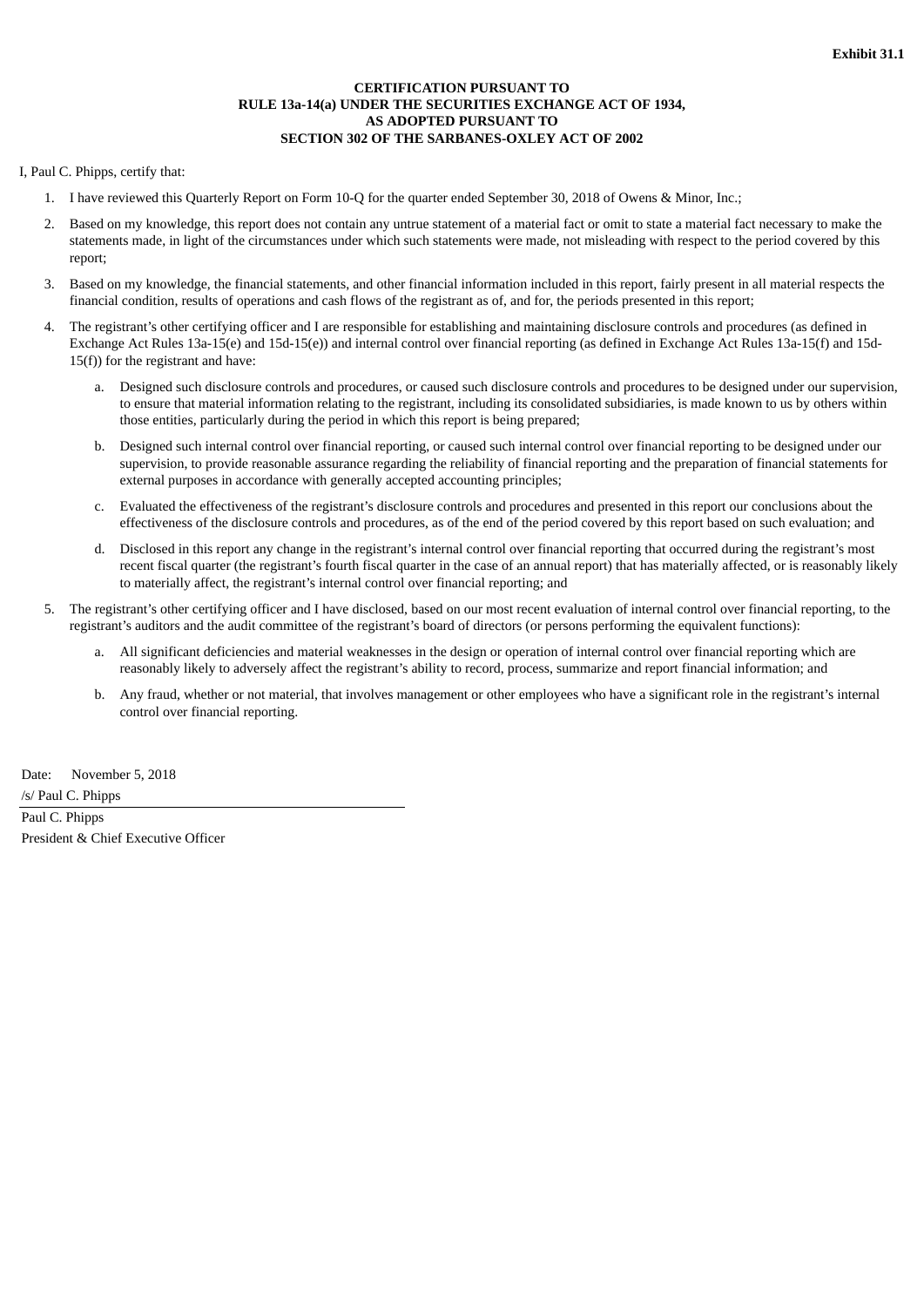**Exhibit 31.1**

**CERTIFICATION PURSUANT TO RULE 13a-14(a) UNDER THE SECURITIES EXCHANGE ACT OF 1934, AS ADOPTED PURSUANT TO SECTION 302 OF THE SARBANES-OXLEY ACT OF 2002**

I, Paul C. Phipps, certify that:

1. I have reviewed this Quarterly Report on Form 10-Q for the quarter ended September 30, 2018 of Owens & Minor, Inc.;
2. Based on my knowledge, this report does not contain any untrue statement of a material fact or omit to state a material fact necessary to make the statements made, in light of the circumstances under which such statements were made, not misleading with respect to the period covered by this report;
3. Based on my knowledge, the financial statements, and other financial information included in this report, fairly present in all material respects the financial condition, results of operations and cash flows of the registrant as of, and for, the periods presented in this report;
4. The registrant's other certifying officer and I are responsible for establishing and maintaining disclosure controls and procedures (as defined in Exchange Act Rules 13a-15(e) and 15d-15(e)) and internal control over financial reporting (as defined in Exchange Act Rules 13a-15(f) and 15d-15(f)) for the registrant and have:
   a. Designed such disclosure controls and procedures, or caused such disclosure controls and procedures to be designed under our supervision, to ensure that material information relating to the registrant, including its consolidated subsidiaries, is made known to us by others within those entities, particularly during the period in which this report is being prepared;
   b. Designed such internal control over financial reporting, or caused such internal control over financial reporting to be designed under our supervision, to provide reasonable assurance regarding the reliability of financial reporting and the preparation of financial statements for external purposes in accordance with generally accepted accounting principles;
   c. Evaluated the effectiveness of the registrant's disclosure controls and procedures and presented in this report our conclusions about the effectiveness of the disclosure controls and procedures, as of the end of the period covered by this report based on such evaluation; and
   d. Disclosed in this report any change in the registrant's internal control over financial reporting that occurred during the registrant's most recent fiscal quarter (the registrant's fourth fiscal quarter in the case of an annual report) that has materially affected, or is reasonably likely to materially affect, the registrant's internal control over financial reporting; and
5. The registrant's other certifying officer and I have disclosed, based on our most recent evaluation of internal control over financial reporting, to the registrant's auditors and the audit committee of the registrant's board of directors (or persons performing the equivalent functions):
   a. All significant deficiencies and material weaknesses in the design or operation of internal control over financial reporting which are reasonably likely to adversely affect the registrant's ability to record, process, summarize and report financial information; and
   b. Any fraud, whether or not material, that involves management or other employees who have a significant role in the registrant's internal control over financial reporting.

Date: November 5, 2018

/s/ Paul C. Phipps

Paul C. Phipps
President & Chief Executive Officer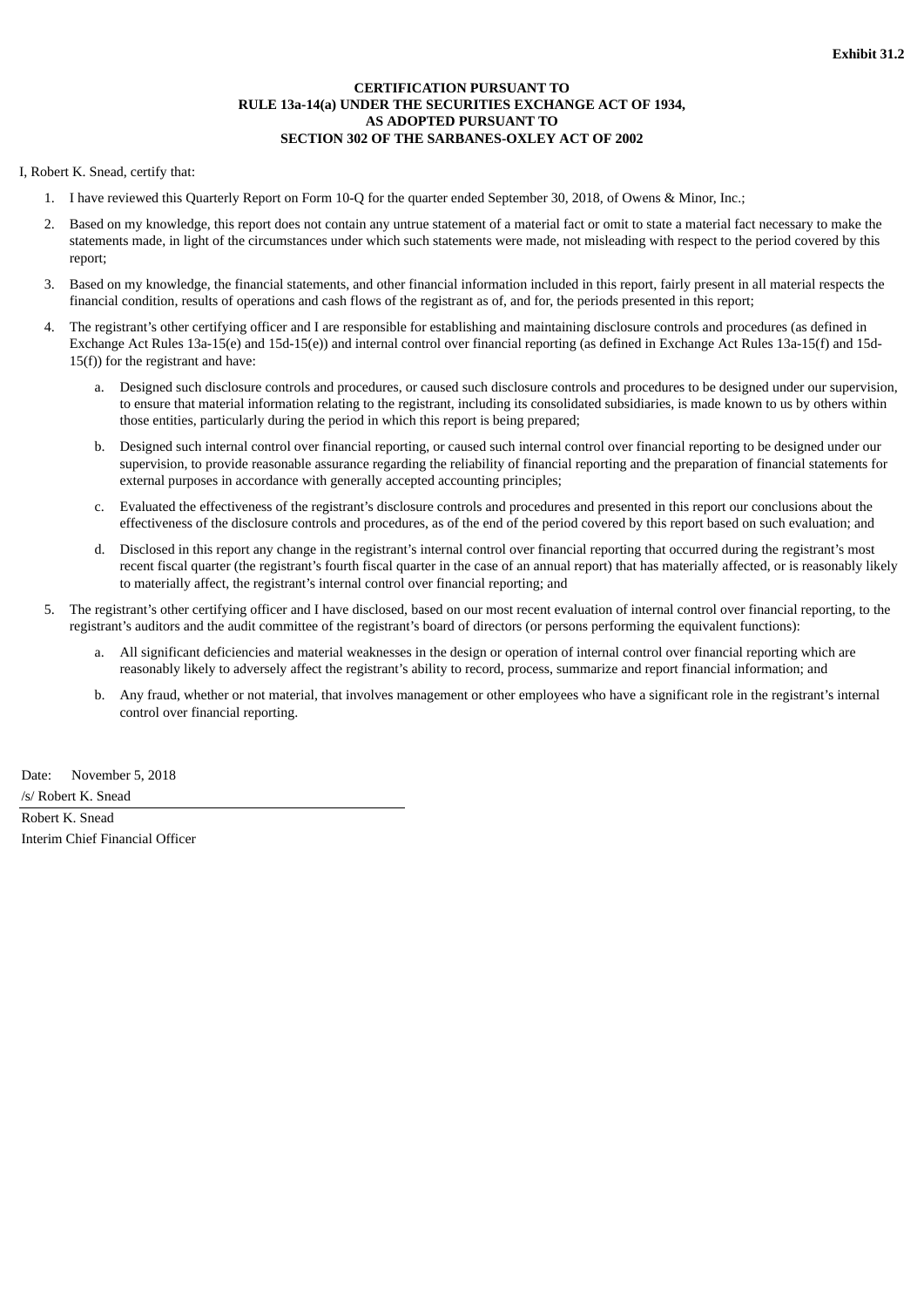**Exhibit 31.2**

**CERTIFICATION PURSUANT TO
RULE 13a-14(a) UNDER THE SECURITIES EXCHANGE ACT OF 1934,
AS ADOPTED PURSUANT TO
SECTION 302 OF THE SARBANES-OXLEY ACT OF 2002**

I, Robert K. Snead, certify that:

1. I have reviewed this Quarterly Report on Form 10-Q for the quarter ended September 30, 2018, of Owens & Minor, Inc.;
2. Based on my knowledge, this report does not contain any untrue statement of a material fact or omit to state a material fact necessary to make the statements made, in light of the circumstances under which such statements were made, not misleading with respect to the period covered by this report;
3. Based on my knowledge, the financial statements, and other financial information included in this report, fairly present in all material respects the financial condition, results of operations and cash flows of the registrant as of, and for, the periods presented in this report;
4. The registrant's other certifying officer and I are responsible for establishing and maintaining disclosure controls and procedures (as defined in Exchange Act Rules 13a-15(e) and 15d-15(e)) and internal control over financial reporting (as defined in Exchange Act Rules 13a-15(f) and 15d-15(f)) for the registrant and have:
   a. Designed such disclosure controls and procedures, or caused such disclosure controls and procedures to be designed under our supervision, to ensure that material information relating to the registrant, including its consolidated subsidiaries, is made known to us by others within those entities, particularly during the period in which this report is being prepared;
   b. Designed such internal control over financial reporting, or caused such internal control over financial reporting to be designed under our supervision, to provide reasonable assurance regarding the reliability of financial reporting and the preparation of financial statements for external purposes in accordance with generally accepted accounting principles;
   c. Evaluated the effectiveness of the registrant's disclosure controls and procedures and presented in this report our conclusions about the effectiveness of the disclosure controls and procedures, as of the end of the period covered by this report based on such evaluation; and
   d. Disclosed in this report any change in the registrant's internal control over financial reporting that occurred during the registrant's most recent fiscal quarter (the registrant's fourth fiscal quarter in the case of an annual report) that has materially affected, or is reasonably likely to materially affect, the registrant's internal control over financial reporting; and
5. The registrant's other certifying officer and I have disclosed, based on our most recent evaluation of internal control over financial reporting, to the registrant's auditors and the audit committee of the registrant's board of directors (or persons performing the equivalent functions):
   a. All significant deficiencies and material weaknesses in the design or operation of internal control over financial reporting which are reasonably likely to adversely affect the registrant's ability to record, process, summarize and report financial information; and
   b. Any fraud, whether or not material, that involves management or other employees who have a significant role in the registrant's internal control over financial reporting.

Date: November 5, 2018

/s/ Robert K. Snead

Robert K. Snead
Interim Chief Financial Officer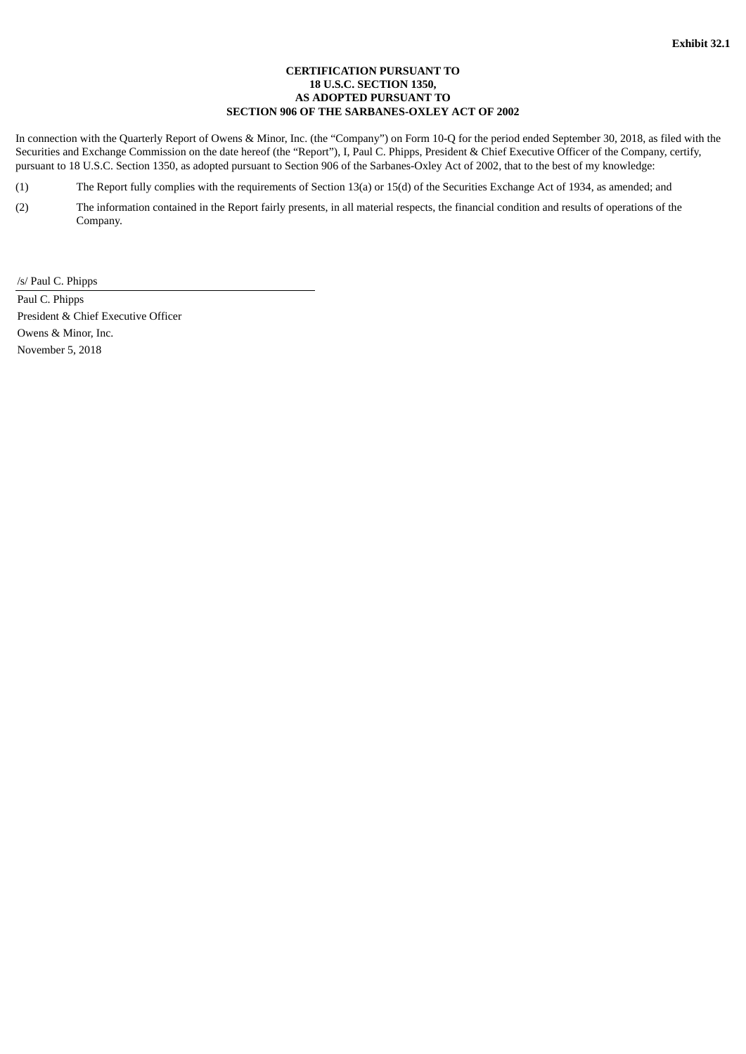**Exhibit 32.1**

**CERTIFICATION PURSUANT TO**
**18 U.S.C. SECTION 1350,**
**AS ADOPTED PURSUANT TO**
**SECTION 906 OF THE SARBANES-OXLEY ACT OF 2002**

In connection with the Quarterly Report of Owens & Minor, Inc. (the "Company") on Form 10-Q for the period ended September 30, 2018, as filed with the Securities and Exchange Commission on the date hereof (the "Report"), I, Paul C. Phipps, President & Chief Executive Officer of the Company, certify, pursuant to 18 U.S.C. Section 1350, as adopted pursuant to Section 906 of the Sarbanes-Oxley Act of 2002, that to the best of my knowledge:

(1) The Report fully complies with the requirements of Section 13(a) or 15(d) of the Securities Exchange Act of 1934, as amended; and

(2) The information contained in the Report fairly presents, in all material respects, the financial condition and results of operations of the Company.

/s/ Paul C. Phipps

Paul C. Phipps
President & Chief Executive Officer
Owens & Minor, Inc.
November 5, 2018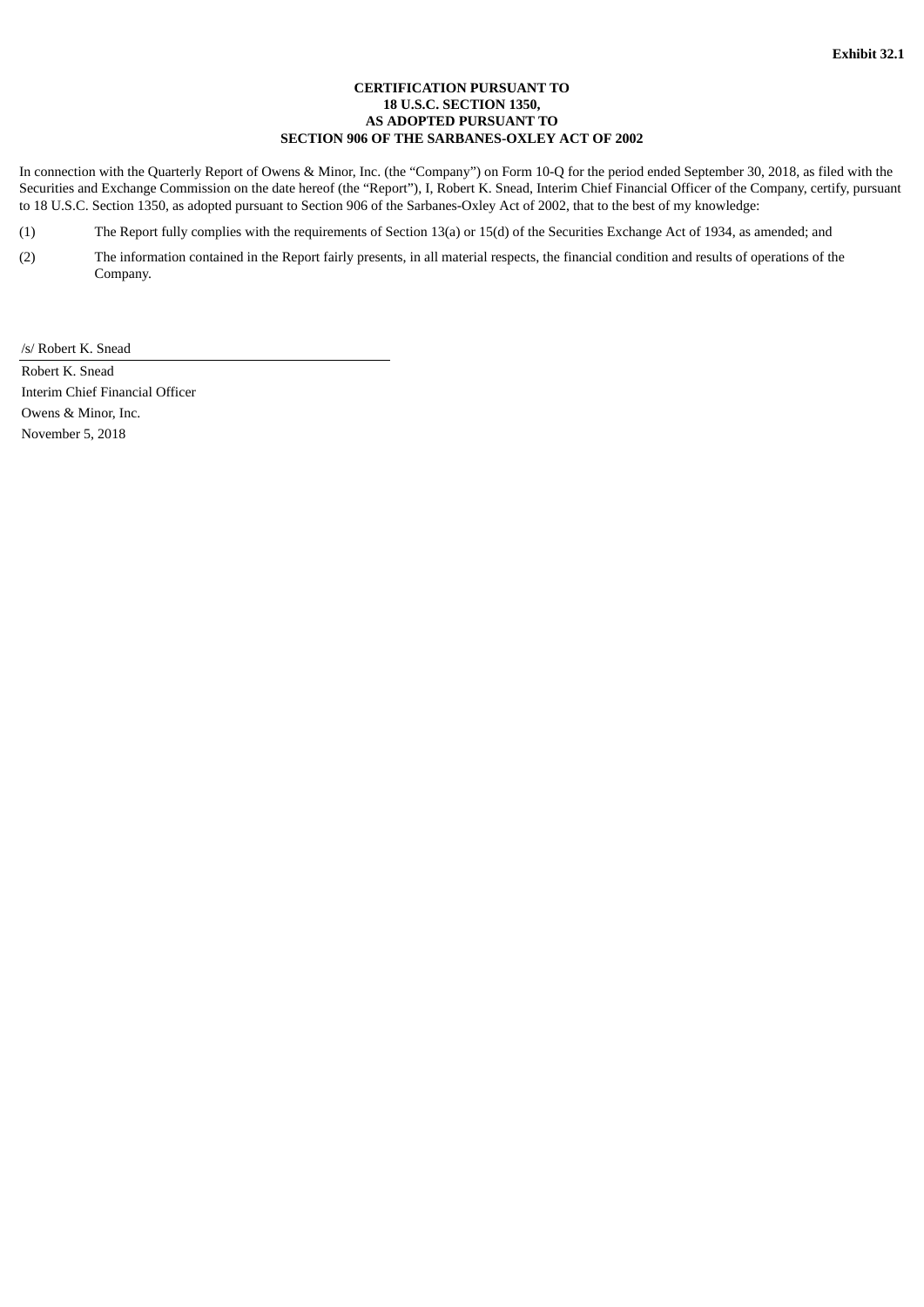**Exhibit 32.1**

**CERTIFICATION PURSUANT TO
18 U.S.C. SECTION 1350,
AS ADOPTED PURSUANT TO
SECTION 906 OF THE SARBANES-OXLEY ACT OF 2002**

In connection with the Quarterly Report of Owens & Minor, Inc. (the "Company") on Form 10-Q for the period ended September 30, 2018, as filed with the Securities and Exchange Commission on the date hereof (the "Report"), I, Robert K. Snead, Interim Chief Financial Officer of the Company, certify, pursuant to 18 U.S.C. Section 1350, as adopted pursuant to Section 906 of the Sarbanes-Oxley Act of 2002, that to the best of my knowledge:

(1) The Report fully complies with the requirements of Section 13(a) or 15(d) of the Securities Exchange Act of 1934, as amended; and

(2) The information contained in the Report fairly presents, in all material respects, the financial condition and results of operations of the Company.

/s/ Robert K. Snead

Robert K. Snead
Interim Chief Financial Officer
Owens & Minor, Inc.
November 5, 2018